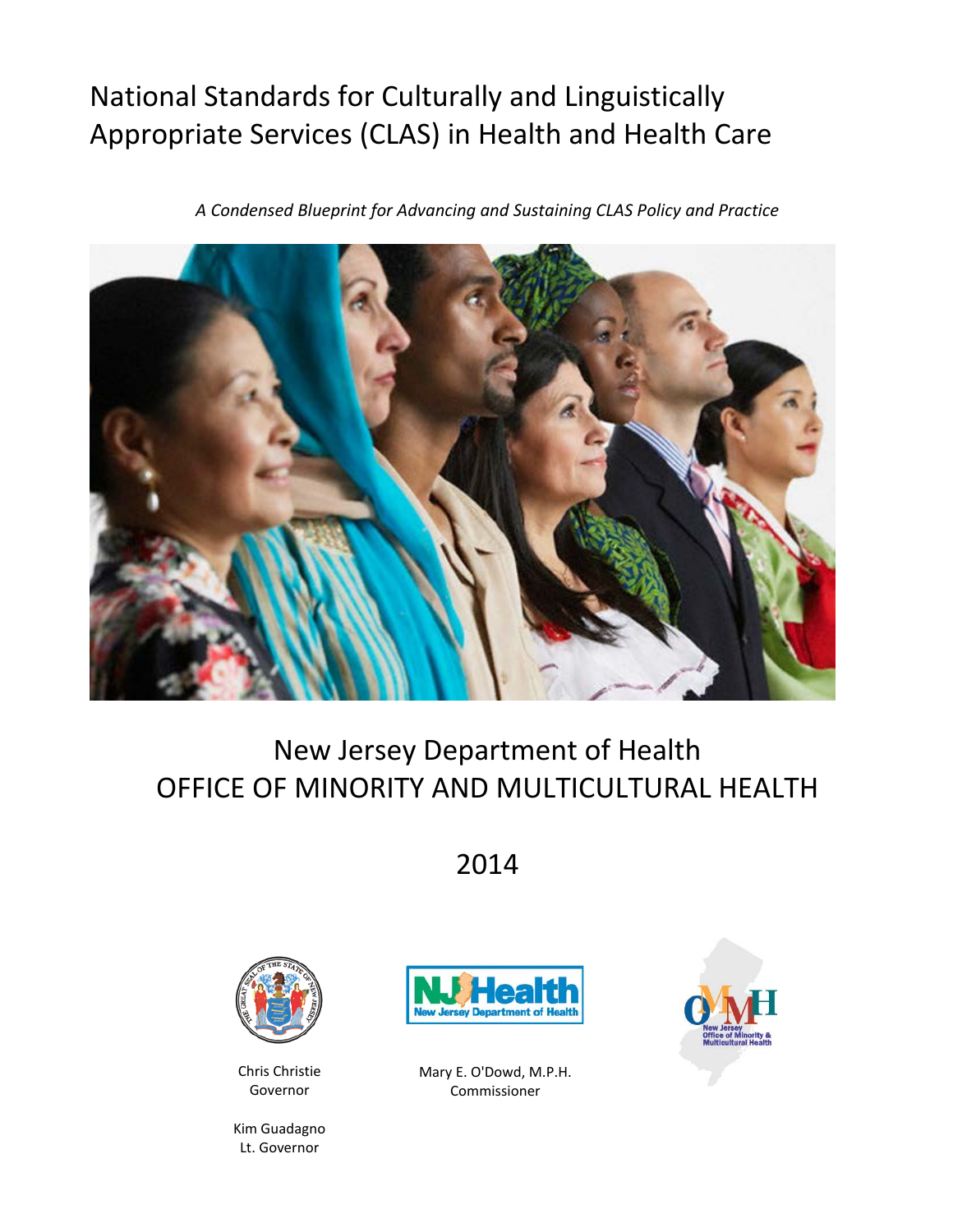# National Standards for Culturally and Linguistically Appropriate Services (CLAS) in Health and Health Care

*A Condensed Blueprint for Advancing and Sustaining CLAS Policy and Practice*

## New Jersey Department of Health
## OFFICE OF MINORITY AND MULTICULTURAL HEALTH

2014

Chris Christie
Governor

Kim Guadagno
Lt. Governor

Mary E. O'Dowd, M.P.H.
Commissioner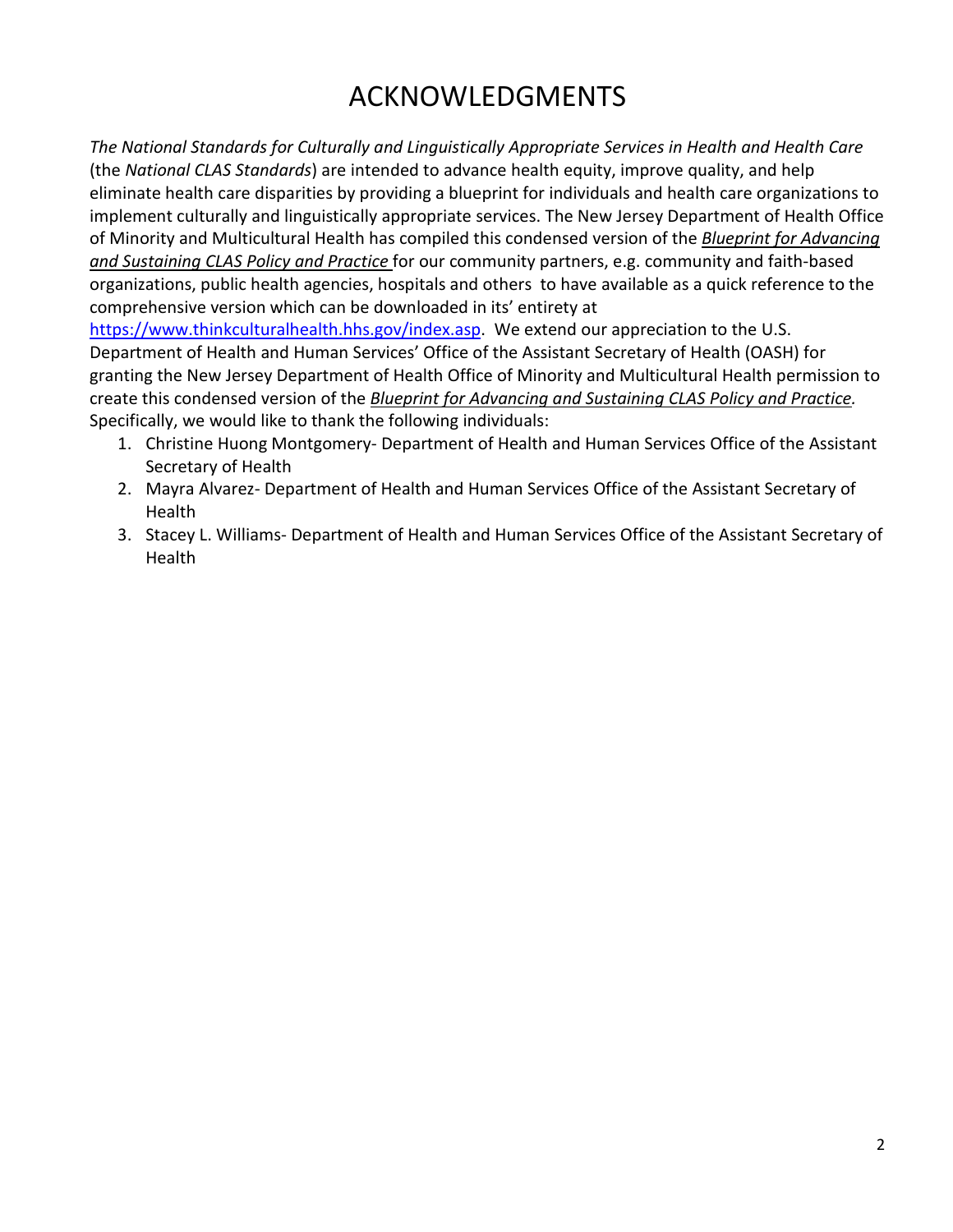# ACKNOWLEDGMENTS

*The National Standards for Culturally and Linguistically Appropriate Services in Health and Health Care* (the *National CLAS Standards*) are intended to advance health equity, improve quality, and help eliminate health care disparities by providing a blueprint for individuals and health care organizations to implement culturally and linguistically appropriate services. The New Jersey Department of Health Office of Minority and Multicultural Health has compiled this condensed version of the ***Blueprint for Advancing and Sustaining CLAS Policy and Practice*** for our community partners, e.g. community and faith-based organizations, public health agencies, hospitals and others to have available as a quick reference to the comprehensive version which can be downloaded in its' entirety at https://www.thinkculturalhealth.hhs.gov/index.asp. We extend our appreciation to the U.S. Department of Health and Human Services' Office of the Assistant Secretary of Health (OASH) for granting the New Jersey Department of Health Office of Minority and Multicultural Health permission to create this condensed version of the *Blueprint for Advancing and Sustaining CLAS Policy and Practice.* Specifically, we would like to thank the following individuals:

1. Christine Huong Montgomery- Department of Health and Human Services Office of the Assistant Secretary of Health
2. Mayra Alvarez- Department of Health and Human Services Office of the Assistant Secretary of Health
3. Stacey L. Williams- Department of Health and Human Services Office of the Assistant Secretary of Health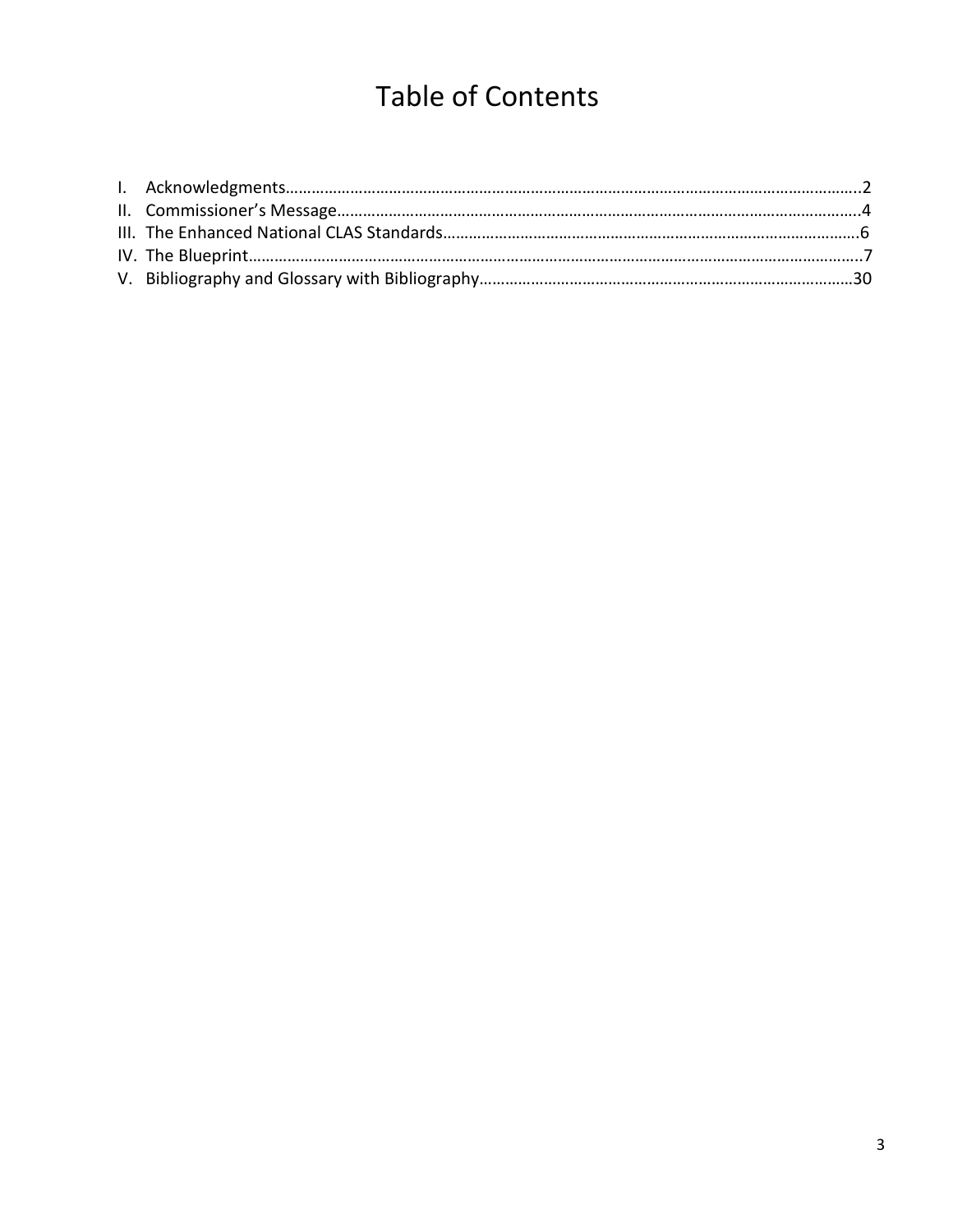# Table of Contents

I. Acknowledgments……………………………………………………………………………………………………………………..2
II. Commissioner's Message………………………………………………………………………………………………………..4
III. The Enhanced National CLAS Standards……………………………………………………………………………….6
IV. The Blueprint……………………………………………………………………………………………………………………..7
V. Bibliography and Glossary with Bibliography……………………………………………………………………………30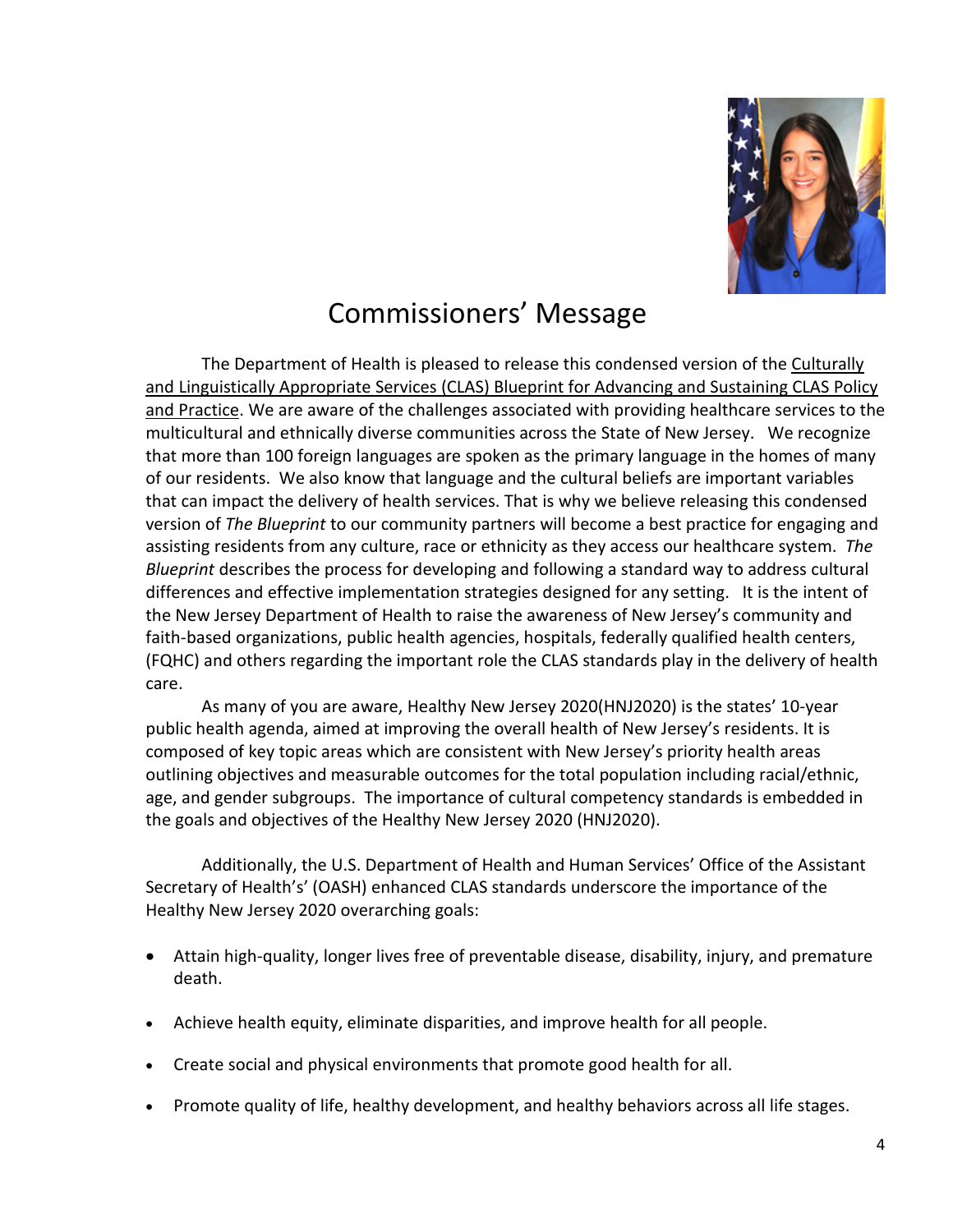# Commissioners' Message

The Department of Health is pleased to release this condensed version of the Culturally and Linguistically Appropriate Services (CLAS) Blueprint for Advancing and Sustaining CLAS Policy and Practice. We are aware of the challenges associated with providing healthcare services to the multicultural and ethnically diverse communities across the State of New Jersey. We recognize that more than 100 foreign languages are spoken as the primary language in the homes of many of our residents. We also know that language and the cultural beliefs are important variables that can impact the delivery of health services. That is why we believe releasing this condensed version of *The Blueprint* to our community partners will become a best practice for engaging and assisting residents from any culture, race or ethnicity as they access our healthcare system. *The Blueprint* describes the process for developing and following a standard way to address cultural differences and effective implementation strategies designed for any setting. It is the intent of the New Jersey Department of Health to raise the awareness of New Jersey's community and faith-based organizations, public health agencies, hospitals, federally qualified health centers, (FQHC) and others regarding the important role the CLAS standards play in the delivery of health care.

As many of you are aware, Healthy New Jersey 2020(HNJ2020) is the states' 10-year public health agenda, aimed at improving the overall health of New Jersey's residents. It is composed of key topic areas which are consistent with New Jersey's priority health areas outlining objectives and measurable outcomes for the total population including racial/ethnic, age, and gender subgroups. The importance of cultural competency standards is embedded in the goals and objectives of the Healthy New Jersey 2020 (HNJ2020).

Additionally, the U.S. Department of Health and Human Services' Office of the Assistant Secretary of Health's' (OASH) enhanced CLAS standards underscore the importance of the Healthy New Jersey 2020 overarching goals:

- Attain high-quality, longer lives free of preventable disease, disability, injury, and premature death.
- Achieve health equity, eliminate disparities, and improve health for all people.
- Create social and physical environments that promote good health for all.
- Promote quality of life, healthy development, and healthy behaviors across all life stages.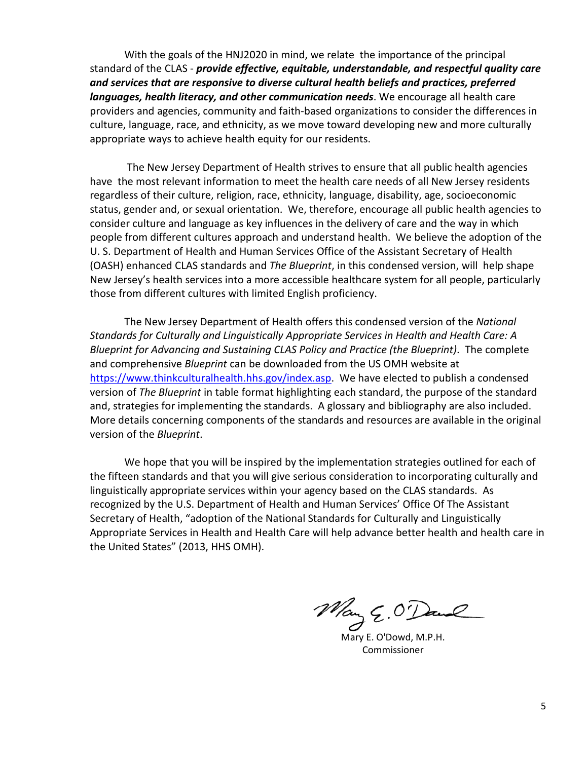With the goals of the HNJ2020 in mind, we relate the importance of the principal standard of the CLAS - ***provide effective, equitable, understandable, and respectful quality care and services that are responsive to diverse cultural health beliefs and practices, preferred languages, health literacy, and other communication needs***. We encourage all health care providers and agencies, community and faith-based organizations to consider the differences in culture, language, race, and ethnicity, as we move toward developing new and more culturally appropriate ways to achieve health equity for our residents.

The New Jersey Department of Health strives to ensure that all public health agencies have the most relevant information to meet the health care needs of all New Jersey residents regardless of their culture, religion, race, ethnicity, language, disability, age, socioeconomic status, gender and, or sexual orientation. We, therefore, encourage all public health agencies to consider culture and language as key influences in the delivery of care and the way in which people from different cultures approach and understand health. We believe the adoption of the U. S. Department of Health and Human Services Office of the Assistant Secretary of Health (OASH) enhanced CLAS standards and *The Blueprint*, in this condensed version, will help shape New Jersey's health services into a more accessible healthcare system for all people, particularly those from different cultures with limited English proficiency.

The New Jersey Department of Health offers this condensed version of the *National Standards for Culturally and Linguistically Appropriate Services in Health and Health Care: A Blueprint for Advancing and Sustaining CLAS Policy and Practice (the Blueprint)*. The complete and comprehensive *Blueprint* can be downloaded from the US OMH website at https://www.thinkculturalhealth.hhs.gov/index.asp. We have elected to publish a condensed version of *The Blueprint* in table format highlighting each standard, the purpose of the standard and, strategies for implementing the standards. A glossary and bibliography are also included. More details concerning components of the standards and resources are available in the original version of the *Blueprint*.

We hope that you will be inspired by the implementation strategies outlined for each of the fifteen standards and that you will give serious consideration to incorporating culturally and linguistically appropriate services within your agency based on the CLAS standards. As recognized by the U.S. Department of Health and Human Services' Office Of The Assistant Secretary of Health, "adoption of the National Standards for Culturally and Linguistically Appropriate Services in Health and Health Care will help advance better health and health care in the United States" (2013, HHS OMH).

Mary E. O'Dowd, M.P.H.
Commissioner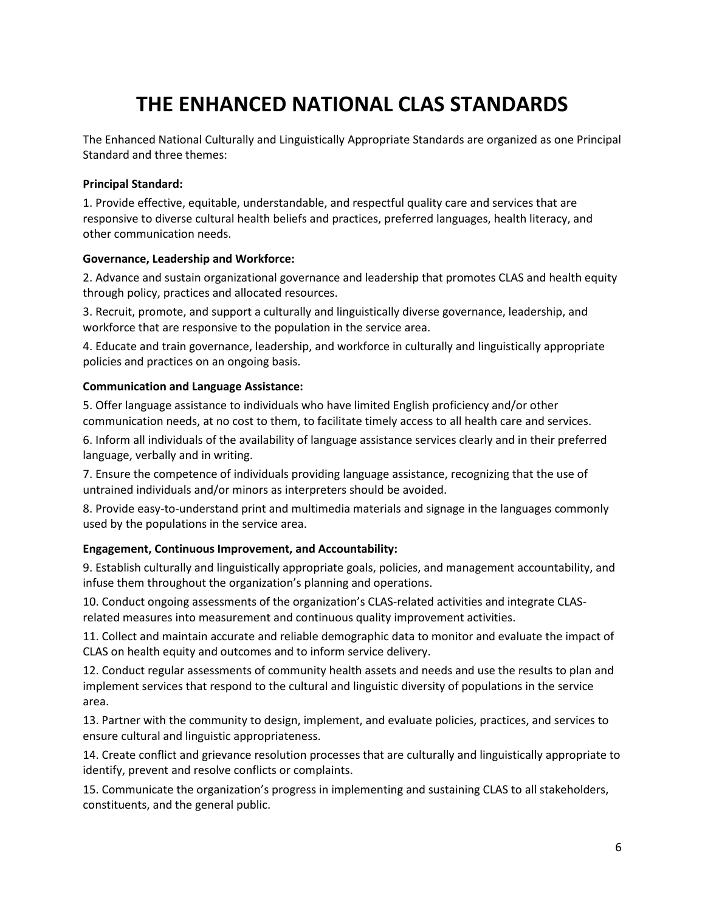# THE ENHANCED NATIONAL CLAS STANDARDS

The Enhanced National Culturally and Linguistically Appropriate Standards are organized as one Principal Standard and three themes:

**Principal Standard:**

1. Provide effective, equitable, understandable, and respectful quality care and services that are responsive to diverse cultural health beliefs and practices, preferred languages, health literacy, and other communication needs.

**Governance, Leadership and Workforce:**

2. Advance and sustain organizational governance and leadership that promotes CLAS and health equity through policy, practices and allocated resources.
3. Recruit, promote, and support a culturally and linguistically diverse governance, leadership, and workforce that are responsive to the population in the service area.
4. Educate and train governance, leadership, and workforce in culturally and linguistically appropriate policies and practices on an ongoing basis.

**Communication and Language Assistance:**

5. Offer language assistance to individuals who have limited English proficiency and/or other communication needs, at no cost to them, to facilitate timely access to all health care and services.
6. Inform all individuals of the availability of language assistance services clearly and in their preferred language, verbally and in writing.
7. Ensure the competence of individuals providing language assistance, recognizing that the use of untrained individuals and/or minors as interpreters should be avoided.
8. Provide easy-to-understand print and multimedia materials and signage in the languages commonly used by the populations in the service area.

**Engagement, Continuous Improvement, and Accountability:**

9. Establish culturally and linguistically appropriate goals, policies, and management accountability, and infuse them throughout the organization's planning and operations.
10. Conduct ongoing assessments of the organization's CLAS-related activities and integrate CLAS-related measures into measurement and continuous quality improvement activities.
11. Collect and maintain accurate and reliable demographic data to monitor and evaluate the impact of CLAS on health equity and outcomes and to inform service delivery.
12. Conduct regular assessments of community health assets and needs and use the results to plan and implement services that respond to the cultural and linguistic diversity of populations in the service area.
13. Partner with the community to design, implement, and evaluate policies, practices, and services to ensure cultural and linguistic appropriateness.
14. Create conflict and grievance resolution processes that are culturally and linguistically appropriate to identify, prevent and resolve conflicts or complaints.
15. Communicate the organization's progress in implementing and sustaining CLAS to all stakeholders, constituents, and the general public.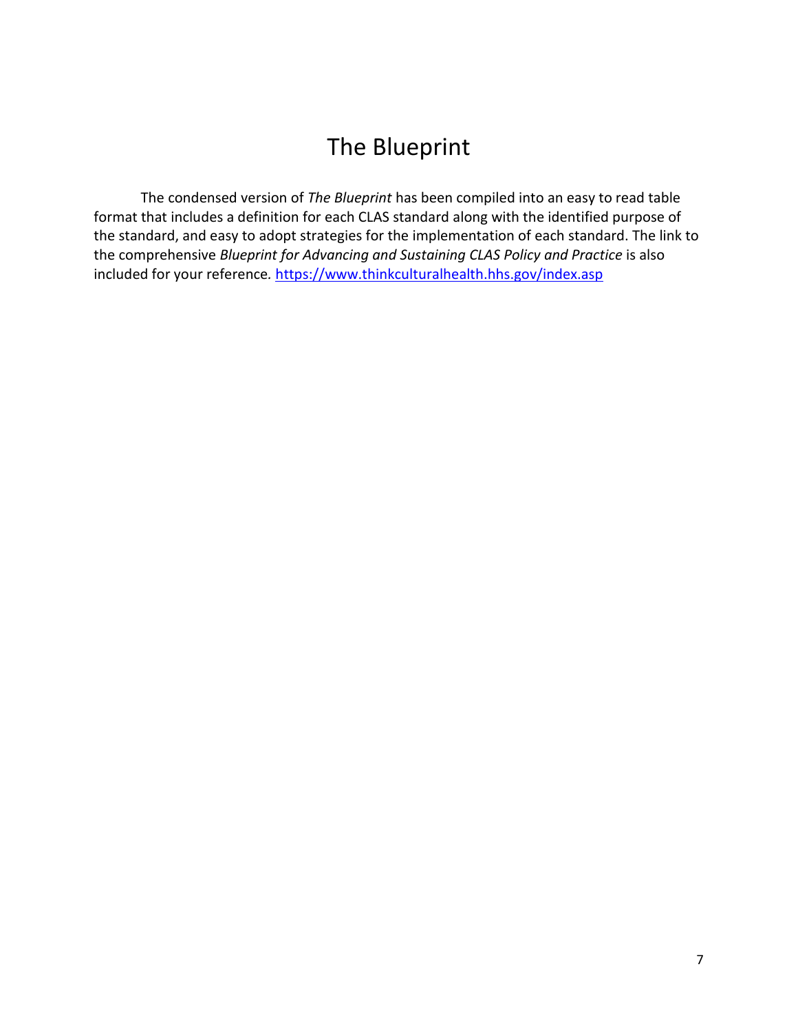# The Blueprint

The condensed version of *The Blueprint* has been compiled into an easy to read table format that includes a definition for each CLAS standard along with the identified purpose of the standard, and easy to adopt strategies for the implementation of each standard. The link to the comprehensive *Blueprint for Advancing and Sustaining CLAS Policy and Practice* is also included for your reference. [https://www.thinkculturalhealth.hhs.gov/index.asp](https://www.thinkculturalhealth.hhs.gov/index.asp)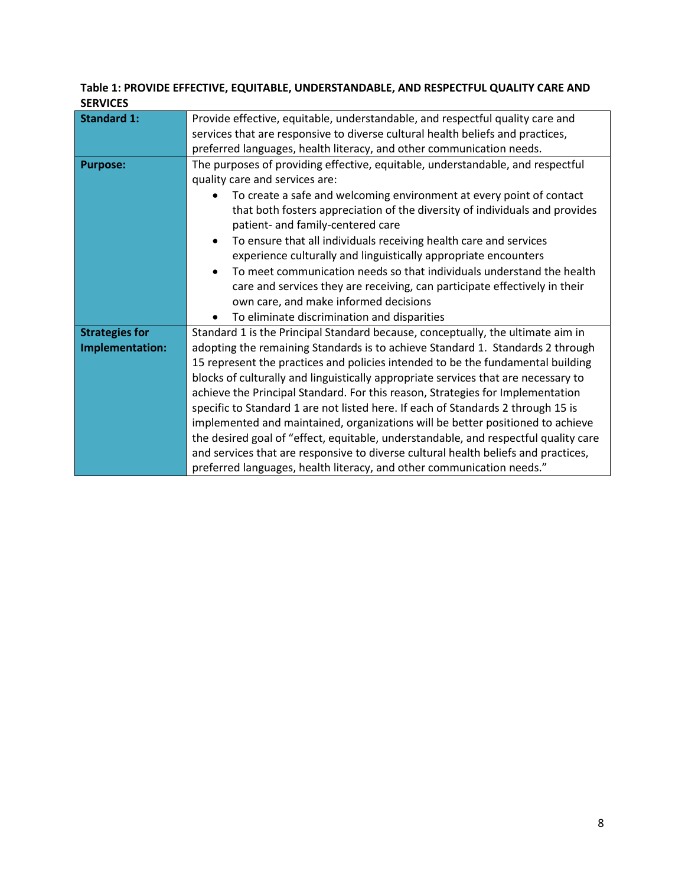**Table 1: PROVIDE EFFECTIVE, EQUITABLE, UNDERSTANDABLE, AND RESPECTFUL QUALITY CARE AND SERVICES**

| **Standard 1:** | Provide effective, equitable, understandable, and respectful quality care and services that are responsive to diverse cultural health beliefs and practices, preferred languages, health literacy, and other communication needs. |
|---|---|
| **Purpose:** | The purposes of providing effective, equitable, understandable, and respectful quality care and services are:<br>• To create a safe and welcoming environment at every point of contact that both fosters appreciation of the diversity of individuals and provides patient- and family-centered care<br>• To ensure that all individuals receiving health care and services experience culturally and linguistically appropriate encounters<br>• To meet communication needs so that individuals understand the health care and services they are receiving, can participate effectively in their own care, and make informed decisions<br>• To eliminate discrimination and disparities |
| **Strategies for Implementation:** | Standard 1 is the Principal Standard because, conceptually, the ultimate aim in adopting the remaining Standards is to achieve Standard 1. Standards 2 through 15 represent the practices and policies intended to be the fundamental building blocks of culturally and linguistically appropriate services that are necessary to achieve the Principal Standard. For this reason, Strategies for Implementation specific to Standard 1 are not listed here. If each of Standards 2 through 15 is implemented and maintained, organizations will be better positioned to achieve the desired goal of "effect, equitable, understandable, and respectful quality care and services that are responsive to diverse cultural health beliefs and practices, preferred languages, health literacy, and other communication needs." |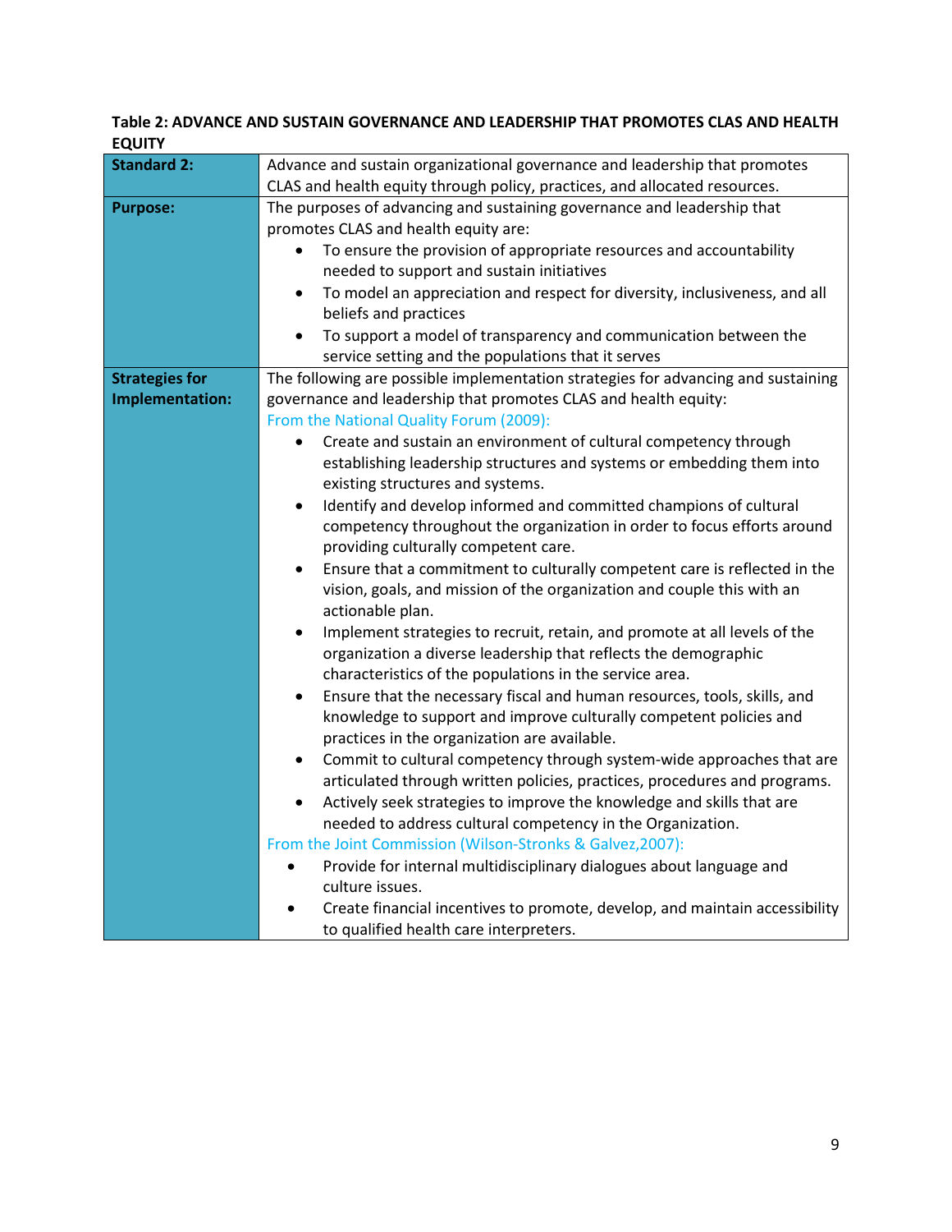**Table 2: ADVANCE AND SUSTAIN GOVERNANCE AND LEADERSHIP THAT PROMOTES CLAS AND HEALTH EQUITY**

| **Standard 2:** | Advance and sustain organizational governance and leadership that promotes CLAS and health equity through policy, practices, and allocated resources. |
|---|---|
| **Purpose:** | The purposes of advancing and sustaining governance and leadership that promotes CLAS and health equity are:<br>• To ensure the provision of appropriate resources and accountability needed to support and sustain initiatives<br>• To model an appreciation and respect for diversity, inclusiveness, and all beliefs and practices<br>• To support a model of transparency and communication between the service setting and the populations that it serves |
| **Strategies for Implementation:** | The following are possible implementation strategies for advancing and sustaining governance and leadership that promotes CLAS and health equity:<br>From the National Quality Forum (2009):<br>• Create and sustain an environment of cultural competency through establishing leadership structures and systems or embedding them into existing structures and systems.<br>• Identify and develop informed and committed champions of cultural competency throughout the organization in order to focus efforts around providing culturally competent care.<br>• Ensure that a commitment to culturally competent care is reflected in the vision, goals, and mission of the organization and couple this with an actionable plan.<br>• Implement strategies to recruit, retain, and promote at all levels of the organization a diverse leadership that reflects the demographic characteristics of the populations in the service area.<br>• Ensure that the necessary fiscal and human resources, tools, skills, and knowledge to support and improve culturally competent policies and practices in the organization are available.<br>• Commit to cultural competency through system-wide approaches that are articulated through written policies, practices, procedures and programs.<br>• Actively seek strategies to improve the knowledge and skills that are needed to address cultural competency in the Organization.<br>From the Joint Commission (Wilson-Stronks & Galvez,2007):<br>• Provide for internal multidisciplinary dialogues about language and culture issues.<br>• Create financial incentives to promote, develop, and maintain accessibility to qualified health care interpreters. |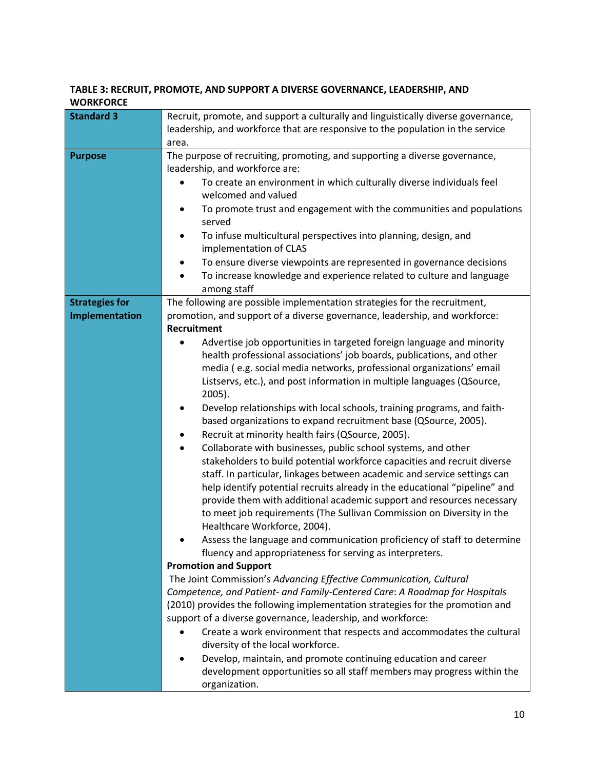**TABLE 3: RECRUIT, PROMOTE, AND SUPPORT A DIVERSE GOVERNANCE, LEADERSHIP, AND WORKFORCE**

| | |
|---|---|
| **Standard 3** | Recruit, promote, and support a culturally and linguistically diverse governance, leadership, and workforce that are responsive to the population in the service area. |
| **Purpose** | The purpose of recruiting, promoting, and supporting a diverse governance, leadership, and workforce are:<br>• To create an environment in which culturally diverse individuals feel welcomed and valued<br>• To promote trust and engagement with the communities and populations served<br>• To infuse multicultural perspectives into planning, design, and implementation of CLAS<br>• To ensure diverse viewpoints are represented in governance decisions<br>• To increase knowledge and experience related to culture and language among staff |
| **Strategies for Implementation** | The following are possible implementation strategies for the recruitment, promotion, and support of a diverse governance, leadership, and workforce:<br>**Recruitment**<br>• Advertise job opportunities in targeted foreign language and minority health professional associations' job boards, publications, and other media ( e.g. social media networks, professional organizations' email Listservs, etc.), and post information in multiple languages (QSource, 2005).<br>• Develop relationships with local schools, training programs, and faith-based organizations to expand recruitment base (QSource, 2005).<br>• Recruit at minority health fairs (QSource, 2005).<br>• Collaborate with businesses, public school systems, and other stakeholders to build potential workforce capacities and recruit diverse staff. In particular, linkages between academic and service settings can help identify potential recruits already in the educational "pipeline" and provide them with additional academic support and resources necessary to meet job requirements (The Sullivan Commission on Diversity in the Healthcare Workforce, 2004).<br>• Assess the language and communication proficiency of staff to determine fluency and appropriateness for serving as interpreters.<br>**Promotion and Support**<br>The Joint Commission's *Advancing Effective Communication, Cultural Competence, and Patient- and Family-Centered Care*: *A Roadmap for Hospitals* (2010) provides the following implementation strategies for the promotion and support of a diverse governance, leadership, and workforce:<br>• Create a work environment that respects and accommodates the cultural diversity of the local workforce.<br>• Develop, maintain, and promote continuing education and career development opportunities so all staff members may progress within the organization. |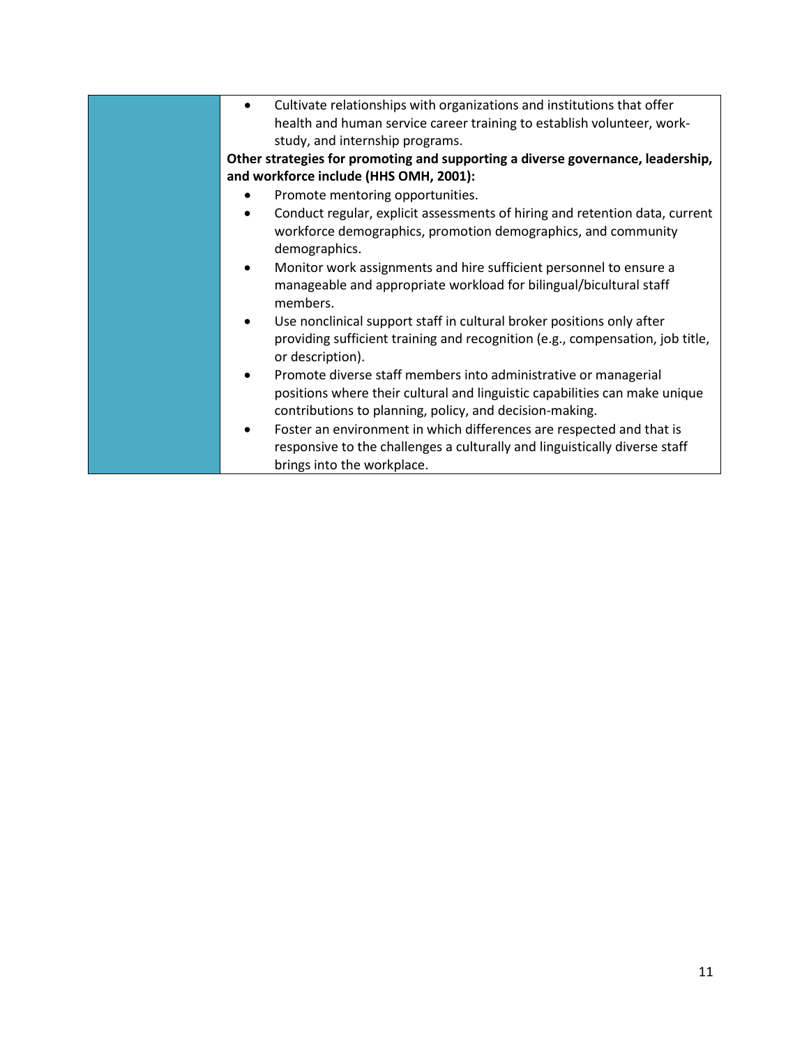- Cultivate relationships with organizations and institutions that offer health and human service career training to establish volunteer, work-study, and internship programs.

**Other strategies for promoting and supporting a diverse governance, leadership, and workforce include (HHS OMH, 2001):**

- Promote mentoring opportunities.
- Conduct regular, explicit assessments of hiring and retention data, current workforce demographics, promotion demographics, and community demographics.
- Monitor work assignments and hire sufficient personnel to ensure a manageable and appropriate workload for bilingual/bicultural staff members.
- Use nonclinical support staff in cultural broker positions only after providing sufficient training and recognition (e.g., compensation, job title, or description).
- Promote diverse staff members into administrative or managerial positions where their cultural and linguistic capabilities can make unique contributions to planning, policy, and decision-making.
- Foster an environment in which differences are respected and that is responsive to the challenges a culturally and linguistically diverse staff brings into the workplace.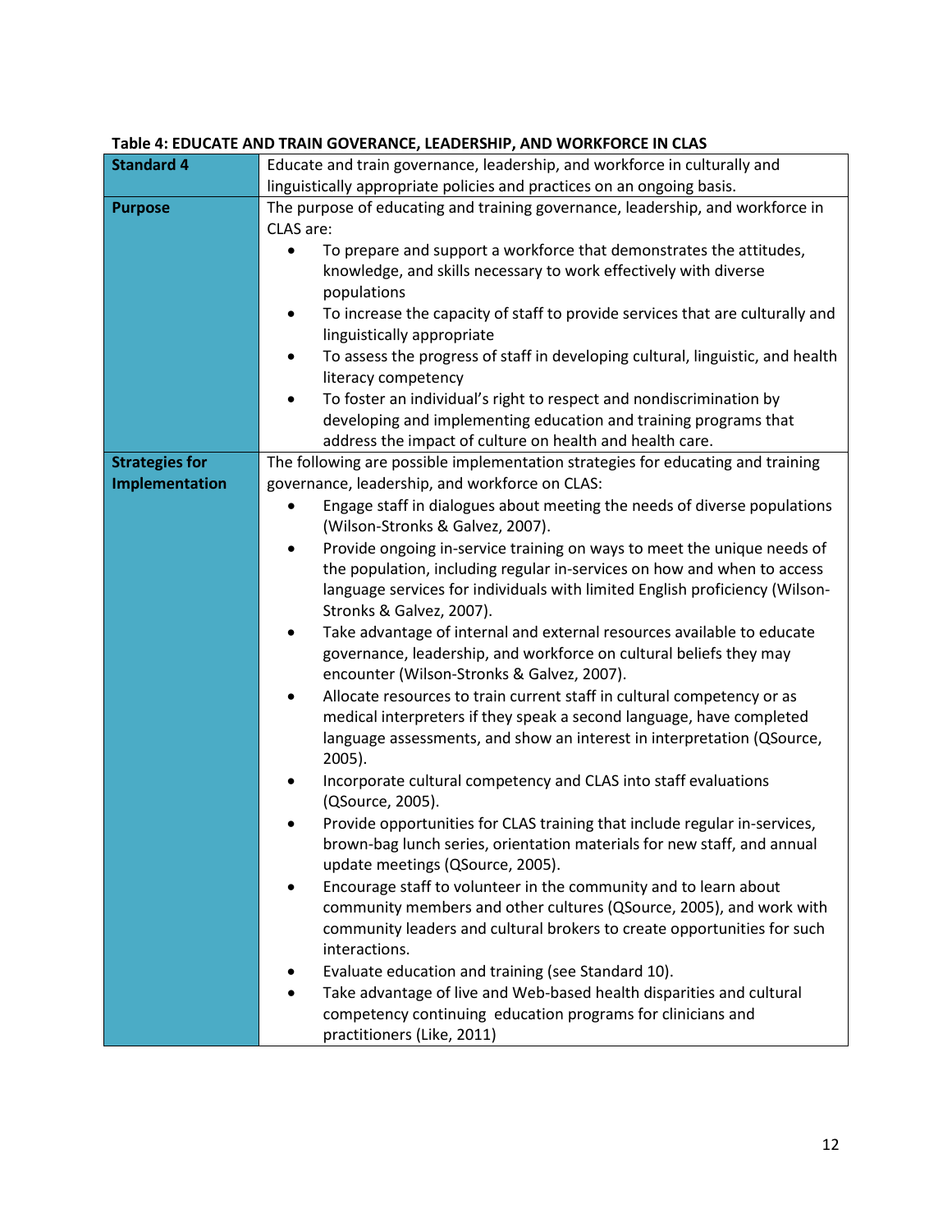**Table 4: EDUCATE AND TRAIN GOVERANCE, LEADERSHIP, AND WORKFORCE IN CLAS**

| **Standard 4** | Educate and train governance, leadership, and workforce in culturally and linguistically appropriate policies and practices on an ongoing basis. |
|---|---|
| **Purpose** | The purpose of educating and training governance, leadership, and workforce in CLAS are:<br>• To prepare and support a workforce that demonstrates the attitudes, knowledge, and skills necessary to work effectively with diverse populations<br>• To increase the capacity of staff to provide services that are culturally and linguistically appropriate<br>• To assess the progress of staff in developing cultural, linguistic, and health literacy competency<br>• To foster an individual's right to respect and nondiscrimination by developing and implementing education and training programs that address the impact of culture on health and health care. |
| **Strategies for Implementation** | The following are possible implementation strategies for educating and training governance, leadership, and workforce on CLAS:<br>• Engage staff in dialogues about meeting the needs of diverse populations (Wilson-Stronks & Galvez, 2007).<br>• Provide ongoing in-service training on ways to meet the unique needs of the population, including regular in-services on how and when to access language services for individuals with limited English proficiency (Wilson-Stronks & Galvez, 2007).<br>• Take advantage of internal and external resources available to educate governance, leadership, and workforce on cultural beliefs they may encounter (Wilson-Stronks & Galvez, 2007).<br>• Allocate resources to train current staff in cultural competency or as medical interpreters if they speak a second language, have completed language assessments, and show an interest in interpretation (QSource, 2005).<br>• Incorporate cultural competency and CLAS into staff evaluations (QSource, 2005).<br>• Provide opportunities for CLAS training that include regular in-services, brown-bag lunch series, orientation materials for new staff, and annual update meetings (QSource, 2005).<br>• Encourage staff to volunteer in the community and to learn about community members and other cultures (QSource, 2005), and work with community leaders and cultural brokers to create opportunities for such interactions.<br>• Evaluate education and training (see Standard 10).<br>• Take advantage of live and Web-based health disparities and cultural competency continuing education programs for clinicians and practitioners (Like, 2011) |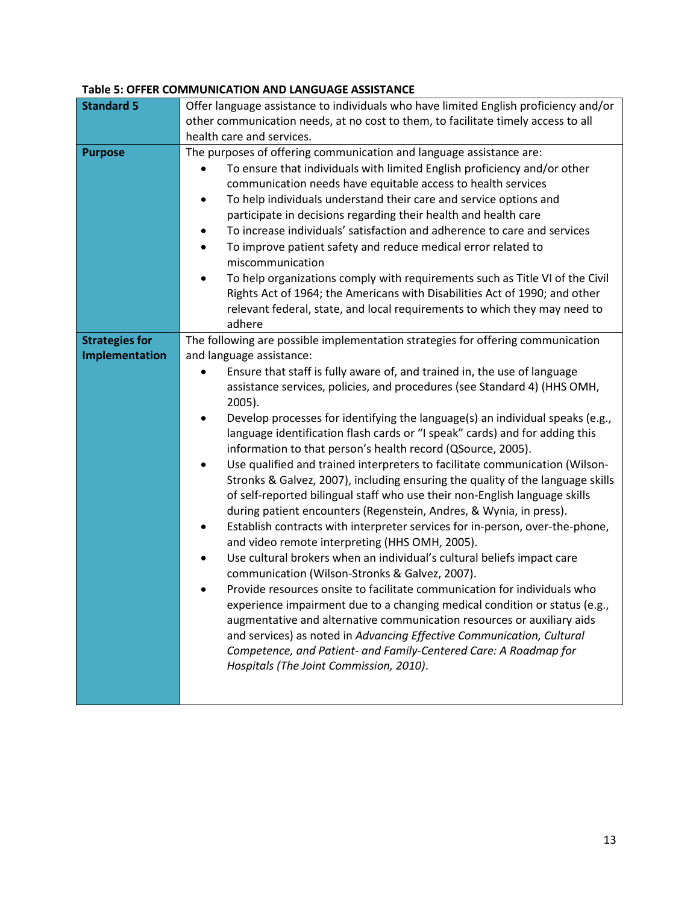**Table 5: OFFER COMMUNICATION AND LANGUAGE ASSISTANCE**

| **Standard 5** | Offer language assistance to individuals who have limited English proficiency and/or other communication needs, at no cost to them, to facilitate timely access to all health care and services. |
|---|---|
| **Purpose** | The purposes of offering communication and language assistance are:<br>• To ensure that individuals with limited English proficiency and/or other communication needs have equitable access to health services<br>• To help individuals understand their care and service options and participate in decisions regarding their health and health care<br>• To increase individuals' satisfaction and adherence to care and services<br>• To improve patient safety and reduce medical error related to miscommunication<br>• To help organizations comply with requirements such as Title VI of the Civil Rights Act of 1964; the Americans with Disabilities Act of 1990; and other relevant federal, state, and local requirements to which they may need to adhere |
| **Strategies for Implementation** | The following are possible implementation strategies for offering communication and language assistance:<br>• Ensure that staff is fully aware of, and trained in, the use of language assistance services, policies, and procedures (see Standard 4) (HHS OMH, 2005).<br>• Develop processes for identifying the language(s) an individual speaks (e.g., language identification flash cards or "I speak" cards) and for adding this information to that person's health record (QSource, 2005).<br>• Use qualified and trained interpreters to facilitate communication (Wilson-Stronks & Galvez, 2007), including ensuring the quality of the language skills of self-reported bilingual staff who use their non-English language skills during patient encounters (Regenstein, Andres, & Wynia, in press).<br>• Establish contracts with interpreter services for in-person, over-the-phone, and video remote interpreting (HHS OMH, 2005).<br>• Use cultural brokers when an individual's cultural beliefs impact care communication (Wilson-Stronks & Galvez, 2007).<br>• Provide resources onsite to facilitate communication for individuals who experience impairment due to a changing medical condition or status (e.g., augmentative and alternative communication resources or auxiliary aids and services) as noted in *Advancing Effective Communication, Cultural Competence, and Patient- and Family-Centered Care: A Roadmap for Hospitals (The Joint Commission, 2010)*. |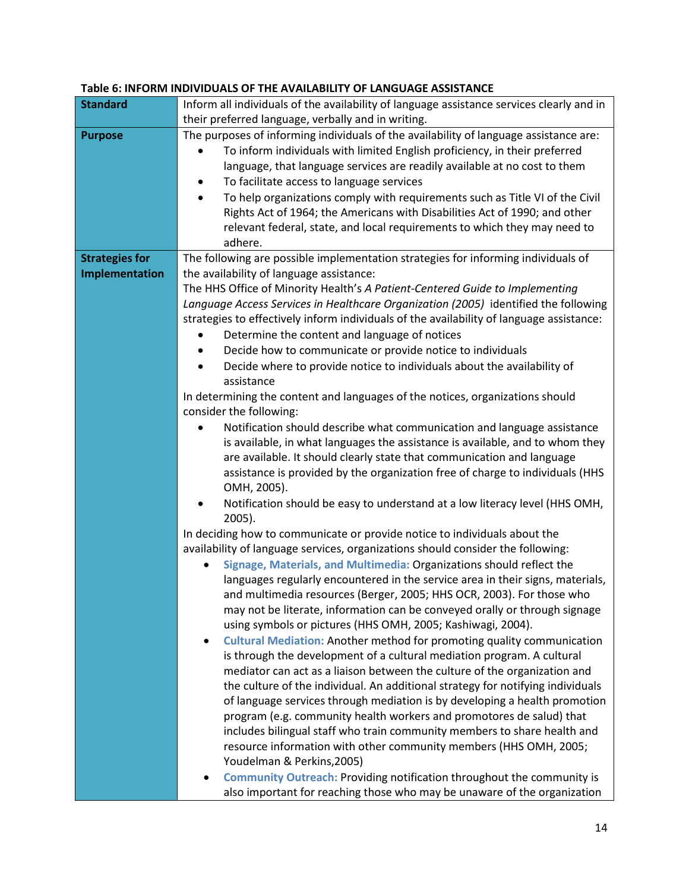**Table 6: INFORM INDIVIDUALS OF THE AVAILABILITY OF LANGUAGE ASSISTANCE**

| **Standard** | Inform all individuals of the availability of language assistance services clearly and in their preferred language, verbally and in writing. |
|---|---|
| **Purpose** | The purposes of informing individuals of the availability of language assistance are:<br>• To inform individuals with limited English proficiency, in their preferred language, that language services are readily available at no cost to them<br>• To facilitate access to language services<br>• To help organizations comply with requirements such as Title VI of the Civil Rights Act of 1964; the Americans with Disabilities Act of 1990; and other relevant federal, state, and local requirements to which they may need to adhere. |
| **Strategies for Implementation** | The following are possible implementation strategies for informing individuals of the availability of language assistance:<br>The HHS Office of Minority Health's *A Patient-Centered Guide to Implementing Language Access Services in Healthcare Organization (2005)* identified the following strategies to effectively inform individuals of the availability of language assistance:<br>• Determine the content and language of notices<br>• Decide how to communicate or provide notice to individuals<br>• Decide where to provide notice to individuals about the availability of assistance<br>In determining the content and languages of the notices, organizations should consider the following:<br>• Notification should describe what communication and language assistance is available, in what languages the assistance is available, and to whom they are available. It should clearly state that communication and language assistance is provided by the organization free of charge to individuals (HHS OMH, 2005).<br>• Notification should be easy to understand at a low literacy level (HHS OMH, 2005).<br>In deciding how to communicate or provide notice to individuals about the availability of language services, organizations should consider the following:<br>• **Signage, Materials, and Multimedia:** Organizations should reflect the languages regularly encountered in the service area in their signs, materials, and multimedia resources (Berger, 2005; HHS OCR, 2003). For those who may not be literate, information can be conveyed orally or through signage using symbols or pictures (HHS OMH, 2005; Kashiwagi, 2004).<br>• **Cultural Mediation:** Another method for promoting quality communication is through the development of a cultural mediation program. A cultural mediator can act as a liaison between the culture of the organization and the culture of the individual. An additional strategy for notifying individuals of language services through mediation is by developing a health promotion program (e.g. community health workers and promotores de salud) that includes bilingual staff who train community members to share health and resource information with other community members (HHS OMH, 2005; Youdelman & Perkins,2005)<br>• **Community Outreach:** Providing notification throughout the community is also important for reaching those who may be unaware of the organization |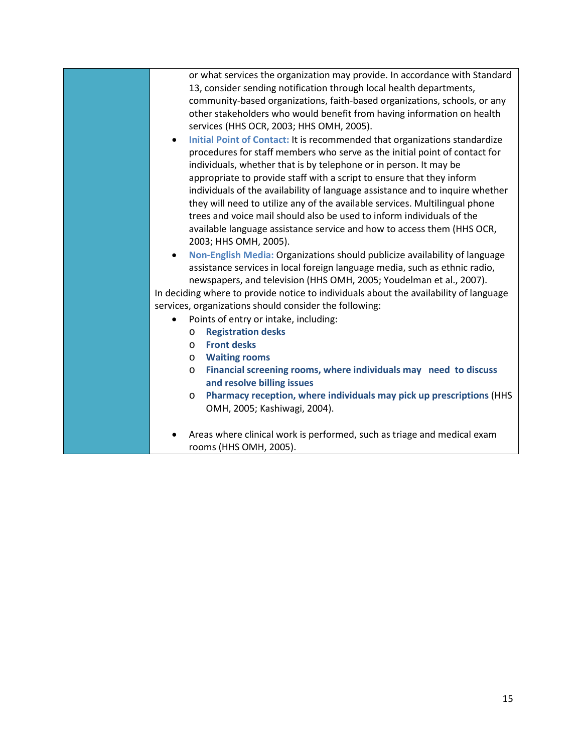or what services the organization may provide. In accordance with Standard 13, consider sending notification through local health departments, community-based organizations, faith-based organizations, schools, or any other stakeholders who would benefit from having information on health services (HHS OCR, 2003; HHS OMH, 2005).

- **Initial Point of Contact:** It is recommended that organizations standardize procedures for staff members who serve as the initial point of contact for individuals, whether that is by telephone or in person. It may be appropriate to provide staff with a script to ensure that they inform individuals of the availability of language assistance and to inquire whether they will need to utilize any of the available services. Multilingual phone trees and voice mail should also be used to inform individuals of the available language assistance service and how to access them (HHS OCR, 2003; HHS OMH, 2005).
- **Non-English Media:** Organizations should publicize availability of language assistance services in local foreign language media, such as ethnic radio, newspapers, and television (HHS OMH, 2005; Youdelman et al., 2007).

In deciding where to provide notice to individuals about the availability of language services, organizations should consider the following:

- Points of entry or intake, including:
  - **Registration desks**
  - **Front desks**
  - **Waiting rooms**
  - **Financial screening rooms, where individuals may need to discuss and resolve billing issues**
  - **Pharmacy reception, where individuals may pick up prescriptions** (HHS OMH, 2005; Kashiwagi, 2004).
- Areas where clinical work is performed, such as triage and medical exam rooms (HHS OMH, 2005).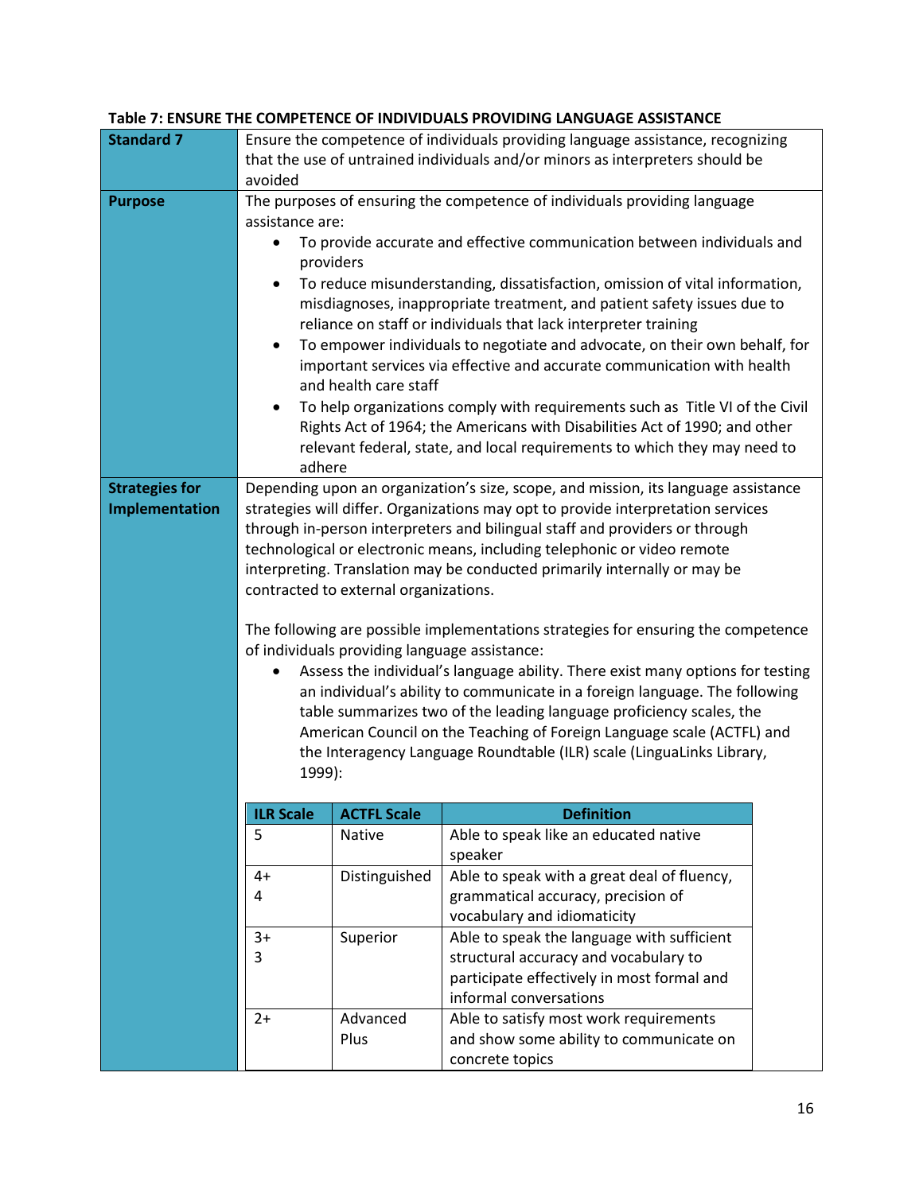**Table 7: ENSURE THE COMPETENCE OF INDIVIDUALS PROVIDING LANGUAGE ASSISTANCE**

**Standard 7**

Ensure the competence of individuals providing language assistance, recognizing that the use of untrained individuals and/or minors as interpreters should be avoided

**Purpose**

The purposes of ensuring the competence of individuals providing language assistance are:

- To provide accurate and effective communication between individuals and providers
- To reduce misunderstanding, dissatisfaction, omission of vital information, misdiagnoses, inappropriate treatment, and patient safety issues due to reliance on staff or individuals that lack interpreter training
- To empower individuals to negotiate and advocate, on their own behalf, for important services via effective and accurate communication with health and health care staff
- To help organizations comply with requirements such as Title VI of the Civil Rights Act of 1964; the Americans with Disabilities Act of 1990; and other relevant federal, state, and local requirements to which they may need to adhere

**Strategies for Implementation**

Depending upon an organization's size, scope, and mission, its language assistance strategies will differ. Organizations may opt to provide interpretation services through in-person interpreters and bilingual staff and providers or through technological or electronic means, including telephonic or video remote interpreting. Translation may be conducted primarily internally or may be contracted to external organizations.

The following are possible implementations strategies for ensuring the competence of individuals providing language assistance:

- Assess the individual's language ability. There exist many options for testing an individual's ability to communicate in a foreign language. The following table summarizes two of the leading language proficiency scales, the American Council on the Teaching of Foreign Language scale (ACTFL) and the Interagency Language Roundtable (ILR) scale (LinguaLinks Library, 1999):

| ILR Scale | ACTFL Scale | Definition |
|---|---|---|
| 5 | Native | Able to speak like an educated native speaker |
| 4+<br>4 | Distinguished | Able to speak with a great deal of fluency, grammatical accuracy, precision of vocabulary and idiomaticity |
| 3+<br>3 | Superior | Able to speak the language with sufficient structural accuracy and vocabulary to participate effectively in most formal and informal conversations |
| 2+ | Advanced Plus | Able to satisfy most work requirements and show some ability to communicate on concrete topics |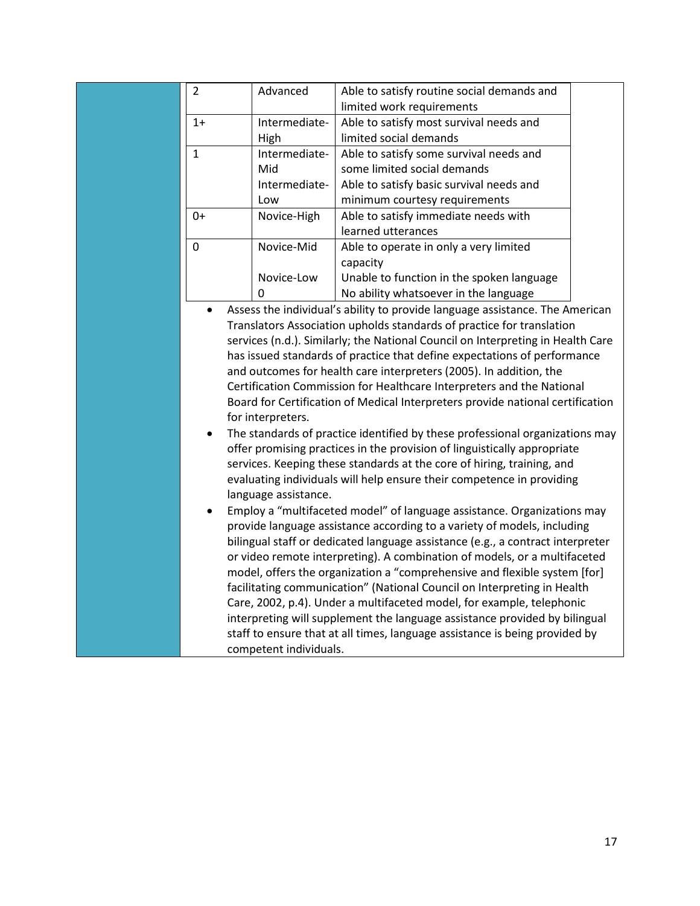| 2 | Advanced | Able to satisfy routine social demands and limited work requirements |
|---|---|---|
| 1+ | Intermediate-High | Able to satisfy most survival needs and limited social demands |
| 1 | Intermediate-Mid<br>Intermediate-Low | Able to satisfy some survival needs and some limited social demands<br>Able to satisfy basic survival needs and minimum courtesy requirements |
| 0+ | Novice-High | Able to satisfy immediate needs with learned utterances |
| 0 | Novice-Mid<br><br>Novice-Low<br>0 | Able to operate in only a very limited capacity<br>Unable to function in the spoken language<br>No ability whatsoever in the language |

- Assess the individual's ability to provide language assistance. The American Translators Association upholds standards of practice for translation services (n.d.). Similarly; the National Council on Interpreting in Health Care has issued standards of practice that define expectations of performance and outcomes for health care interpreters (2005). In addition, the Certification Commission for Healthcare Interpreters and the National Board for Certification of Medical Interpreters provide national certification for interpreters.
- The standards of practice identified by these professional organizations may offer promising practices in the provision of linguistically appropriate services. Keeping these standards at the core of hiring, training, and evaluating individuals will help ensure their competence in providing language assistance.
- Employ a "multifaceted model" of language assistance. Organizations may provide language assistance according to a variety of models, including bilingual staff or dedicated language assistance (e.g., a contract interpreter or video remote interpreting). A combination of models, or a multifaceted model, offers the organization a "comprehensive and flexible system [for] facilitating communication" (National Council on Interpreting in Health Care, 2002, p.4). Under a multifaceted model, for example, telephonic interpreting will supplement the language assistance provided by bilingual staff to ensure that at all times, language assistance is being provided by competent individuals.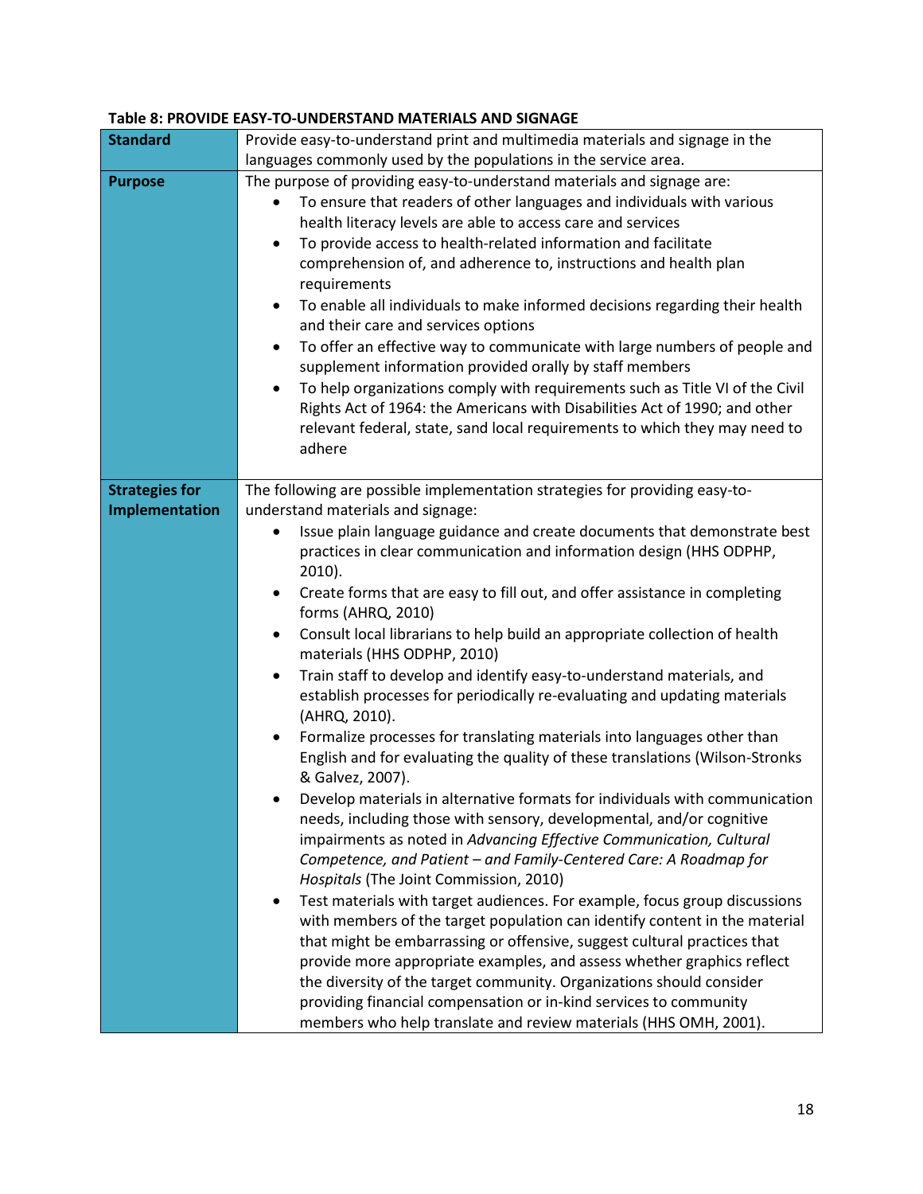**Table 8: PROVIDE EASY-TO-UNDERSTAND MATERIALS AND SIGNAGE**

| | |
|---|---|
| **Standard** | Provide easy-to-understand print and multimedia materials and signage in the languages commonly used by the populations in the service area. |
| **Purpose** | The purpose of providing easy-to-understand materials and signage are:<br>• To ensure that readers of other languages and individuals with various health literacy levels are able to access care and services<br>• To provide access to health-related information and facilitate comprehension of, and adherence to, instructions and health plan requirements<br>• To enable all individuals to make informed decisions regarding their health and their care and services options<br>• To offer an effective way to communicate with large numbers of people and supplement information provided orally by staff members<br>• To help organizations comply with requirements such as Title VI of the Civil Rights Act of 1964: the Americans with Disabilities Act of 1990; and other relevant federal, state, sand local requirements to which they may need to adhere |
| **Strategies for Implementation** | The following are possible implementation strategies for providing easy-to-understand materials and signage:<br>• Issue plain language guidance and create documents that demonstrate best practices in clear communication and information design (HHS ODPHP, 2010).<br>• Create forms that are easy to fill out, and offer assistance in completing forms (AHRQ, 2010)<br>• Consult local librarians to help build an appropriate collection of health materials (HHS ODPHP, 2010)<br>• Train staff to develop and identify easy-to-understand materials, and establish processes for periodically re-evaluating and updating materials (AHRQ, 2010).<br>• Formalize processes for translating materials into languages other than English and for evaluating the quality of these translations (Wilson-Stronks & Galvez, 2007).<br>• Develop materials in alternative formats for individuals with communication needs, including those with sensory, developmental, and/or cognitive impairments as noted in *Advancing Effective Communication, Cultural Competence, and Patient – and Family-Centered Care: A Roadmap for Hospitals* (The Joint Commission, 2010)<br>• Test materials with target audiences. For example, focus group discussions with members of the target population can identify content in the material that might be embarrassing or offensive, suggest cultural practices that provide more appropriate examples, and assess whether graphics reflect the diversity of the target community. Organizations should consider providing financial compensation or in-kind services to community members who help translate and review materials (HHS OMH, 2001). |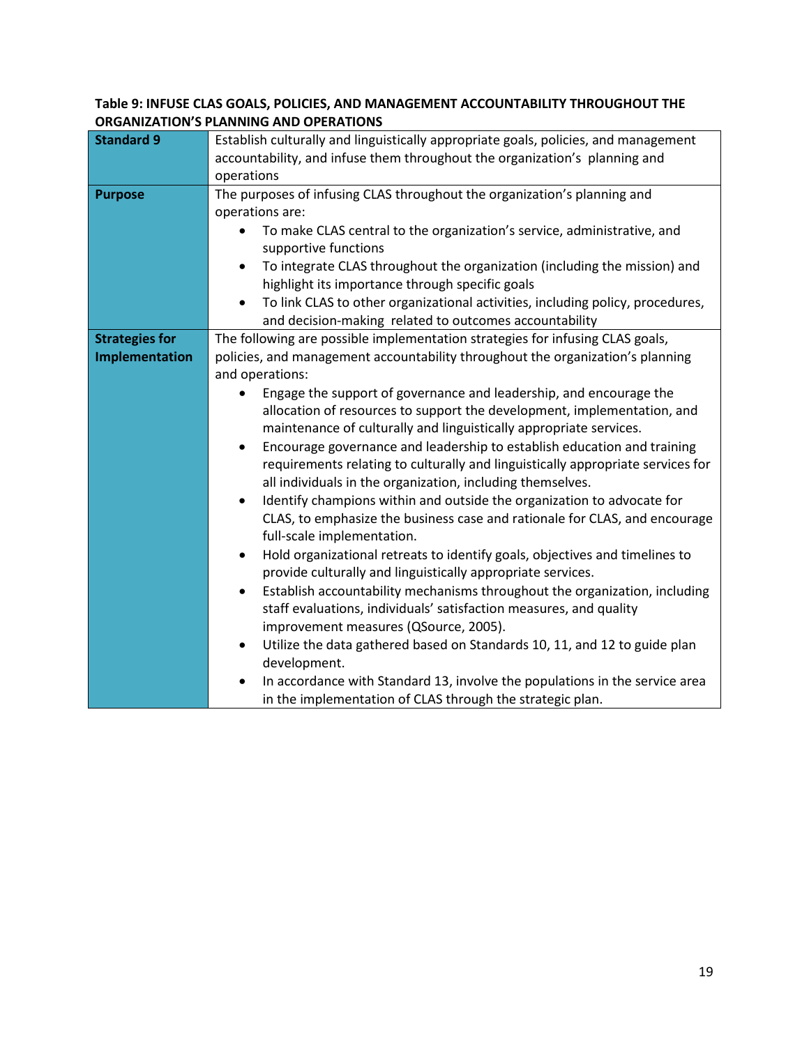**Table 9: INFUSE CLAS GOALS, POLICIES, AND MANAGEMENT ACCOUNTABILITY THROUGHOUT THE ORGANIZATION'S PLANNING AND OPERATIONS**

| **Standard 9** | Establish culturally and linguistically appropriate goals, policies, and management accountability, and infuse them throughout the organization's planning and operations |
|---|---|
| **Purpose** | The purposes of infusing CLAS throughout the organization's planning and operations are:<br>• To make CLAS central to the organization's service, administrative, and supportive functions<br>• To integrate CLAS throughout the organization (including the mission) and highlight its importance through specific goals<br>• To link CLAS to other organizational activities, including policy, procedures, and decision-making related to outcomes accountability |
| **Strategies for Implementation** | The following are possible implementation strategies for infusing CLAS goals, policies, and management accountability throughout the organization's planning and operations:<br>• Engage the support of governance and leadership, and encourage the allocation of resources to support the development, implementation, and maintenance of culturally and linguistically appropriate services.<br>• Encourage governance and leadership to establish education and training requirements relating to culturally and linguistically appropriate services for all individuals in the organization, including themselves.<br>• Identify champions within and outside the organization to advocate for CLAS, to emphasize the business case and rationale for CLAS, and encourage full-scale implementation.<br>• Hold organizational retreats to identify goals, objectives and timelines to provide culturally and linguistically appropriate services.<br>• Establish accountability mechanisms throughout the organization, including staff evaluations, individuals' satisfaction measures, and quality improvement measures (QSource, 2005).<br>• Utilize the data gathered based on Standards 10, 11, and 12 to guide plan development.<br>• In accordance with Standard 13, involve the populations in the service area in the implementation of CLAS through the strategic plan. |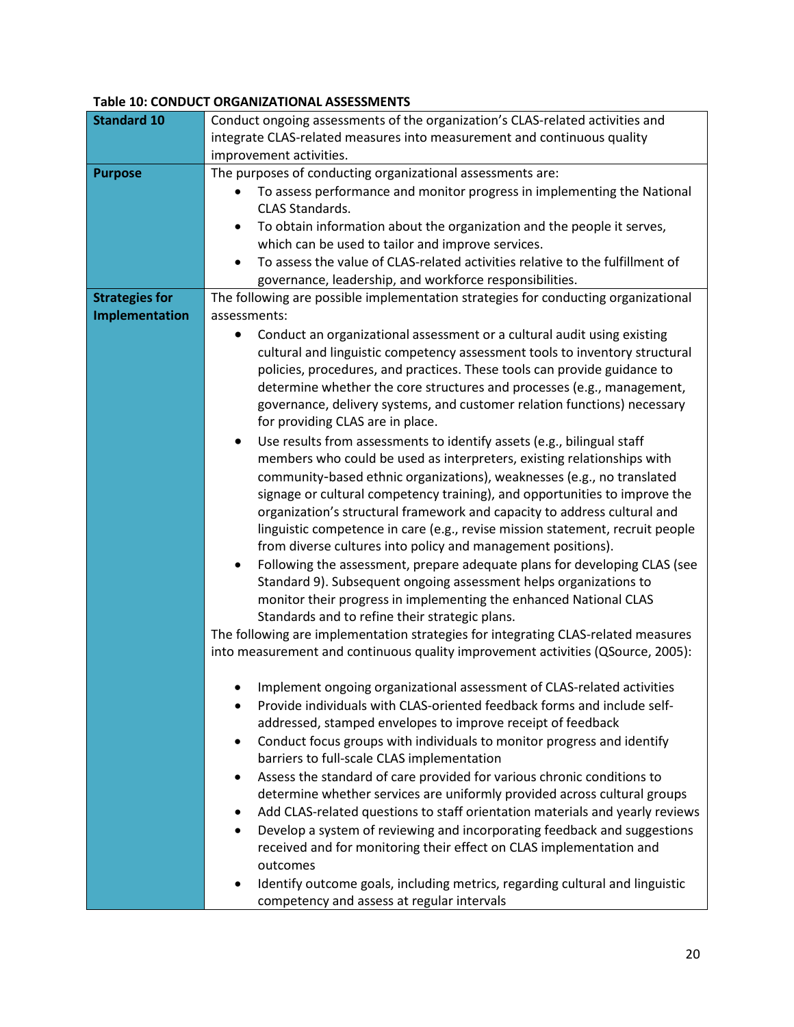**Table 10: CONDUCT ORGANIZATIONAL ASSESSMENTS**

| | |
|---|---|
| **Standard 10** | Conduct ongoing assessments of the organization's CLAS-related activities and integrate CLAS-related measures into measurement and continuous quality improvement activities. |
| **Purpose** | The purposes of conducting organizational assessments are:<br>• To assess performance and monitor progress in implementing the National CLAS Standards.<br>• To obtain information about the organization and the people it serves, which can be used to tailor and improve services.<br>• To assess the value of CLAS-related activities relative to the fulfillment of governance, leadership, and workforce responsibilities. |
| **Strategies for Implementation** | The following are possible implementation strategies for conducting organizational assessments:<br>• Conduct an organizational assessment or a cultural audit using existing cultural and linguistic competency assessment tools to inventory structural policies, procedures, and practices. These tools can provide guidance to determine whether the core structures and processes (e.g., management, governance, delivery systems, and customer relation functions) necessary for providing CLAS are in place.<br>• Use results from assessments to identify assets (e.g., bilingual staff members who could be used as interpreters, existing relationships with community-based ethnic organizations), weaknesses (e.g., no translated signage or cultural competency training), and opportunities to improve the organization's structural framework and capacity to address cultural and linguistic competence in care (e.g., revise mission statement, recruit people from diverse cultures into policy and management positions).<br>• Following the assessment, prepare adequate plans for developing CLAS (see Standard 9). Subsequent ongoing assessment helps organizations to monitor their progress in implementing the enhanced National CLAS Standards and to refine their strategic plans.<br>The following are implementation strategies for integrating CLAS-related measures into measurement and continuous quality improvement activities (QSource, 2005):<br>• Implement ongoing organizational assessment of CLAS-related activities<br>• Provide individuals with CLAS-oriented feedback forms and include self-addressed, stamped envelopes to improve receipt of feedback<br>• Conduct focus groups with individuals to monitor progress and identify barriers to full-scale CLAS implementation<br>• Assess the standard of care provided for various chronic conditions to determine whether services are uniformly provided across cultural groups<br>• Add CLAS-related questions to staff orientation materials and yearly reviews<br>• Develop a system of reviewing and incorporating feedback and suggestions received and for monitoring their effect on CLAS implementation and outcomes<br>• Identify outcome goals, including metrics, regarding cultural and linguistic competency and assess at regular intervals |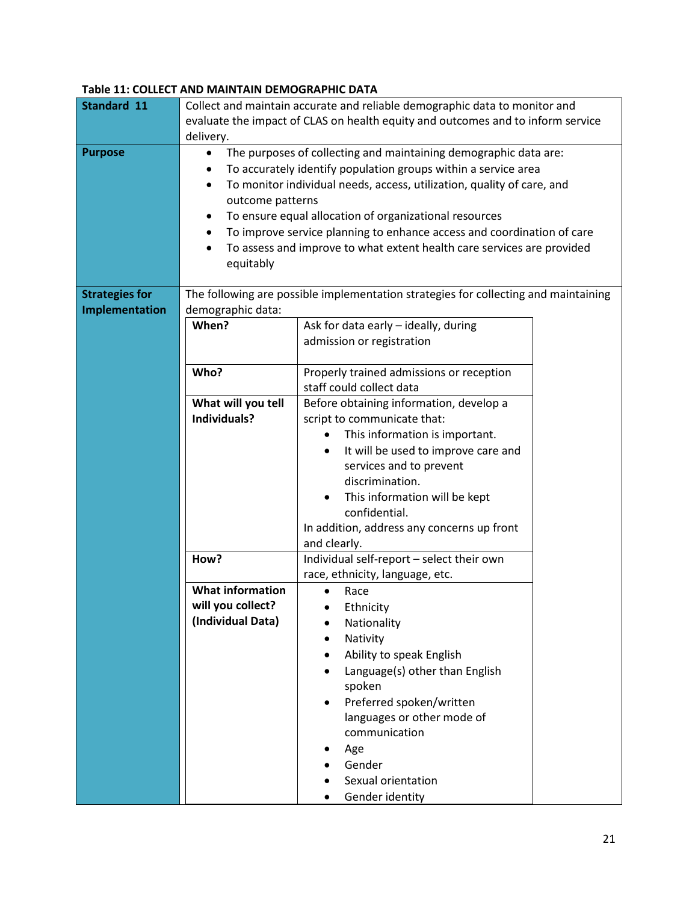**Table 11: COLLECT AND MAINTAIN DEMOGRAPHIC DATA**

| | | |
|---|---|---|
| **Standard 11** | Collect and maintain accurate and reliable demographic data to monitor and evaluate the impact of CLAS on health equity and outcomes and to inform service delivery. | |
| **Purpose** | • The purposes of collecting and maintaining demographic data are:<br>• To accurately identify population groups within a service area<br>• To monitor individual needs, access, utilization, quality of care, and outcome patterns<br>• To ensure equal allocation of organizational resources<br>• To improve service planning to enhance access and coordination of care<br>• To assess and improve to what extent health care services are provided equitably | |
| **Strategies for Implementation** | The following are possible implementation strategies for collecting and maintaining demographic data: | |
| | **When?** | Ask for data early – ideally, during admission or registration |
| | **Who?** | Properly trained admissions or reception staff could collect data |
| | **What will you tell Individuals?** | Before obtaining information, develop a script to communicate that:<br>• This information is important.<br>• It will be used to improve care and services and to prevent discrimination.<br>• This information will be kept confidential.<br>In addition, address any concerns up front and clearly. |
| | **How?** | Individual self-report – select their own race, ethnicity, language, etc. |
| | **What information will you collect? (Individual Data)** | • Race<br>• Ethnicity<br>• Nationality<br>• Nativity<br>• Ability to speak English<br>• Language(s) other than English spoken<br>• Preferred spoken/written languages or other mode of communication<br>• Age<br>• Gender<br>• Sexual orientation<br>• Gender identity |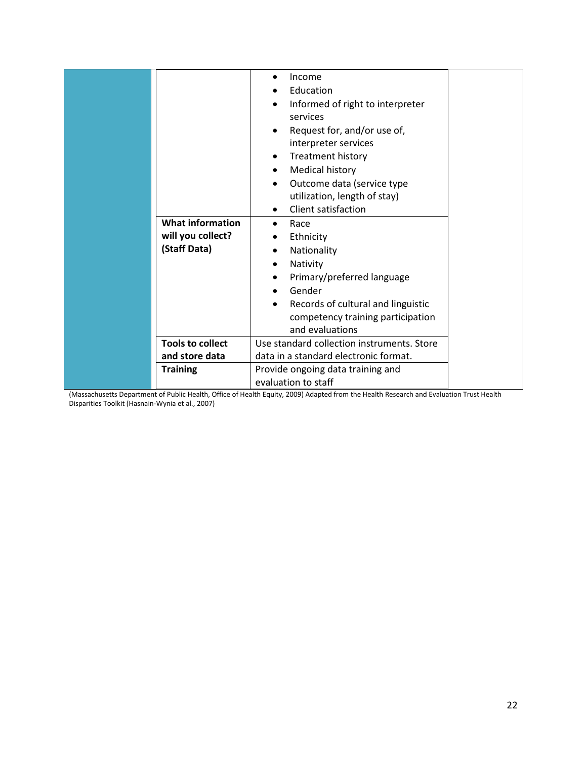| | | | |
|---|---|---|---|
| | | • Income<br>• Education<br>• Informed of right to interpreter services<br>• Request for, and/or use of, interpreter services<br>• Treatment history<br>• Medical history<br>• Outcome data (service type utilization, length of stay)<br>• Client satisfaction | |
| | **What information will you collect? (Staff Data)** | • Race<br>• Ethnicity<br>• Nationality<br>• Nativity<br>• Primary/preferred language<br>• Gender<br>• Records of cultural and linguistic competency training participation and evaluations | |
| | **Tools to collect and store data** | Use standard collection instruments. Store data in a standard electronic format. | |
| | **Training** | Provide ongoing data training and evaluation to staff | |

(Massachusetts Department of Public Health, Office of Health Equity, 2009) Adapted from the Health Research and Evaluation Trust Health Disparities Toolkit (Hasnain-Wynia et al., 2007)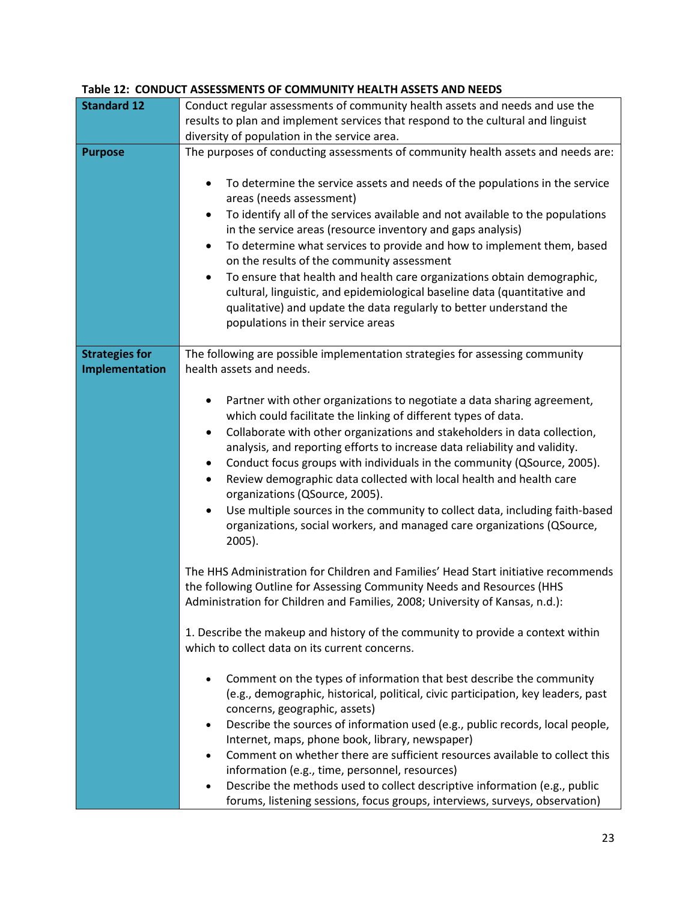**Table 12: CONDUCT ASSESSMENTS OF COMMUNITY HEALTH ASSETS AND NEEDS**

| | |
|---|---|
| **Standard 12** | Conduct regular assessments of community health assets and needs and use the results to plan and implement services that respond to the cultural and linguist diversity of population in the service area. |
| **Purpose** | The purposes of conducting assessments of community health assets and needs are:<br><br>• To determine the service assets and needs of the populations in the service areas (needs assessment)<br>• To identify all of the services available and not available to the populations in the service areas (resource inventory and gaps analysis)<br>• To determine what services to provide and how to implement them, based on the results of the community assessment<br>• To ensure that health and health care organizations obtain demographic, cultural, linguistic, and epidemiological baseline data (quantitative and qualitative) and update the data regularly to better understand the populations in their service areas |
| **Strategies for Implementation** | The following are possible implementation strategies for assessing community health assets and needs.<br><br>• Partner with other organizations to negotiate a data sharing agreement, which could facilitate the linking of different types of data.<br>• Collaborate with other organizations and stakeholders in data collection, analysis, and reporting efforts to increase data reliability and validity.<br>• Conduct focus groups with individuals in the community (QSource, 2005).<br>• Review demographic data collected with local health and health care organizations (QSource, 2005).<br>• Use multiple sources in the community to collect data, including faith-based organizations, social workers, and managed care organizations (QSource, 2005).<br><br>The HHS Administration for Children and Families' Head Start initiative recommends the following Outline for Assessing Community Needs and Resources (HHS Administration for Children and Families, 2008; University of Kansas, n.d.):<br><br>1. Describe the makeup and history of the community to provide a context within which to collect data on its current concerns.<br><br>• Comment on the types of information that best describe the community (e.g., demographic, historical, political, civic participation, key leaders, past concerns, geographic, assets)<br>• Describe the sources of information used (e.g., public records, local people, Internet, maps, phone book, library, newspaper)<br>• Comment on whether there are sufficient resources available to collect this information (e.g., time, personnel, resources)<br>• Describe the methods used to collect descriptive information (e.g., public forums, listening sessions, focus groups, interviews, surveys, observation) |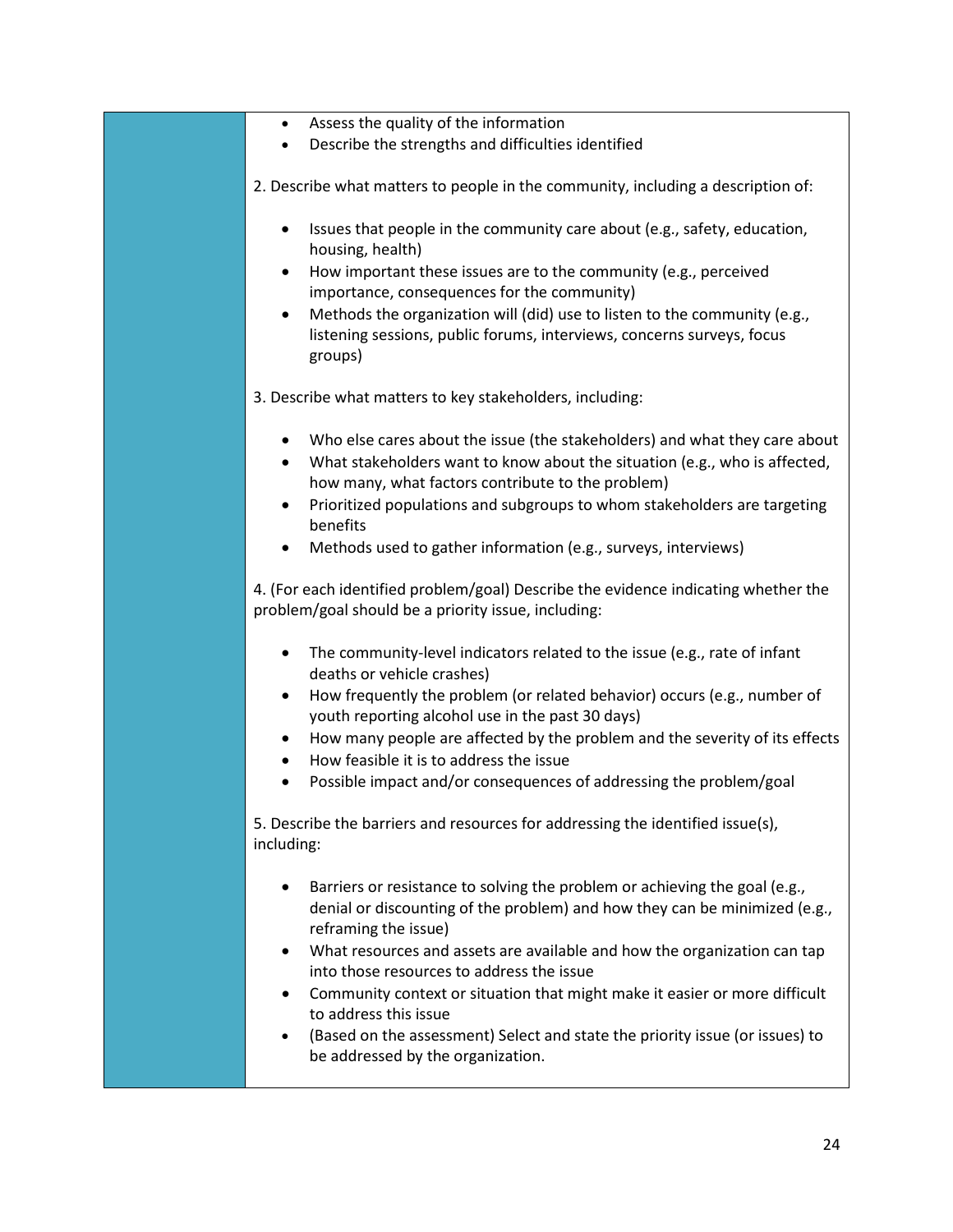- Assess the quality of the information
- Describe the strengths and difficulties identified

2. Describe what matters to people in the community, including a description of:

- Issues that people in the community care about (e.g., safety, education, housing, health)
- How important these issues are to the community (e.g., perceived importance, consequences for the community)
- Methods the organization will (did) use to listen to the community (e.g., listening sessions, public forums, interviews, concerns surveys, focus groups)

3. Describe what matters to key stakeholders, including:

- Who else cares about the issue (the stakeholders) and what they care about
- What stakeholders want to know about the situation (e.g., who is affected, how many, what factors contribute to the problem)
- Prioritized populations and subgroups to whom stakeholders are targeting benefits
- Methods used to gather information (e.g., surveys, interviews)

4. (For each identified problem/goal) Describe the evidence indicating whether the problem/goal should be a priority issue, including:

- The community-level indicators related to the issue (e.g., rate of infant deaths or vehicle crashes)
- How frequently the problem (or related behavior) occurs (e.g., number of youth reporting alcohol use in the past 30 days)
- How many people are affected by the problem and the severity of its effects
- How feasible it is to address the issue
- Possible impact and/or consequences of addressing the problem/goal

5. Describe the barriers and resources for addressing the identified issue(s), including:

- Barriers or resistance to solving the problem or achieving the goal (e.g., denial or discounting of the problem) and how they can be minimized (e.g., reframing the issue)
- What resources and assets are available and how the organization can tap into those resources to address the issue
- Community context or situation that might make it easier or more difficult to address this issue
- (Based on the assessment) Select and state the priority issue (or issues) to be addressed by the organization.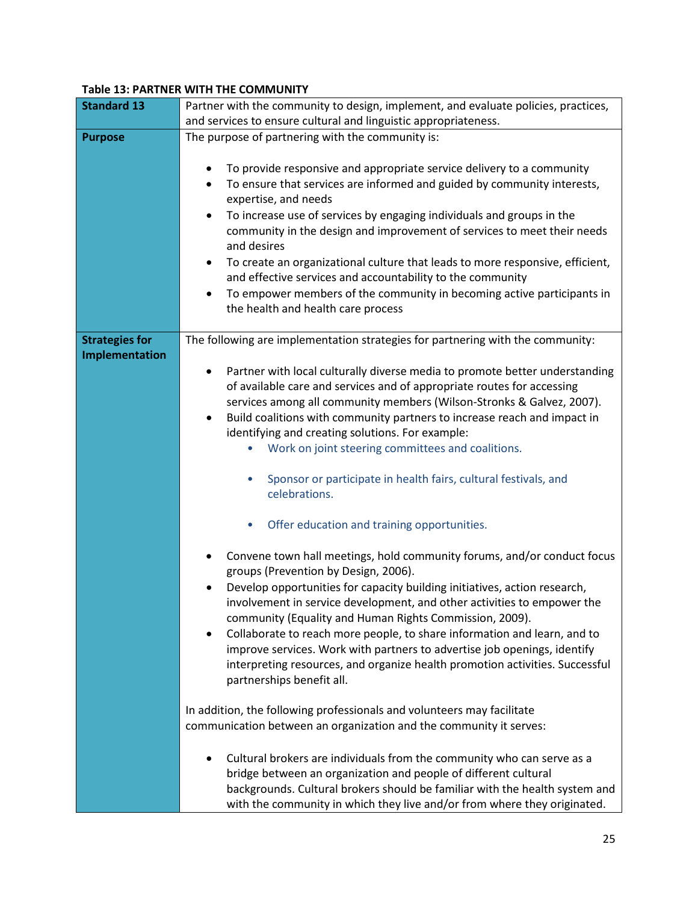**Table 13: PARTNER WITH THE COMMUNITY**

| **Standard 13** | Partner with the community to design, implement, and evaluate policies, practices, and services to ensure cultural and linguistic appropriateness. |
|---|---|
| **Purpose** | The purpose of partnering with the community is:<br><br>• To provide responsive and appropriate service delivery to a community<br>• To ensure that services are informed and guided by community interests, expertise, and needs<br>• To increase use of services by engaging individuals and groups in the community in the design and improvement of services to meet their needs and desires<br>• To create an organizational culture that leads to more responsive, efficient, and effective services and accountability to the community<br>• To empower members of the community in becoming active participants in the health and health care process |
| **Strategies for Implementation** | The following are implementation strategies for partnering with the community:<br><br>• Partner with local culturally diverse media to promote better understanding of available care and services and of appropriate routes for accessing services among all community members (Wilson-Stronks & Galvez, 2007).<br>• Build coalitions with community partners to increase reach and impact in identifying and creating solutions. For example:<br>&nbsp;&nbsp;&nbsp;&nbsp;• Work on joint steering committees and coalitions.<br>&nbsp;&nbsp;&nbsp;&nbsp;• Sponsor or participate in health fairs, cultural festivals, and celebrations.<br>&nbsp;&nbsp;&nbsp;&nbsp;• Offer education and training opportunities.<br>• Convene town hall meetings, hold community forums, and/or conduct focus groups (Prevention by Design, 2006).<br>• Develop opportunities for capacity building initiatives, action research, involvement in service development, and other activities to empower the community (Equality and Human Rights Commission, 2009).<br>• Collaborate to reach more people, to share information and learn, and to improve services. Work with partners to advertise job openings, identify interpreting resources, and organize health promotion activities. Successful partnerships benefit all.<br><br>In addition, the following professionals and volunteers may facilitate communication between an organization and the community it serves:<br><br>• Cultural brokers are individuals from the community who can serve as a bridge between an organization and people of different cultural backgrounds. Cultural brokers should be familiar with the health system and with the community in which they live and/or from where they originated. |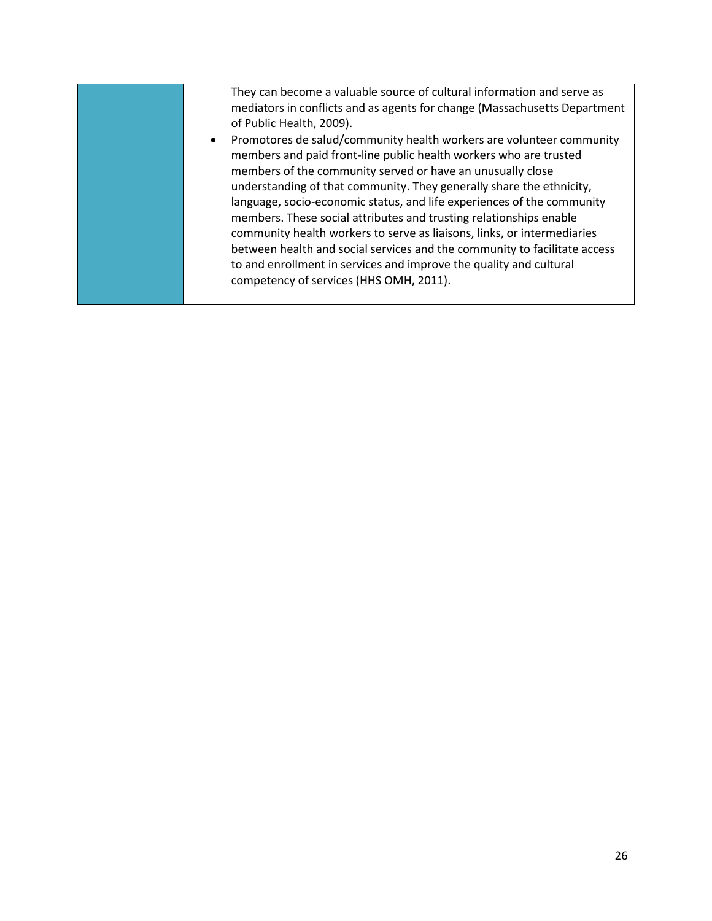| | |
|---|---|
| | They can become a valuable source of cultural information and serve as mediators in conflicts and as agents for change (Massachusetts Department of Public Health, 2009).<br>• Promotores de salud/community health workers are volunteer community members and paid front-line public health workers who are trusted members of the community served or have an unusually close understanding of that community. They generally share the ethnicity, language, socio-economic status, and life experiences of the community members. These social attributes and trusting relationships enable community health workers to serve as liaisons, links, or intermediaries between health and social services and the community to facilitate access to and enrollment in services and improve the quality and cultural competency of services (HHS OMH, 2011). |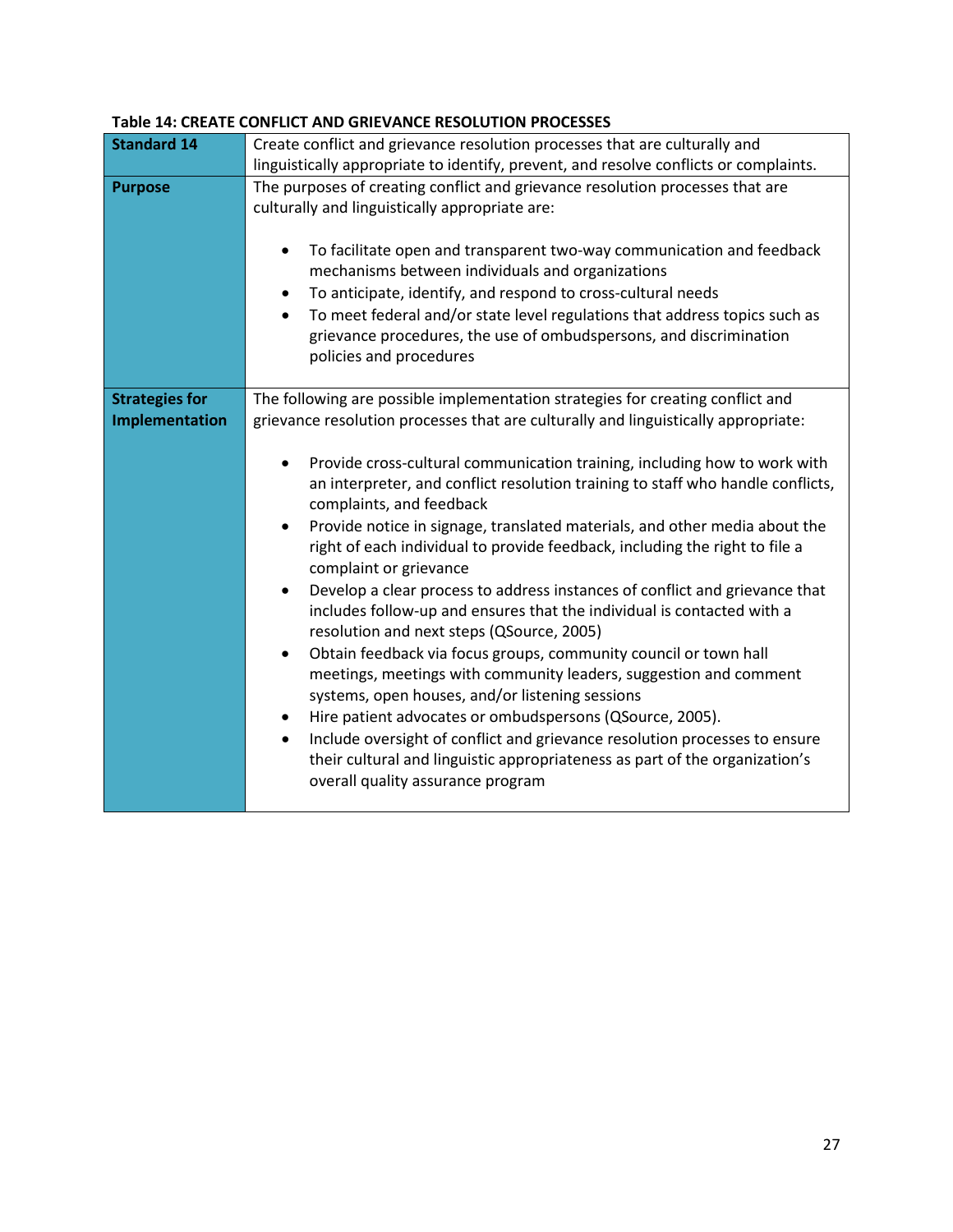**Table 14: CREATE CONFLICT AND GRIEVANCE RESOLUTION PROCESSES**

| | |
|---|---|
| **Standard 14** | Create conflict and grievance resolution processes that are culturally and linguistically appropriate to identify, prevent, and resolve conflicts or complaints. |
| **Purpose** | The purposes of creating conflict and grievance resolution processes that are culturally and linguistically appropriate are:<br><br>• To facilitate open and transparent two-way communication and feedback mechanisms between individuals and organizations<br>• To anticipate, identify, and respond to cross-cultural needs<br>• To meet federal and/or state level regulations that address topics such as grievance procedures, the use of ombudspersons, and discrimination policies and procedures |
| **Strategies for Implementation** | The following are possible implementation strategies for creating conflict and grievance resolution processes that are culturally and linguistically appropriate:<br><br>• Provide cross-cultural communication training, including how to work with an interpreter, and conflict resolution training to staff who handle conflicts, complaints, and feedback<br>• Provide notice in signage, translated materials, and other media about the right of each individual to provide feedback, including the right to file a complaint or grievance<br>• Develop a clear process to address instances of conflict and grievance that includes follow-up and ensures that the individual is contacted with a resolution and next steps (QSource, 2005)<br>• Obtain feedback via focus groups, community council or town hall meetings, meetings with community leaders, suggestion and comment systems, open houses, and/or listening sessions<br>• Hire patient advocates or ombudspersons (QSource, 2005).<br>• Include oversight of conflict and grievance resolution processes to ensure their cultural and linguistic appropriateness as part of the organization's overall quality assurance program |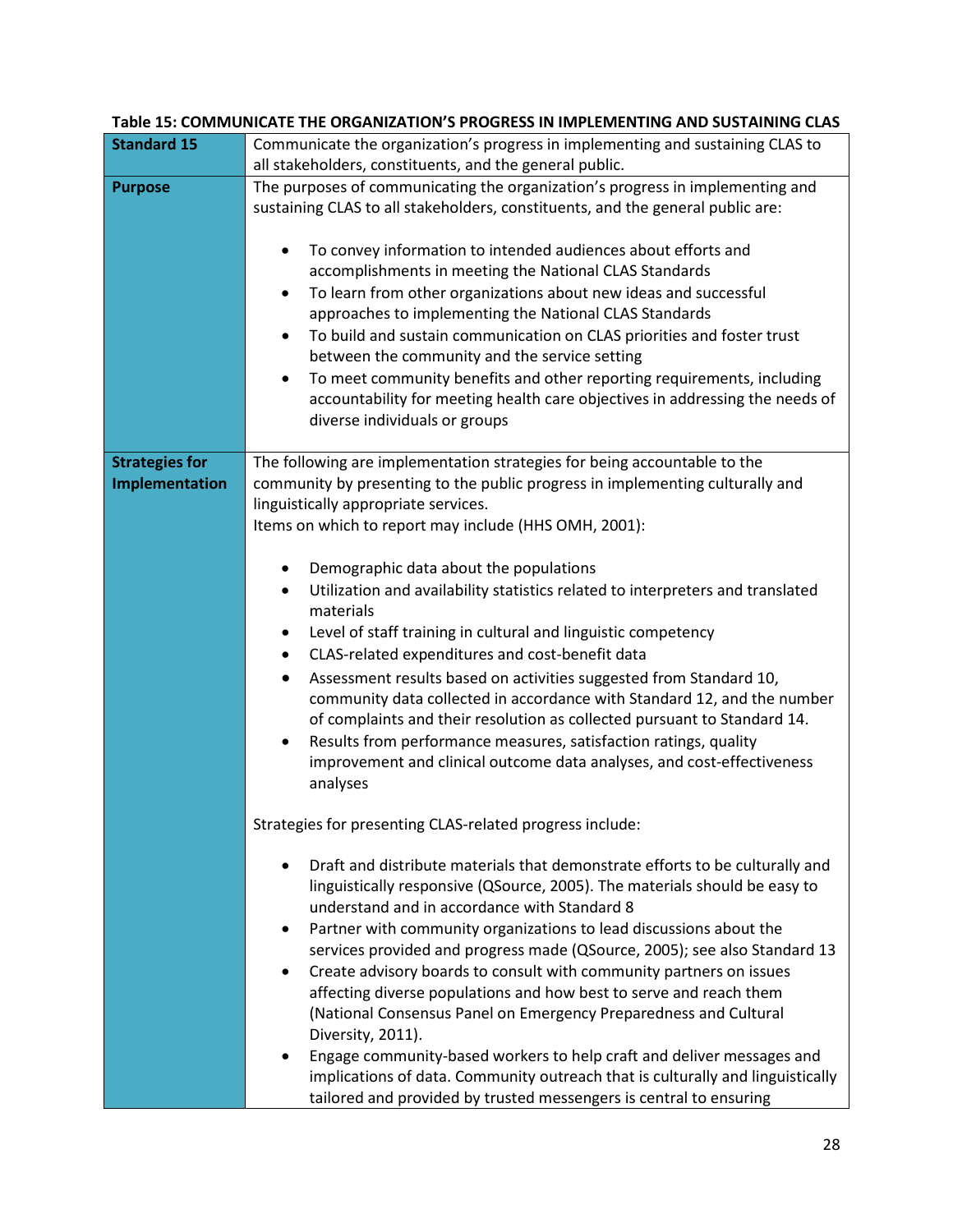**Table 15: COMMUNICATE THE ORGANIZATION'S PROGRESS IN IMPLEMENTING AND SUSTAINING CLAS**

| **Standard 15** | Communicate the organization's progress in implementing and sustaining CLAS to all stakeholders, constituents, and the general public. |
|---|---|
| **Purpose** | The purposes of communicating the organization's progress in implementing and sustaining CLAS to all stakeholders, constituents, and the general public are:<br><br>• To convey information to intended audiences about efforts and accomplishments in meeting the National CLAS Standards<br>• To learn from other organizations about new ideas and successful approaches to implementing the National CLAS Standards<br>• To build and sustain communication on CLAS priorities and foster trust between the community and the service setting<br>• To meet community benefits and other reporting requirements, including accountability for meeting health care objectives in addressing the needs of diverse individuals or groups |
| **Strategies for Implementation** | The following are implementation strategies for being accountable to the community by presenting to the public progress in implementing culturally and linguistically appropriate services.<br>Items on which to report may include (HHS OMH, 2001):<br><br>• Demographic data about the populations<br>• Utilization and availability statistics related to interpreters and translated materials<br>• Level of staff training in cultural and linguistic competency<br>• CLAS-related expenditures and cost-benefit data<br>• Assessment results based on activities suggested from Standard 10, community data collected in accordance with Standard 12, and the number of complaints and their resolution as collected pursuant to Standard 14.<br>• Results from performance measures, satisfaction ratings, quality improvement and clinical outcome data analyses, and cost-effectiveness analyses<br><br>Strategies for presenting CLAS-related progress include:<br><br>• Draft and distribute materials that demonstrate efforts to be culturally and linguistically responsive (QSource, 2005). The materials should be easy to understand and in accordance with Standard 8<br>• Partner with community organizations to lead discussions about the services provided and progress made (QSource, 2005); see also Standard 13<br>• Create advisory boards to consult with community partners on issues affecting diverse populations and how best to serve and reach them (National Consensus Panel on Emergency Preparedness and Cultural Diversity, 2011).<br>• Engage community-based workers to help craft and deliver messages and implications of data. Community outreach that is culturally and linguistically tailored and provided by trusted messengers is central to ensuring |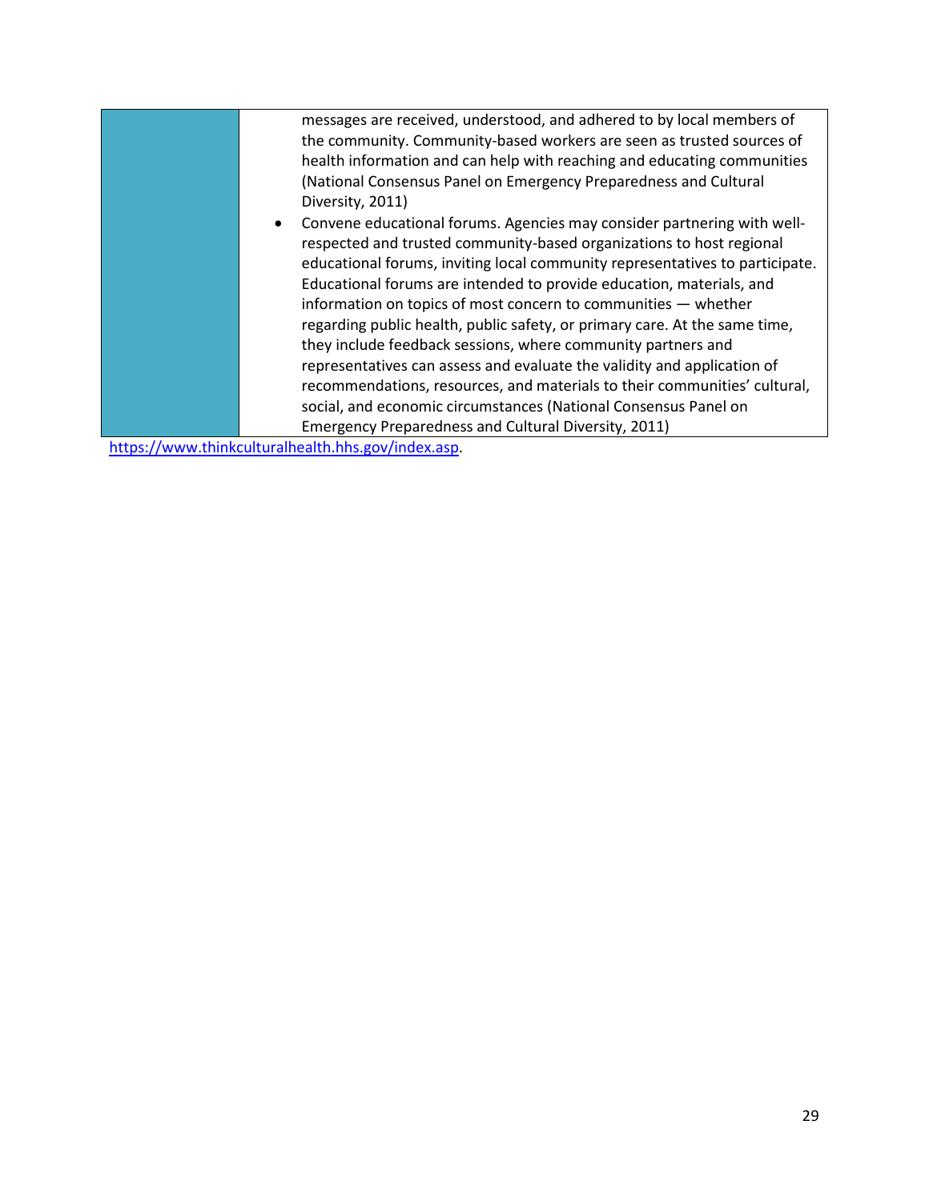| | |
|---|---|
| | messages are received, understood, and adhered to by local members of the community. Community-based workers are seen as trusted sources of health information and can help with reaching and educating communities (National Consensus Panel on Emergency Preparedness and Cultural Diversity, 2011)<br>• Convene educational forums. Agencies may consider partnering with well-respected and trusted community-based organizations to host regional educational forums, inviting local community representatives to participate. Educational forums are intended to provide education, materials, and information on topics of most concern to communities — whether regarding public health, public safety, or primary care. At the same time, they include feedback sessions, where community partners and representatives can assess and evaluate the validity and application of recommendations, resources, and materials to their communities' cultural, social, and economic circumstances (National Consensus Panel on Emergency Preparedness and Cultural Diversity, 2011) |

https://www.thinkculturalhealth.hhs.gov/index.asp.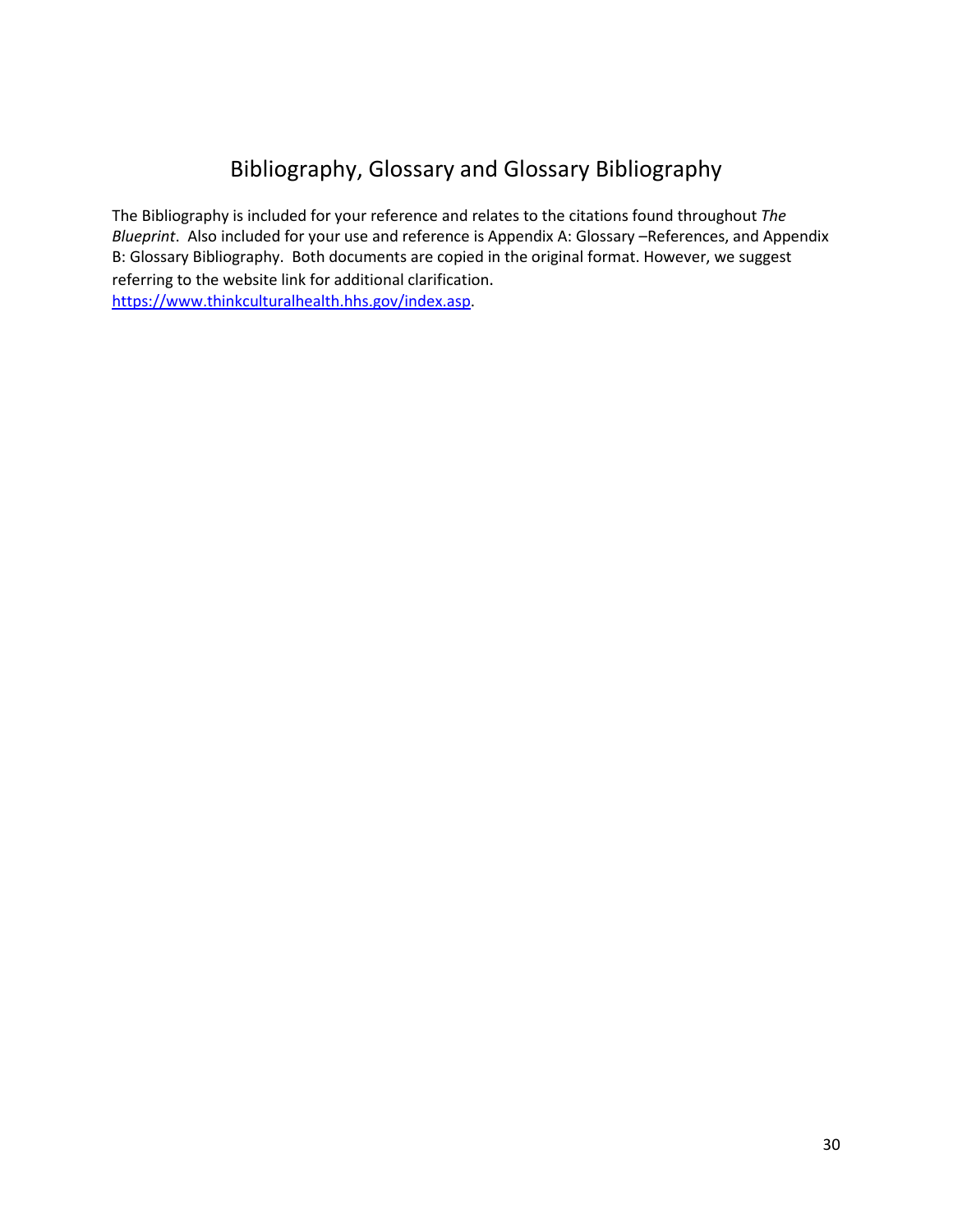# Bibliography, Glossary and Glossary Bibliography

The Bibliography is included for your reference and relates to the citations found throughout *The Blueprint*. Also included for your use and reference is Appendix A: Glossary –References, and Appendix B: Glossary Bibliography. Both documents are copied in the original format. However, we suggest referring to the website link for additional clarification. https://www.thinkculturalhealth.hhs.gov/index.asp.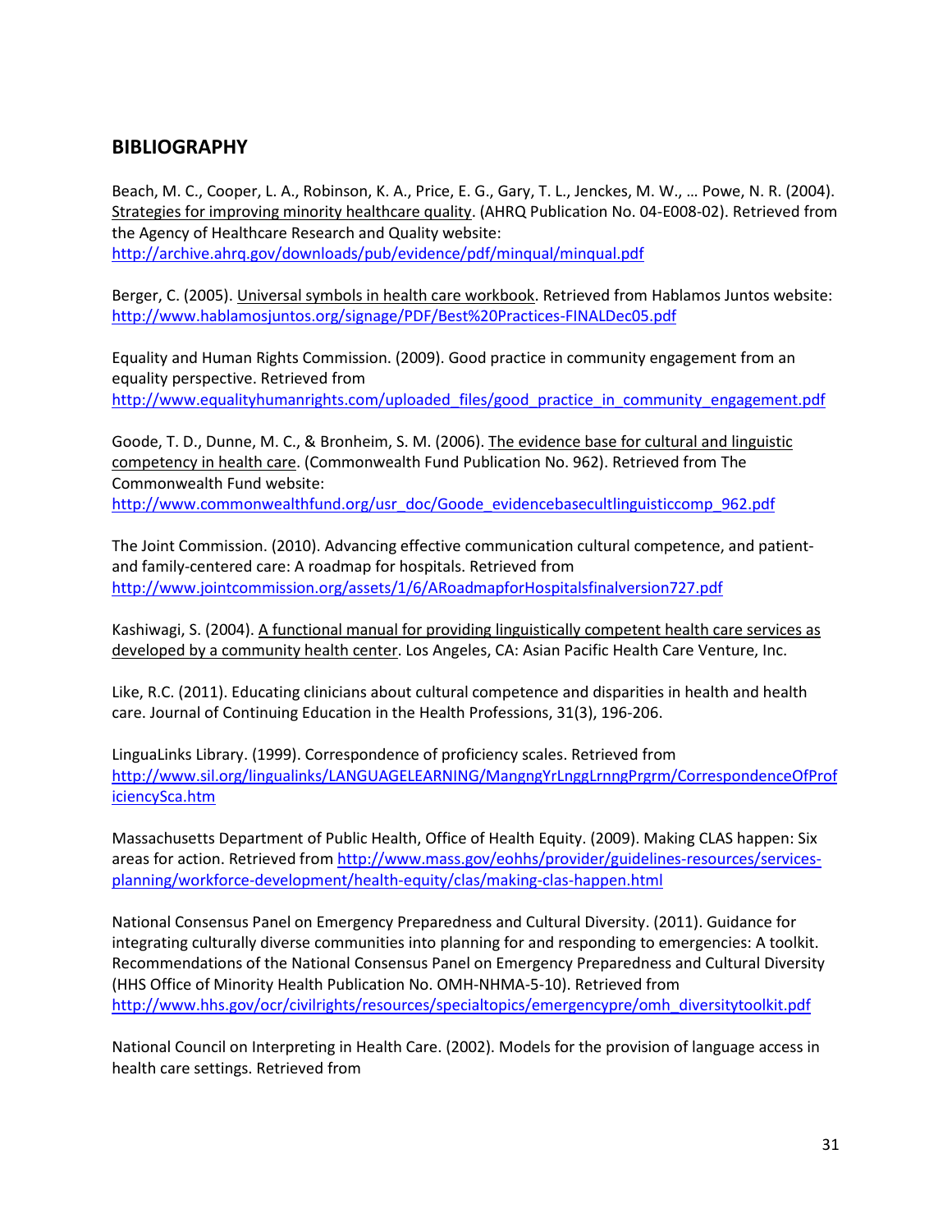## BIBLIOGRAPHY

Beach, M. C., Cooper, L. A., Robinson, K. A., Price, E. G., Gary, T. L., Jenckes, M. W., … Powe, N. R. (2004). Strategies for improving minority healthcare quality. (AHRQ Publication No. 04-E008-02). Retrieved from the Agency of Healthcare Research and Quality website: http://archive.ahrq.gov/downloads/pub/evidence/pdf/minqual/minqual.pdf

Berger, C. (2005). Universal symbols in health care workbook. Retrieved from Hablamos Juntos website: http://www.hablamosjuntos.org/signage/PDF/Best%20Practices-FINALDec05.pdf

Equality and Human Rights Commission. (2009). Good practice in community engagement from an equality perspective. Retrieved from http://www.equalityhumanrights.com/uploaded_files/good_practice_in_community_engagement.pdf

Goode, T. D., Dunne, M. C., & Bronheim, S. M. (2006). The evidence base for cultural and linguistic competency in health care. (Commonwealth Fund Publication No. 962). Retrieved from The Commonwealth Fund website: http://www.commonwealthfund.org/usr_doc/Goode_evidencebasecultlinguisticcomp_962.pdf

The Joint Commission. (2010). Advancing effective communication cultural competence, and patient- and family-centered care: A roadmap for hospitals. Retrieved from http://www.jointcommission.org/assets/1/6/ARoadmapforHospitalsfinalversion727.pdf

Kashiwagi, S. (2004). A functional manual for providing linguistically competent health care services as developed by a community health center. Los Angeles, CA: Asian Pacific Health Care Venture, Inc.

Like, R.C. (2011). Educating clinicians about cultural competence and disparities in health and health care. Journal of Continuing Education in the Health Professions, 31(3), 196-206.

LinguaLinks Library. (1999). Correspondence of proficiency scales. Retrieved from http://www.sil.org/lingualinks/LANGUAGELEARNING/MangngYrLnggLrnngPrgrm/CorrespondenceOfProficiencySca.htm

Massachusetts Department of Public Health, Office of Health Equity. (2009). Making CLAS happen: Six areas for action. Retrieved from http://www.mass.gov/eohhs/provider/guidelines-resources/services-planning/workforce-development/health-equity/clas/making-clas-happen.html

National Consensus Panel on Emergency Preparedness and Cultural Diversity. (2011). Guidance for integrating culturally diverse communities into planning for and responding to emergencies: A toolkit. Recommendations of the National Consensus Panel on Emergency Preparedness and Cultural Diversity (HHS Office of Minority Health Publication No. OMH-NHMA-5-10). Retrieved from http://www.hhs.gov/ocr/civilrights/resources/specialtopics/emergencypre/omh_diversitytoolkit.pdf

National Council on Interpreting in Health Care. (2002). Models for the provision of language access in health care settings. Retrieved from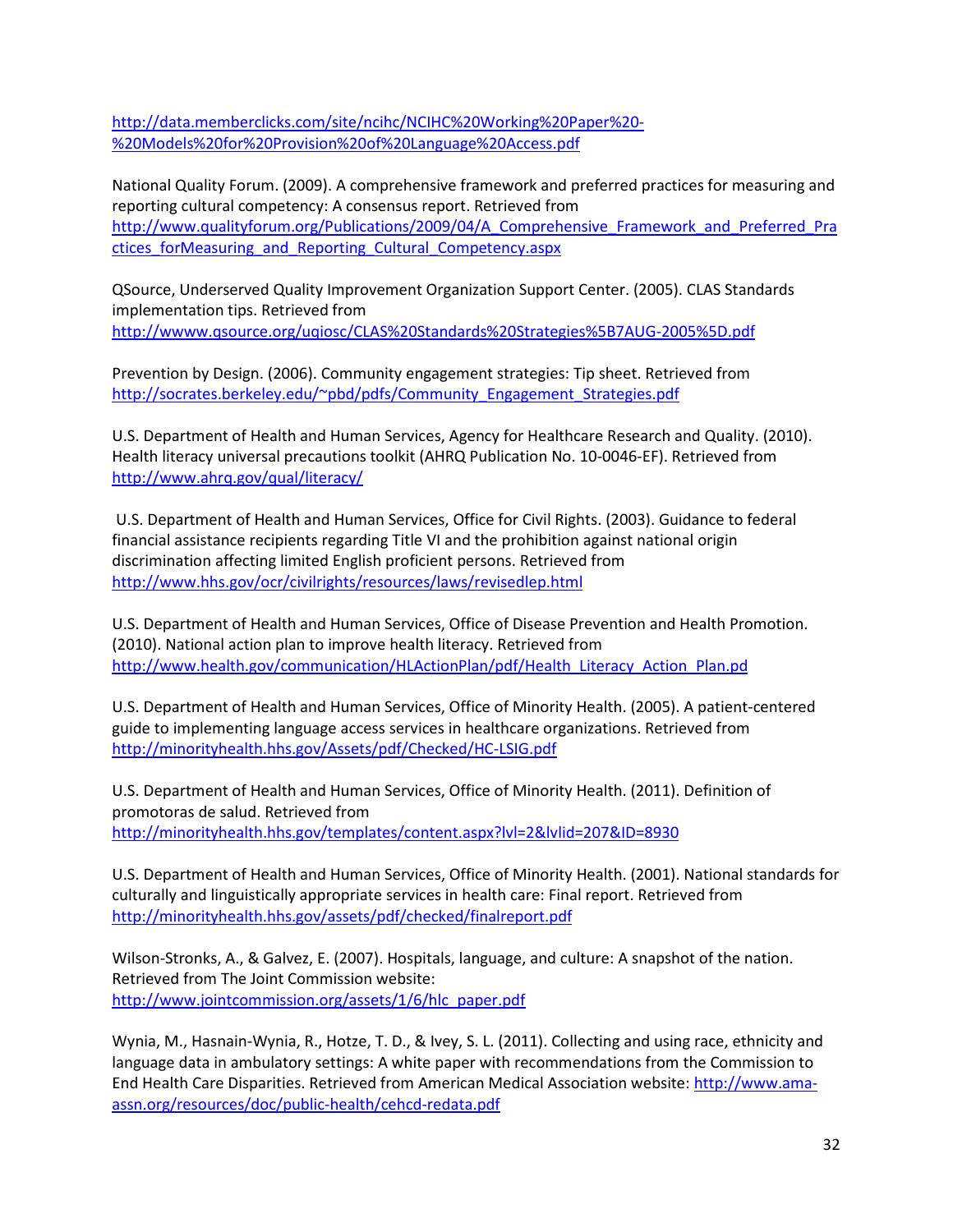http://data.memberclicks.com/site/ncihc/NCIHC%20Working%20Paper%20-%20Models%20for%20Provision%20of%20Language%20Access.pdf

National Quality Forum. (2009). A comprehensive framework and preferred practices for measuring and reporting cultural competency: A consensus report. Retrieved from http://www.qualityforum.org/Publications/2009/04/A_Comprehensive_Framework_and_Preferred_Practices_forMeasuring_and_Reporting_Cultural_Competency.aspx

QSource, Underserved Quality Improvement Organization Support Center. (2005). CLAS Standards implementation tips. Retrieved from http://wwww.qsource.org/uqiosc/CLAS%20Standards%20Strategies%5B7AUG-2005%5D.pdf

Prevention by Design. (2006). Community engagement strategies: Tip sheet. Retrieved from http://socrates.berkeley.edu/~pbd/pdfs/Community_Engagement_Strategies.pdf

U.S. Department of Health and Human Services, Agency for Healthcare Research and Quality. (2010). Health literacy universal precautions toolkit (AHRQ Publication No. 10-0046-EF). Retrieved from http://www.ahrq.gov/qual/literacy/

U.S. Department of Health and Human Services, Office for Civil Rights. (2003). Guidance to federal financial assistance recipients regarding Title VI and the prohibition against national origin discrimination affecting limited English proficient persons. Retrieved from http://www.hhs.gov/ocr/civilrights/resources/laws/revisedlep.html

U.S. Department of Health and Human Services, Office of Disease Prevention and Health Promotion. (2010). National action plan to improve health literacy. Retrieved from http://www.health.gov/communication/HLActionPlan/pdf/Health_Literacy_Action_Plan.pd

U.S. Department of Health and Human Services, Office of Minority Health. (2005). A patient-centered guide to implementing language access services in healthcare organizations. Retrieved from http://minorityhealth.hhs.gov/Assets/pdf/Checked/HC-LSIG.pdf

U.S. Department of Health and Human Services, Office of Minority Health. (2011). Definition of promotoras de salud. Retrieved from http://minorityhealth.hhs.gov/templates/content.aspx?lvl=2&lvlid=207&ID=8930

U.S. Department of Health and Human Services, Office of Minority Health. (2001). National standards for culturally and linguistically appropriate services in health care: Final report. Retrieved from http://minorityhealth.hhs.gov/assets/pdf/checked/finalreport.pdf

Wilson-Stronks, A., & Galvez, E. (2007). Hospitals, language, and culture: A snapshot of the nation. Retrieved from The Joint Commission website: http://www.jointcommission.org/assets/1/6/hlc_paper.pdf

Wynia, M., Hasnain-Wynia, R., Hotze, T. D., & Ivey, S. L. (2011). Collecting and using race, ethnicity and language data in ambulatory settings: A white paper with recommendations from the Commission to End Health Care Disparities. Retrieved from American Medical Association website: http://www.ama-assn.org/resources/doc/public-health/cehcd-redata.pdf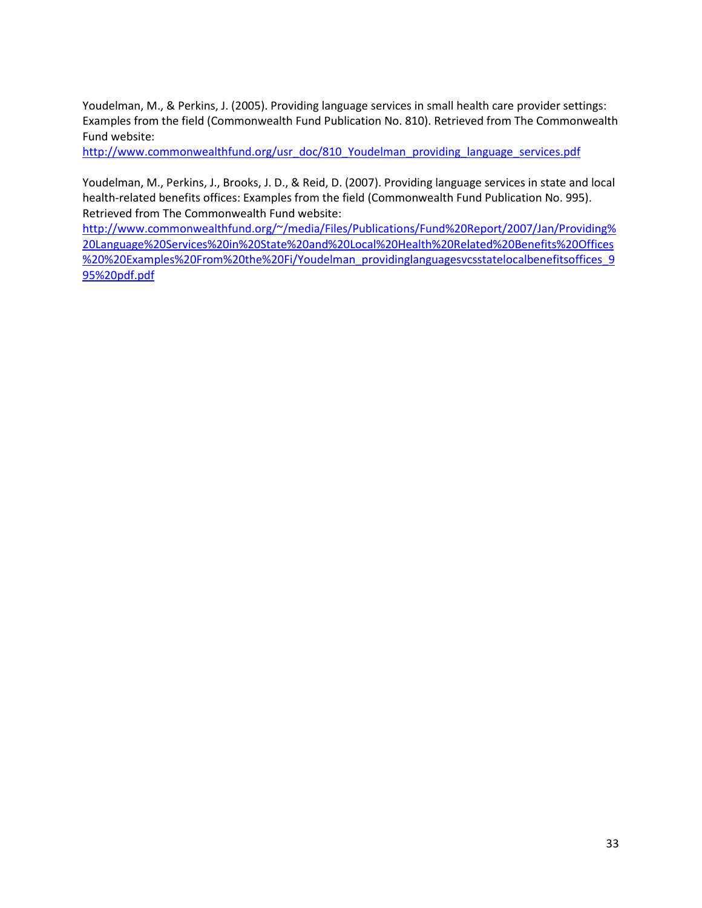Youdelman, M., & Perkins, J. (2005). Providing language services in small health care provider settings: Examples from the field (Commonwealth Fund Publication No. 810). Retrieved from The Commonwealth Fund website:
http://www.commonwealthfund.org/usr_doc/810_Youdelman_providing_language_services.pdf

Youdelman, M., Perkins, J., Brooks, J. D., & Reid, D. (2007). Providing language services in state and local health-related benefits offices: Examples from the field (Commonwealth Fund Publication No. 995). Retrieved from The Commonwealth Fund website:
http://www.commonwealthfund.org/~/media/Files/Publications/Fund%20Report/2007/Jan/Providing%20Language%20Services%20in%20State%20and%20Local%20Health%20Related%20Benefits%20Offices%20%20Examples%20From%20the%20Fi/Youdelman_providinglanguagesvcsstatelocalbenefitsoffices_995%20pdf.pdf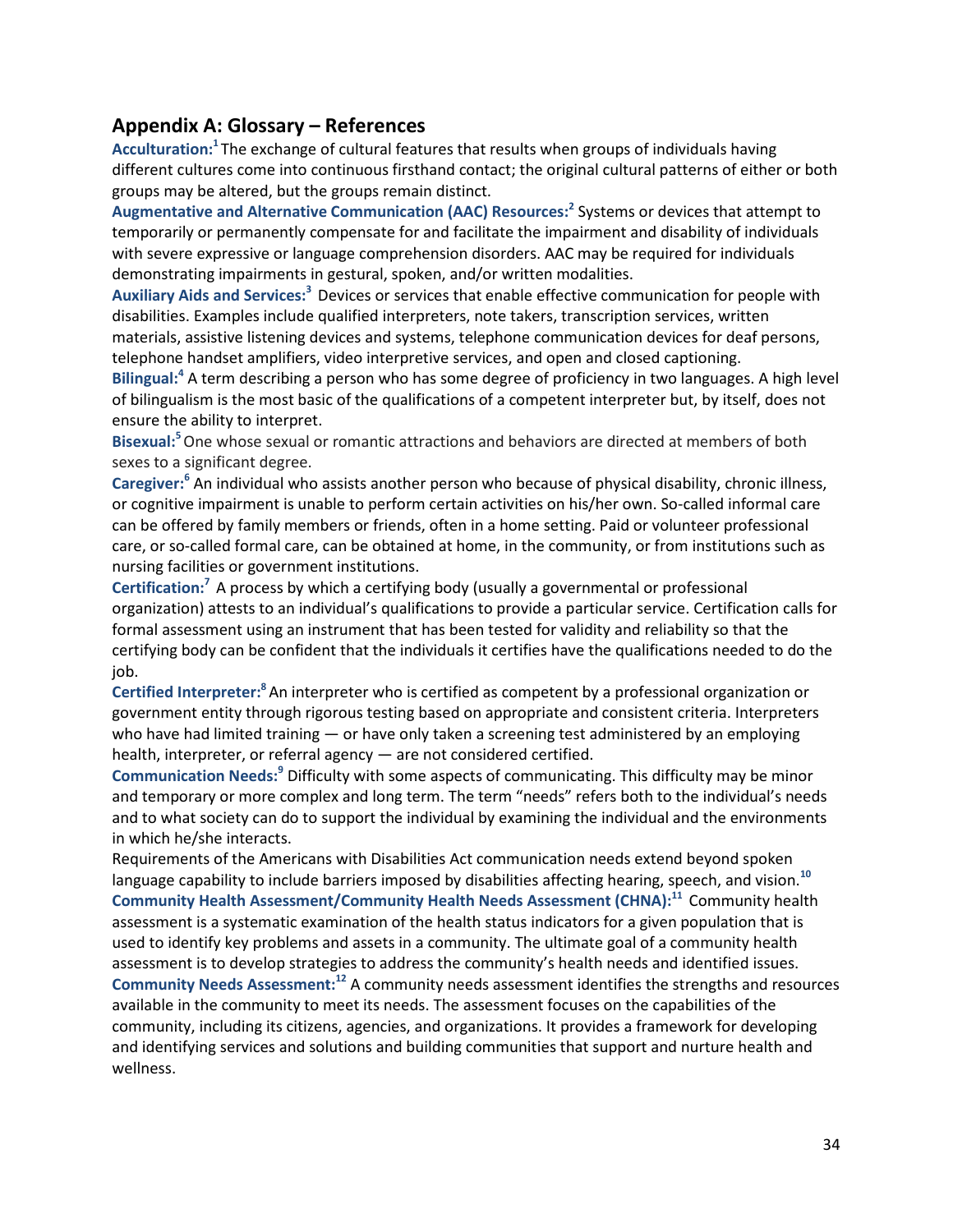## Appendix A: Glossary – References

**Acculturation:**[1] The exchange of cultural features that results when groups of individuals having different cultures come into continuous firsthand contact; the original cultural patterns of either or both groups may be altered, but the groups remain distinct.

**Augmentative and Alternative Communication (AAC) Resources:**[2] Systems or devices that attempt to temporarily or permanently compensate for and facilitate the impairment and disability of individuals with severe expressive or language comprehension disorders. AAC may be required for individuals demonstrating impairments in gestural, spoken, and/or written modalities.

**Auxiliary Aids and Services:**[3] Devices or services that enable effective communication for people with disabilities. Examples include qualified interpreters, note takers, transcription services, written materials, assistive listening devices and systems, telephone communication devices for deaf persons, telephone handset amplifiers, video interpretive services, and open and closed captioning.

**Bilingual:**[4] A term describing a person who has some degree of proficiency in two languages. A high level of bilingualism is the most basic of the qualifications of a competent interpreter but, by itself, does not ensure the ability to interpret.

**Bisexual:**[5] One whose sexual or romantic attractions and behaviors are directed at members of both sexes to a significant degree.

**Caregiver:**[6] An individual who assists another person who because of physical disability, chronic illness, or cognitive impairment is unable to perform certain activities on his/her own. So-called informal care can be offered by family members or friends, often in a home setting. Paid or volunteer professional care, or so-called formal care, can be obtained at home, in the community, or from institutions such as nursing facilities or government institutions.

**Certification:**[7] A process by which a certifying body (usually a governmental or professional organization) attests to an individual's qualifications to provide a particular service. Certification calls for formal assessment using an instrument that has been tested for validity and reliability so that the certifying body can be confident that the individuals it certifies have the qualifications needed to do the job.

**Certified Interpreter:**[8] An interpreter who is certified as competent by a professional organization or government entity through rigorous testing based on appropriate and consistent criteria. Interpreters who have had limited training — or have only taken a screening test administered by an employing health, interpreter, or referral agency — are not considered certified.

**Communication Needs:**[9] Difficulty with some aspects of communicating. This difficulty may be minor and temporary or more complex and long term. The term "needs" refers both to the individual's needs and to what society can do to support the individual by examining the individual and the environments in which he/she interacts.

Requirements of the Americans with Disabilities Act communication needs extend beyond spoken language capability to include barriers imposed by disabilities affecting hearing, speech, and vision.[10]

**Community Health Assessment/Community Health Needs Assessment (CHNA):**[11] Community health assessment is a systematic examination of the health status indicators for a given population that is used to identify key problems and assets in a community. The ultimate goal of a community health assessment is to develop strategies to address the community's health needs and identified issues.

**Community Needs Assessment:**[12] A community needs assessment identifies the strengths and resources available in the community to meet its needs. The assessment focuses on the capabilities of the community, including its citizens, agencies, and organizations. It provides a framework for developing and identifying services and solutions and building communities that support and nurture health and wellness.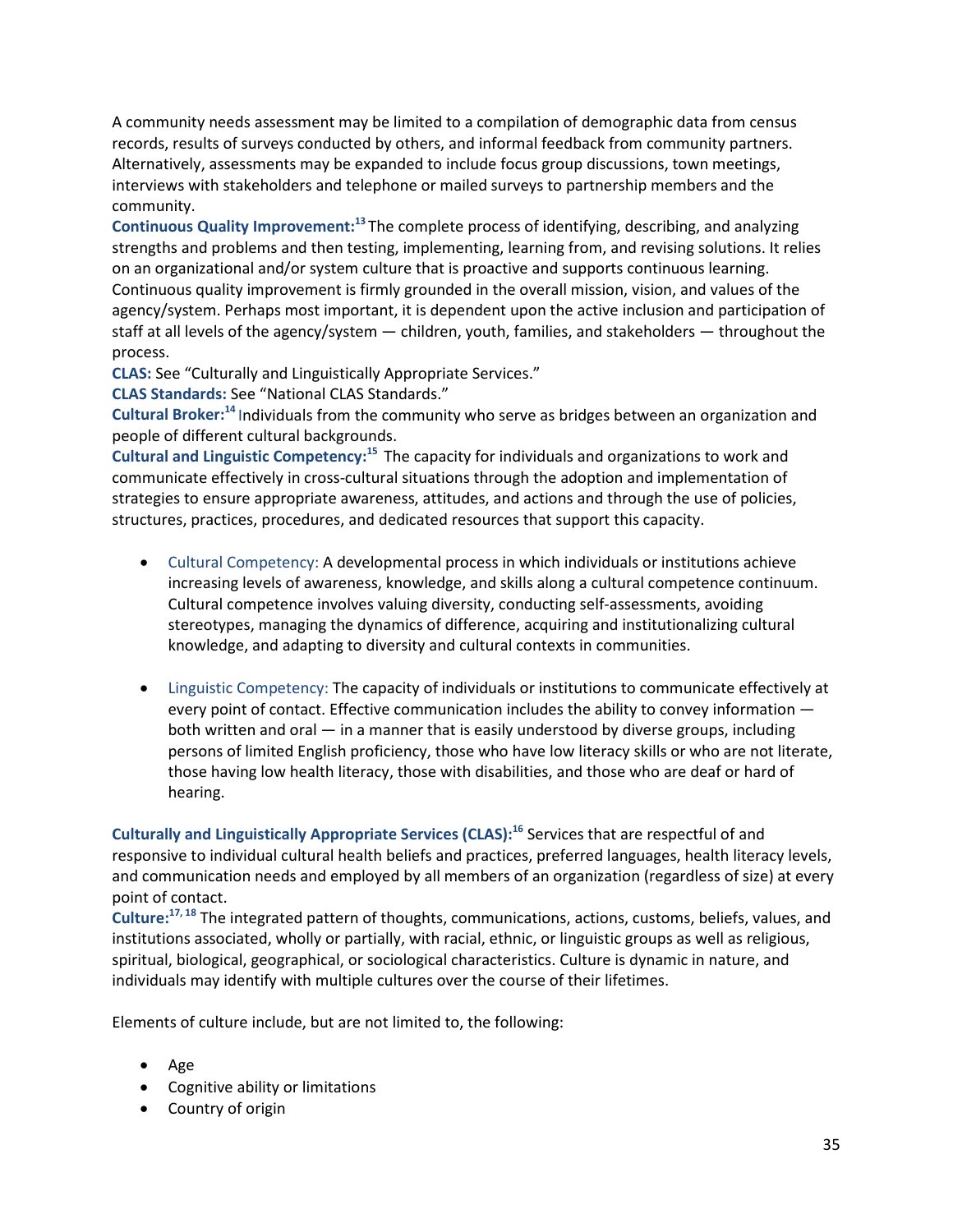A community needs assessment may be limited to a compilation of demographic data from census records, results of surveys conducted by others, and informal feedback from community partners. Alternatively, assessments may be expanded to include focus group discussions, town meetings, interviews with stakeholders and telephone or mailed surveys to partnership members and the community.

**Continuous Quality Improvement:**[13] The complete process of identifying, describing, and analyzing strengths and problems and then testing, implementing, learning from, and revising solutions. It relies on an organizational and/or system culture that is proactive and supports continuous learning. Continuous quality improvement is firmly grounded in the overall mission, vision, and values of the agency/system. Perhaps most important, it is dependent upon the active inclusion and participation of staff at all levels of the agency/system — children, youth, families, and stakeholders — throughout the process.

**CLAS:** See "Culturally and Linguistically Appropriate Services."

**CLAS Standards:** See "National CLAS Standards."

**Cultural Broker:**[14] Individuals from the community who serve as bridges between an organization and people of different cultural backgrounds.

**Cultural and Linguistic Competency:**[15] The capacity for individuals and organizations to work and communicate effectively in cross-cultural situations through the adoption and implementation of strategies to ensure appropriate awareness, attitudes, and actions and through the use of policies, structures, practices, procedures, and dedicated resources that support this capacity.

- Cultural Competency: A developmental process in which individuals or institutions achieve increasing levels of awareness, knowledge, and skills along a cultural competence continuum. Cultural competence involves valuing diversity, conducting self-assessments, avoiding stereotypes, managing the dynamics of difference, acquiring and institutionalizing cultural knowledge, and adapting to diversity and cultural contexts in communities.

- Linguistic Competency: The capacity of individuals or institutions to communicate effectively at every point of contact. Effective communication includes the ability to convey information — both written and oral — in a manner that is easily understood by diverse groups, including persons of limited English proficiency, those who have low literacy skills or who are not literate, those having low health literacy, those with disabilities, and those who are deaf or hard of hearing.

**Culturally and Linguistically Appropriate Services (CLAS):**[16] Services that are respectful of and responsive to individual cultural health beliefs and practices, preferred languages, health literacy levels, and communication needs and employed by all members of an organization (regardless of size) at every point of contact.

**Culture:**[17, 18] The integrated pattern of thoughts, communications, actions, customs, beliefs, values, and institutions associated, wholly or partially, with racial, ethnic, or linguistic groups as well as religious, spiritual, biological, geographical, or sociological characteristics. Culture is dynamic in nature, and individuals may identify with multiple cultures over the course of their lifetimes.

Elements of culture include, but are not limited to, the following:

- Age
- Cognitive ability or limitations
- Country of origin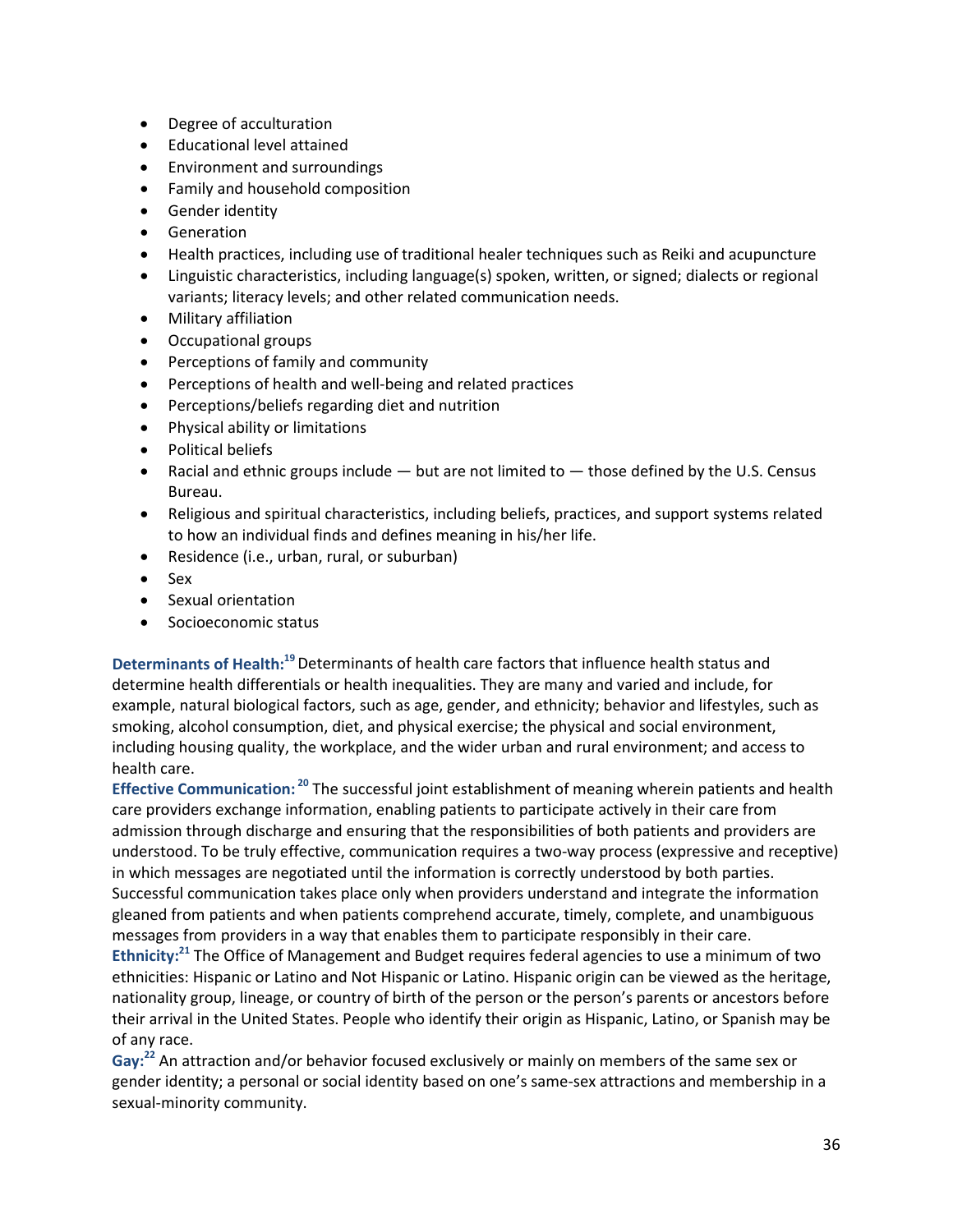- Degree of acculturation
- Educational level attained
- Environment and surroundings
- Family and household composition
- Gender identity
- Generation
- Health practices, including use of traditional healer techniques such as Reiki and acupuncture
- Linguistic characteristics, including language(s) spoken, written, or signed; dialects or regional variants; literacy levels; and other related communication needs.
- Military affiliation
- Occupational groups
- Perceptions of family and community
- Perceptions of health and well-being and related practices
- Perceptions/beliefs regarding diet and nutrition
- Physical ability or limitations
- Political beliefs
- Racial and ethnic groups include — but are not limited to — those defined by the U.S. Census Bureau.
- Religious and spiritual characteristics, including beliefs, practices, and support systems related to how an individual finds and defines meaning in his/her life.
- Residence (i.e., urban, rural, or suburban)
- Sex
- Sexual orientation
- Socioeconomic status

**Determinants of Health:**[19] Determinants of health care factors that influence health status and determine health differentials or health inequalities. They are many and varied and include, for example, natural biological factors, such as age, gender, and ethnicity; behavior and lifestyles, such as smoking, alcohol consumption, diet, and physical exercise; the physical and social environment, including housing quality, the workplace, and the wider urban and rural environment; and access to health care.

**Effective Communication:**[20] The successful joint establishment of meaning wherein patients and health care providers exchange information, enabling patients to participate actively in their care from admission through discharge and ensuring that the responsibilities of both patients and providers are understood. To be truly effective, communication requires a two-way process (expressive and receptive) in which messages are negotiated until the information is correctly understood by both parties. Successful communication takes place only when providers understand and integrate the information gleaned from patients and when patients comprehend accurate, timely, complete, and unambiguous messages from providers in a way that enables them to participate responsibly in their care.

**Ethnicity:**[21] The Office of Management and Budget requires federal agencies to use a minimum of two ethnicities: Hispanic or Latino and Not Hispanic or Latino. Hispanic origin can be viewed as the heritage, nationality group, lineage, or country of birth of the person or the person's parents or ancestors before their arrival in the United States. People who identify their origin as Hispanic, Latino, or Spanish may be of any race.

**Gay:**[22] An attraction and/or behavior focused exclusively or mainly on members of the same sex or gender identity; a personal or social identity based on one's same-sex attractions and membership in a sexual-minority community.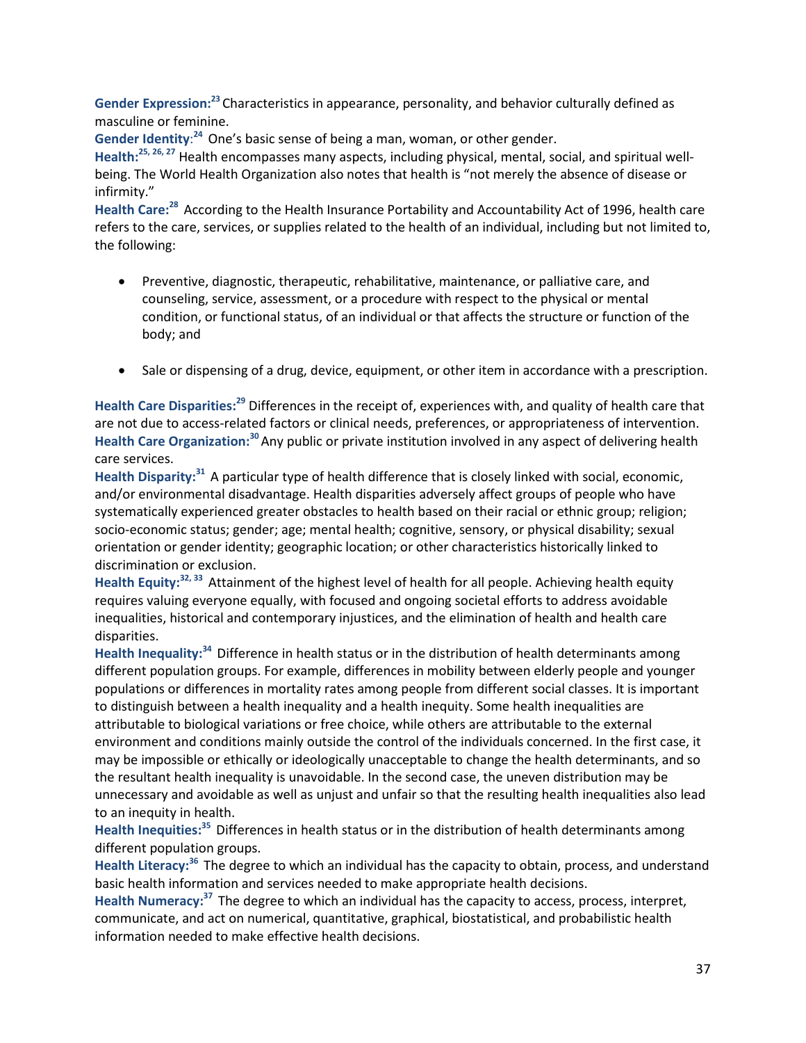**Gender Expression:**[23] Characteristics in appearance, personality, and behavior culturally defined as masculine or feminine.

**Gender Identity**:[24] One's basic sense of being a man, woman, or other gender.

**Health:**[25, 26, 27] Health encompasses many aspects, including physical, mental, social, and spiritual well-being. The World Health Organization also notes that health is "not merely the absence of disease or infirmity."

**Health Care:**[28] According to the Health Insurance Portability and Accountability Act of 1996, health care refers to the care, services, or supplies related to the health of an individual, including but not limited to, the following:

- Preventive, diagnostic, therapeutic, rehabilitative, maintenance, or palliative care, and counseling, service, assessment, or a procedure with respect to the physical or mental condition, or functional status, of an individual or that affects the structure or function of the body; and

- Sale or dispensing of a drug, device, equipment, or other item in accordance with a prescription.

**Health Care Disparities:**[29] Differences in the receipt of, experiences with, and quality of health care that are not due to access-related factors or clinical needs, preferences, or appropriateness of intervention.

**Health Care Organization:**[30] Any public or private institution involved in any aspect of delivering health care services.

**Health Disparity:**[31] A particular type of health difference that is closely linked with social, economic, and/or environmental disadvantage. Health disparities adversely affect groups of people who have systematically experienced greater obstacles to health based on their racial or ethnic group; religion; socio-economic status; gender; age; mental health; cognitive, sensory, or physical disability; sexual orientation or gender identity; geographic location; or other characteristics historically linked to discrimination or exclusion.

**Health Equity:**[32, 33] Attainment of the highest level of health for all people. Achieving health equity requires valuing everyone equally, with focused and ongoing societal efforts to address avoidable inequalities, historical and contemporary injustices, and the elimination of health and health care disparities.

**Health Inequality:**[34] Difference in health status or in the distribution of health determinants among different population groups. For example, differences in mobility between elderly people and younger populations or differences in mortality rates among people from different social classes. It is important to distinguish between a health inequality and a health inequity. Some health inequalities are attributable to biological variations or free choice, while others are attributable to the external environment and conditions mainly outside the control of the individuals concerned. In the first case, it may be impossible or ethically or ideologically unacceptable to change the health determinants, and so the resultant health inequality is unavoidable. In the second case, the uneven distribution may be unnecessary and avoidable as well as unjust and unfair so that the resulting health inequalities also lead to an inequity in health.

**Health Inequities:**[35] Differences in health status or in the distribution of health determinants among different population groups.

**Health Literacy:**[36] The degree to which an individual has the capacity to obtain, process, and understand basic health information and services needed to make appropriate health decisions.

**Health Numeracy:**[37] The degree to which an individual has the capacity to access, process, interpret, communicate, and act on numerical, quantitative, graphical, biostatistical, and probabilistic health information needed to make effective health decisions.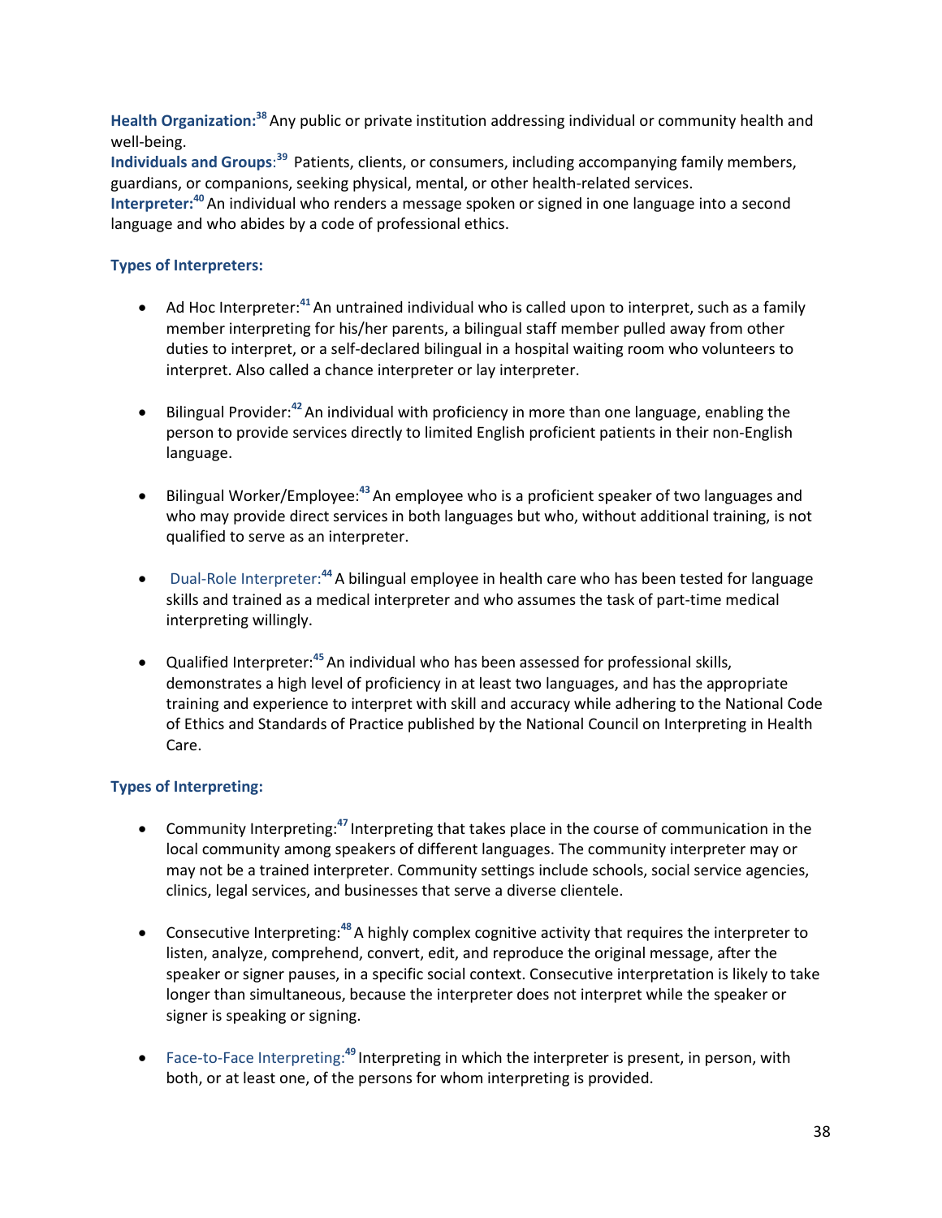**Health Organization:**[38] Any public or private institution addressing individual or community health and well-being.
**Individuals and Groups**:[39] Patients, clients, or consumers, including accompanying family members, guardians, or companions, seeking physical, mental, or other health-related services.
**Interpreter:**[40] An individual who renders a message spoken or signed in one language into a second language and who abides by a code of professional ethics.

**Types of Interpreters:**

- Ad Hoc Interpreter:[41] An untrained individual who is called upon to interpret, such as a family member interpreting for his/her parents, a bilingual staff member pulled away from other duties to interpret, or a self-declared bilingual in a hospital waiting room who volunteers to interpret. Also called a chance interpreter or lay interpreter.

- Bilingual Provider:[42] An individual with proficiency in more than one language, enabling the person to provide services directly to limited English proficient patients in their non-English language.

- Bilingual Worker/Employee:[43] An employee who is a proficient speaker of two languages and who may provide direct services in both languages but who, without additional training, is not qualified to serve as an interpreter.

- Dual-Role Interpreter:[44] A bilingual employee in health care who has been tested for language skills and trained as a medical interpreter and who assumes the task of part-time medical interpreting willingly.

- Qualified Interpreter:[45] An individual who has been assessed for professional skills, demonstrates a high level of proficiency in at least two languages, and has the appropriate training and experience to interpret with skill and accuracy while adhering to the National Code of Ethics and Standards of Practice published by the National Council on Interpreting in Health Care.

**Types of Interpreting:**

- Community Interpreting:[47] Interpreting that takes place in the course of communication in the local community among speakers of different languages. The community interpreter may or may not be a trained interpreter. Community settings include schools, social service agencies, clinics, legal services, and businesses that serve a diverse clientele.

- Consecutive Interpreting:[48] A highly complex cognitive activity that requires the interpreter to listen, analyze, comprehend, convert, edit, and reproduce the original message, after the speaker or signer pauses, in a specific social context. Consecutive interpretation is likely to take longer than simultaneous, because the interpreter does not interpret while the speaker or signer is speaking or signing.

- Face-to-Face Interpreting:[49] Interpreting in which the interpreter is present, in person, with both, or at least one, of the persons for whom interpreting is provided.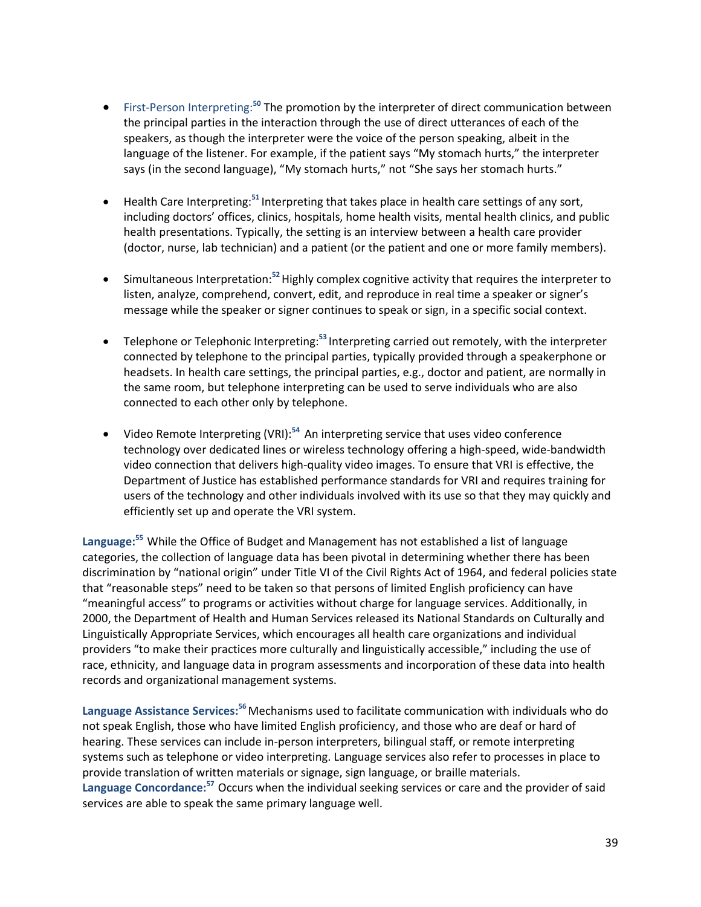- First-Person Interpreting:[50] The promotion by the interpreter of direct communication between the principal parties in the interaction through the use of direct utterances of each of the speakers, as though the interpreter were the voice of the person speaking, albeit in the language of the listener. For example, if the patient says "My stomach hurts," the interpreter says (in the second language), "My stomach hurts," not "She says her stomach hurts."

- Health Care Interpreting:[51] Interpreting that takes place in health care settings of any sort, including doctors' offices, clinics, hospitals, home health visits, mental health clinics, and public health presentations. Typically, the setting is an interview between a health care provider (doctor, nurse, lab technician) and a patient (or the patient and one or more family members).

- Simultaneous Interpretation:[52] Highly complex cognitive activity that requires the interpreter to listen, analyze, comprehend, convert, edit, and reproduce in real time a speaker or signer's message while the speaker or signer continues to speak or sign, in a specific social context.

- Telephone or Telephonic Interpreting:[53] Interpreting carried out remotely, with the interpreter connected by telephone to the principal parties, typically provided through a speakerphone or headsets. In health care settings, the principal parties, e.g., doctor and patient, are normally in the same room, but telephone interpreting can be used to serve individuals who are also connected to each other only by telephone.

- Video Remote Interpreting (VRI):[54] An interpreting service that uses video conference technology over dedicated lines or wireless technology offering a high-speed, wide-bandwidth video connection that delivers high-quality video images. To ensure that VRI is effective, the Department of Justice has established performance standards for VRI and requires training for users of the technology and other individuals involved with its use so that they may quickly and efficiently set up and operate the VRI system.

**Language:**[55] While the Office of Budget and Management has not established a list of language categories, the collection of language data has been pivotal in determining whether there has been discrimination by "national origin" under Title VI of the Civil Rights Act of 1964, and federal policies state that "reasonable steps" need to be taken so that persons of limited English proficiency can have "meaningful access" to programs or activities without charge for language services. Additionally, in 2000, the Department of Health and Human Services released its National Standards on Culturally and Linguistically Appropriate Services, which encourages all health care organizations and individual providers "to make their practices more culturally and linguistically accessible," including the use of race, ethnicity, and language data in program assessments and incorporation of these data into health records and organizational management systems.

**Language Assistance Services:**[56] Mechanisms used to facilitate communication with individuals who do not speak English, those who have limited English proficiency, and those who are deaf or hard of hearing. These services can include in-person interpreters, bilingual staff, or remote interpreting systems such as telephone or video interpreting. Language services also refer to processes in place to provide translation of written materials or signage, sign language, or braille materials.

**Language Concordance:**[57] Occurs when the individual seeking services or care and the provider of said services are able to speak the same primary language well.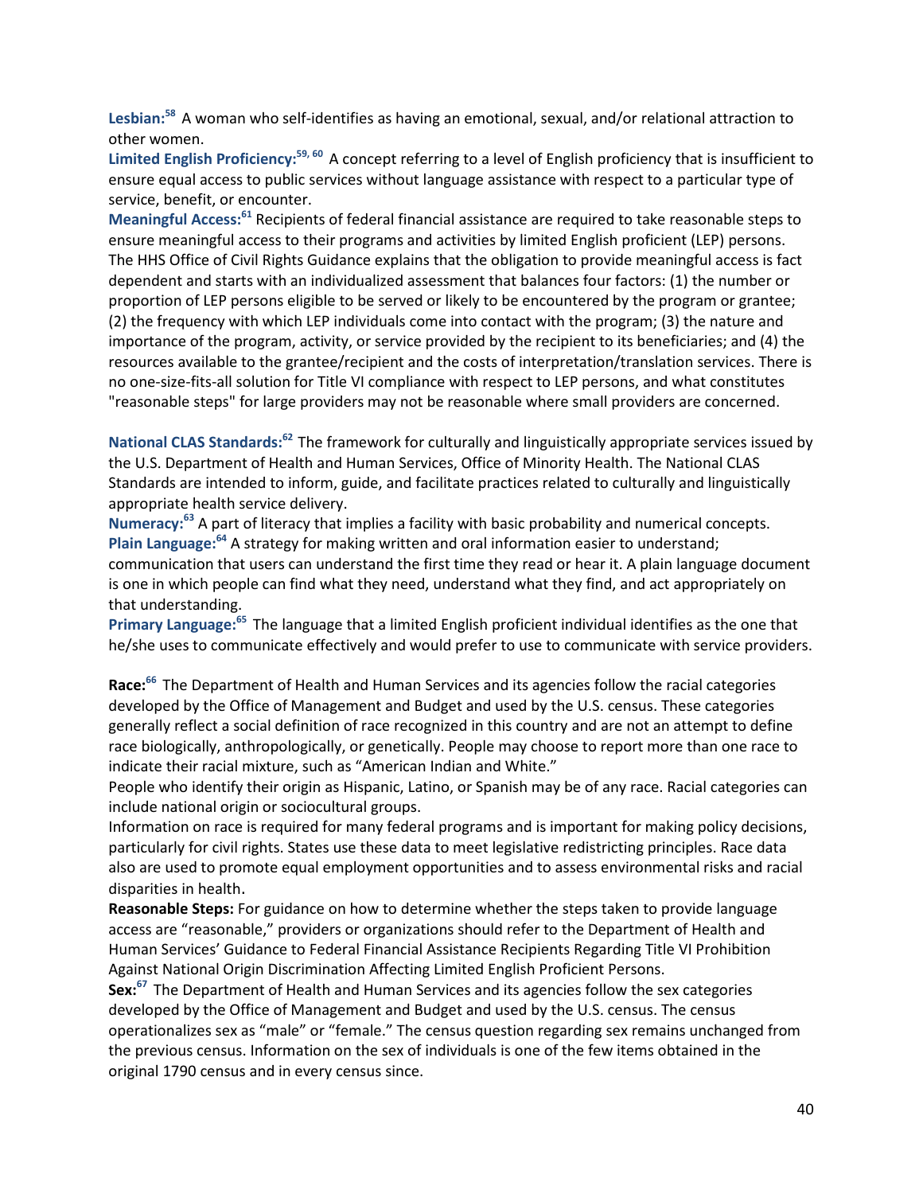**Lesbian:**[58] A woman who self-identifies as having an emotional, sexual, and/or relational attraction to other women.

**Limited English Proficiency:**[59, 60] A concept referring to a level of English proficiency that is insufficient to ensure equal access to public services without language assistance with respect to a particular type of service, benefit, or encounter.

**Meaningful Access:**[61] Recipients of federal financial assistance are required to take reasonable steps to ensure meaningful access to their programs and activities by limited English proficient (LEP) persons. The HHS Office of Civil Rights Guidance explains that the obligation to provide meaningful access is fact dependent and starts with an individualized assessment that balances four factors: (1) the number or proportion of LEP persons eligible to be served or likely to be encountered by the program or grantee; (2) the frequency with which LEP individuals come into contact with the program; (3) the nature and importance of the program, activity, or service provided by the recipient to its beneficiaries; and (4) the resources available to the grantee/recipient and the costs of interpretation/translation services. There is no one-size-fits-all solution for Title VI compliance with respect to LEP persons, and what constitutes "reasonable steps" for large providers may not be reasonable where small providers are concerned.

**National CLAS Standards:**[62] The framework for culturally and linguistically appropriate services issued by the U.S. Department of Health and Human Services, Office of Minority Health. The National CLAS Standards are intended to inform, guide, and facilitate practices related to culturally and linguistically appropriate health service delivery.

**Numeracy:**[63] A part of literacy that implies a facility with basic probability and numerical concepts.

**Plain Language:**[64] A strategy for making written and oral information easier to understand; communication that users can understand the first time they read or hear it. A plain language document is one in which people can find what they need, understand what they find, and act appropriately on that understanding.

**Primary Language:**[65] The language that a limited English proficient individual identifies as the one that he/she uses to communicate effectively and would prefer to use to communicate with service providers.

**Race:**[66] The Department of Health and Human Services and its agencies follow the racial categories developed by the Office of Management and Budget and used by the U.S. census. These categories generally reflect a social definition of race recognized in this country and are not an attempt to define race biologically, anthropologically, or genetically. People may choose to report more than one race to indicate their racial mixture, such as "American Indian and White."

People who identify their origin as Hispanic, Latino, or Spanish may be of any race. Racial categories can include national origin or sociocultural groups.

Information on race is required for many federal programs and is important for making policy decisions, particularly for civil rights. States use these data to meet legislative redistricting principles. Race data also are used to promote equal employment opportunities and to assess environmental risks and racial disparities in health.

**Reasonable Steps:** For guidance on how to determine whether the steps taken to provide language access are "reasonable," providers or organizations should refer to the Department of Health and Human Services' Guidance to Federal Financial Assistance Recipients Regarding Title VI Prohibition Against National Origin Discrimination Affecting Limited English Proficient Persons.

**Sex:**[67] The Department of Health and Human Services and its agencies follow the sex categories developed by the Office of Management and Budget and used by the U.S. census. The census operationalizes sex as "male" or "female." The census question regarding sex remains unchanged from the previous census. Information on the sex of individuals is one of the few items obtained in the original 1790 census and in every census since.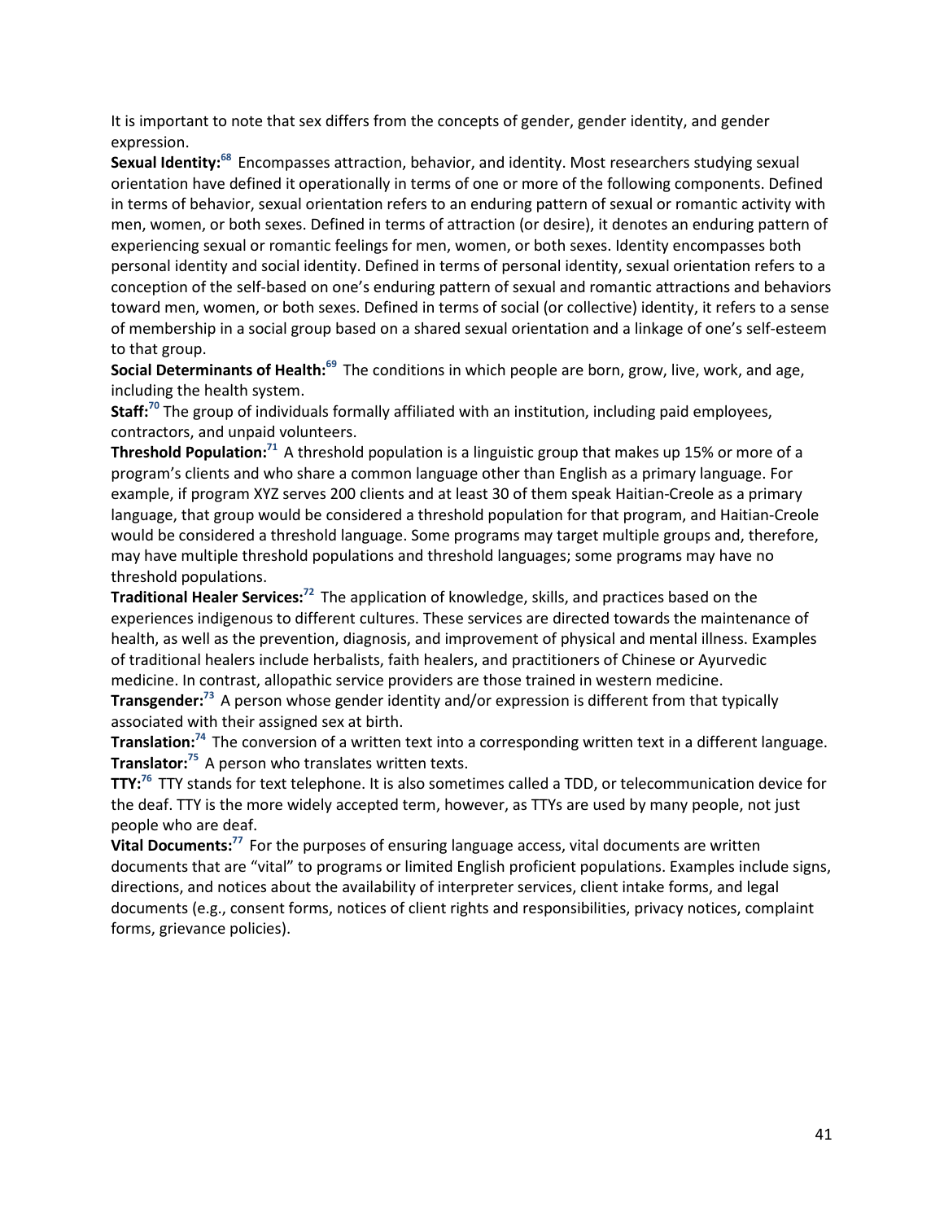It is important to note that sex differs from the concepts of gender, gender identity, and gender expression.

**Sexual Identity:**[68] Encompasses attraction, behavior, and identity. Most researchers studying sexual orientation have defined it operationally in terms of one or more of the following components. Defined in terms of behavior, sexual orientation refers to an enduring pattern of sexual or romantic activity with men, women, or both sexes. Defined in terms of attraction (or desire), it denotes an enduring pattern of experiencing sexual or romantic feelings for men, women, or both sexes. Identity encompasses both personal identity and social identity. Defined in terms of personal identity, sexual orientation refers to a conception of the self-based on one's enduring pattern of sexual and romantic attractions and behaviors toward men, women, or both sexes. Defined in terms of social (or collective) identity, it refers to a sense of membership in a social group based on a shared sexual orientation and a linkage of one's self-esteem to that group.

**Social Determinants of Health:**[69] The conditions in which people are born, grow, live, work, and age, including the health system.

**Staff:**[70] The group of individuals formally affiliated with an institution, including paid employees, contractors, and unpaid volunteers.

**Threshold Population:**[71] A threshold population is a linguistic group that makes up 15% or more of a program's clients and who share a common language other than English as a primary language. For example, if program XYZ serves 200 clients and at least 30 of them speak Haitian-Creole as a primary language, that group would be considered a threshold population for that program, and Haitian-Creole would be considered a threshold language. Some programs may target multiple groups and, therefore, may have multiple threshold populations and threshold languages; some programs may have no threshold populations.

**Traditional Healer Services:**[72] The application of knowledge, skills, and practices based on the experiences indigenous to different cultures. These services are directed towards the maintenance of health, as well as the prevention, diagnosis, and improvement of physical and mental illness. Examples of traditional healers include herbalists, faith healers, and practitioners of Chinese or Ayurvedic medicine. In contrast, allopathic service providers are those trained in western medicine.

**Transgender:**[73] A person whose gender identity and/or expression is different from that typically associated with their assigned sex at birth.

**Translation:**[74] The conversion of a written text into a corresponding written text in a different language.

**Translator:**[75] A person who translates written texts.

**TTY:**[76] TTY stands for text telephone. It is also sometimes called a TDD, or telecommunication device for the deaf. TTY is the more widely accepted term, however, as TTYs are used by many people, not just people who are deaf.

**Vital Documents:**[77] For the purposes of ensuring language access, vital documents are written documents that are "vital" to programs or limited English proficient populations. Examples include signs, directions, and notices about the availability of interpreter services, client intake forms, and legal documents (e.g., consent forms, notices of client rights and responsibilities, privacy notices, complaint forms, grievance policies).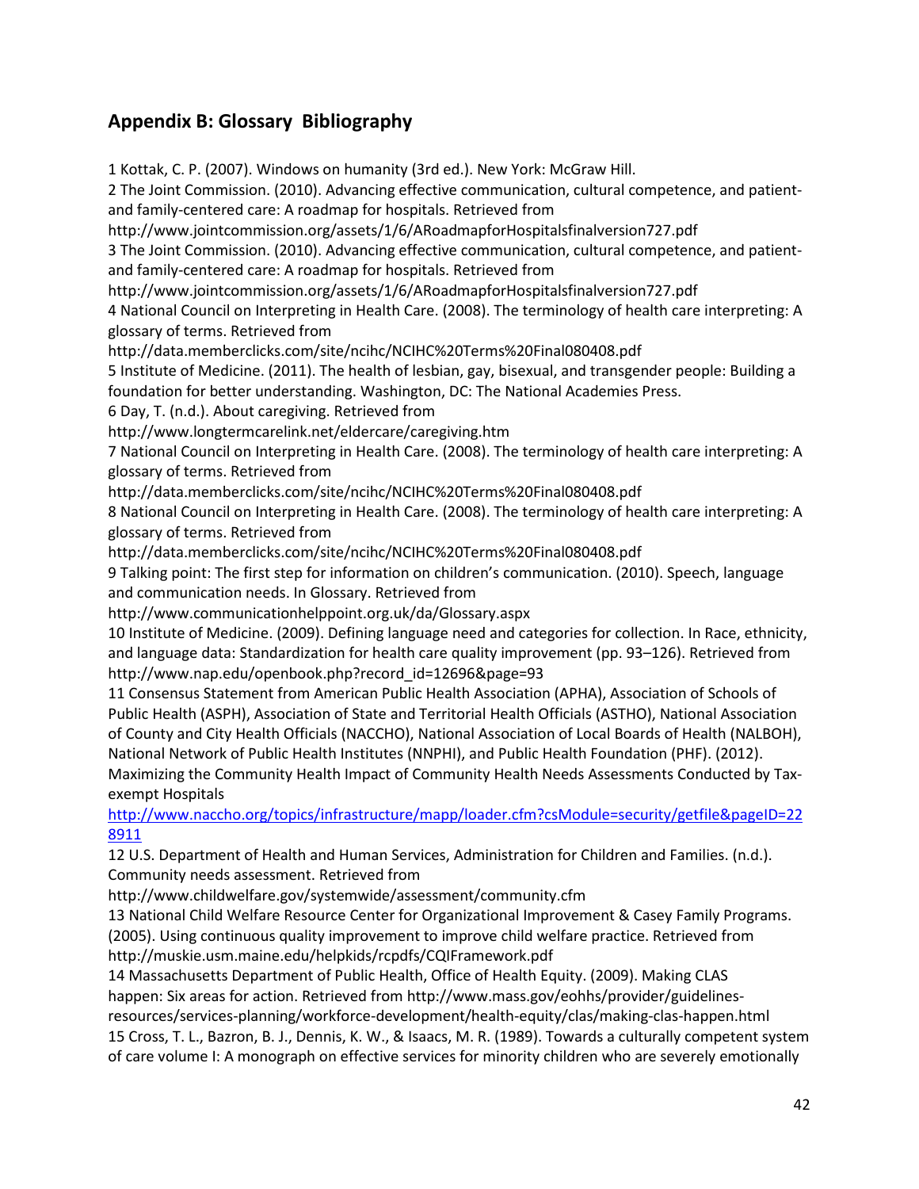## Appendix B: Glossary Bibliography

1 Kottak, C. P. (2007). Windows on humanity (3rd ed.). New York: McGraw Hill.

2 The Joint Commission. (2010). Advancing effective communication, cultural competence, and patient- and family-centered care: A roadmap for hospitals. Retrieved from http://www.jointcommission.org/assets/1/6/ARoadmapforHospitalsfinalversion727.pdf

3 The Joint Commission. (2010). Advancing effective communication, cultural competence, and patient- and family-centered care: A roadmap for hospitals. Retrieved from http://www.jointcommission.org/assets/1/6/ARoadmapforHospitalsfinalversion727.pdf

4 National Council on Interpreting in Health Care. (2008). The terminology of health care interpreting: A glossary of terms. Retrieved from http://data.memberclicks.com/site/ncihc/NCIHC%20Terms%20Final080408.pdf

5 Institute of Medicine. (2011). The health of lesbian, gay, bisexual, and transgender people: Building a foundation for better understanding. Washington, DC: The National Academies Press.

6 Day, T. (n.d.). About caregiving. Retrieved from http://www.longtermcarelink.net/eldercare/caregiving.htm

7 National Council on Interpreting in Health Care. (2008). The terminology of health care interpreting: A glossary of terms. Retrieved from http://data.memberclicks.com/site/ncihc/NCIHC%20Terms%20Final080408.pdf

8 National Council on Interpreting in Health Care. (2008). The terminology of health care interpreting: A glossary of terms. Retrieved from http://data.memberclicks.com/site/ncihc/NCIHC%20Terms%20Final080408.pdf

9 Talking point: The first step for information on children's communication. (2010). Speech, language and communication needs. In Glossary. Retrieved from http://www.communicationhelppoint.org.uk/da/Glossary.aspx

10 Institute of Medicine. (2009). Defining language need and categories for collection. In Race, ethnicity, and language data: Standardization for health care quality improvement (pp. 93–126). Retrieved from http://www.nap.edu/openbook.php?record_id=12696&page=93

11 Consensus Statement from American Public Health Association (APHA), Association of Schools of Public Health (ASPH), Association of State and Territorial Health Officials (ASTHO), National Association of County and City Health Officials (NACCHO), National Association of Local Boards of Health (NALBOH), National Network of Public Health Institutes (NNPHI), and Public Health Foundation (PHF). (2012). Maximizing the Community Health Impact of Community Health Needs Assessments Conducted by Tax-exempt Hospitals [http://www.naccho.org/topics/infrastructure/mapp/loader.cfm?csModule=security/getfile&pageID=228911](http://www.naccho.org/topics/infrastructure/mapp/loader.cfm?csModule=security/getfile&pageID=228911)

12 U.S. Department of Health and Human Services, Administration for Children and Families. (n.d.). Community needs assessment. Retrieved from http://www.childwelfare.gov/systemwide/assessment/community.cfm

13 National Child Welfare Resource Center for Organizational Improvement & Casey Family Programs. (2005). Using continuous quality improvement to improve child welfare practice. Retrieved from http://muskie.usm.maine.edu/helpkids/rcpdfs/CQIFramework.pdf

14 Massachusetts Department of Public Health, Office of Health Equity. (2009). Making CLAS happen: Six areas for action. Retrieved from http://www.mass.gov/eohhs/provider/guidelines-resources/services-planning/workforce-development/health-equity/clas/making-clas-happen.html

15 Cross, T. L., Bazron, B. J., Dennis, K. W., & Isaacs, M. R. (1989). Towards a culturally competent system of care volume I: A monograph on effective services for minority children who are severely emotionally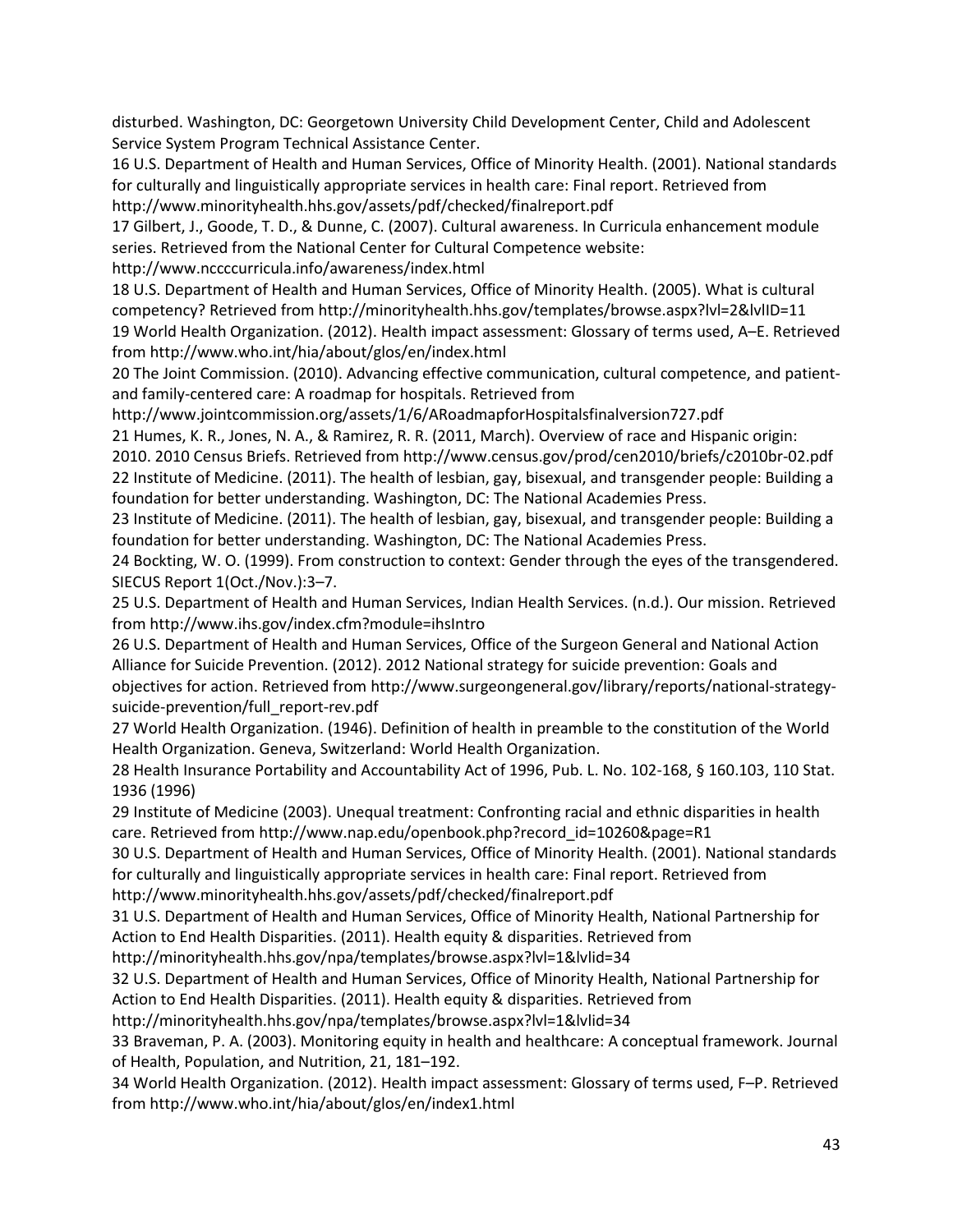disturbed. Washington, DC: Georgetown University Child Development Center, Child and Adolescent Service System Program Technical Assistance Center.

16 U.S. Department of Health and Human Services, Office of Minority Health. (2001). National standards for culturally and linguistically appropriate services in health care: Final report. Retrieved from http://www.minorityhealth.hhs.gov/assets/pdf/checked/finalreport.pdf

17 Gilbert, J., Goode, T. D., & Dunne, C. (2007). Cultural awareness. In Curricula enhancement module series. Retrieved from the National Center for Cultural Competence website: http://www.nccccurricula.info/awareness/index.html

18 U.S. Department of Health and Human Services, Office of Minority Health. (2005). What is cultural competency? Retrieved from http://minorityhealth.hhs.gov/templates/browse.aspx?lvl=2&lvlID=11

19 World Health Organization. (2012). Health impact assessment: Glossary of terms used, A–E. Retrieved from http://www.who.int/hia/about/glos/en/index.html

20 The Joint Commission. (2010). Advancing effective communication, cultural competence, and patient-and family-centered care: A roadmap for hospitals. Retrieved from http://www.jointcommission.org/assets/1/6/ARoadmapforHospitalsfinalversion727.pdf

21 Humes, K. R., Jones, N. A., & Ramirez, R. R. (2011, March). Overview of race and Hispanic origin: 2010. 2010 Census Briefs. Retrieved from http://www.census.gov/prod/cen2010/briefs/c2010br-02.pdf

22 Institute of Medicine. (2011). The health of lesbian, gay, bisexual, and transgender people: Building a foundation for better understanding. Washington, DC: The National Academies Press.

23 Institute of Medicine. (2011). The health of lesbian, gay, bisexual, and transgender people: Building a foundation for better understanding. Washington, DC: The National Academies Press.

24 Bockting, W. O. (1999). From construction to context: Gender through the eyes of the transgendered. SIECUS Report 1(Oct./Nov.):3–7.

25 U.S. Department of Health and Human Services, Indian Health Services. (n.d.). Our mission. Retrieved from http://www.ihs.gov/index.cfm?module=ihsIntro

26 U.S. Department of Health and Human Services, Office of the Surgeon General and National Action Alliance for Suicide Prevention. (2012). 2012 National strategy for suicide prevention: Goals and objectives for action. Retrieved from http://www.surgeongeneral.gov/library/reports/national-strategy-suicide-prevention/full_report-rev.pdf

27 World Health Organization. (1946). Definition of health in preamble to the constitution of the World Health Organization. Geneva, Switzerland: World Health Organization.

28 Health Insurance Portability and Accountability Act of 1996, Pub. L. No. 102-168, § 160.103, 110 Stat. 1936 (1996)

29 Institute of Medicine (2003). Unequal treatment: Confronting racial and ethnic disparities in health care. Retrieved from http://www.nap.edu/openbook.php?record_id=10260&page=R1

30 U.S. Department of Health and Human Services, Office of Minority Health. (2001). National standards for culturally and linguistically appropriate services in health care: Final report. Retrieved from http://www.minorityhealth.hhs.gov/assets/pdf/checked/finalreport.pdf

31 U.S. Department of Health and Human Services, Office of Minority Health, National Partnership for Action to End Health Disparities. (2011). Health equity & disparities. Retrieved from http://minorityhealth.hhs.gov/npa/templates/browse.aspx?lvl=1&lvlid=34

32 U.S. Department of Health and Human Services, Office of Minority Health, National Partnership for Action to End Health Disparities. (2011). Health equity & disparities. Retrieved from http://minorityhealth.hhs.gov/npa/templates/browse.aspx?lvl=1&lvlid=34

33 Braveman, P. A. (2003). Monitoring equity in health and healthcare: A conceptual framework. Journal of Health, Population, and Nutrition, 21, 181–192.

34 World Health Organization. (2012). Health impact assessment: Glossary of terms used, F–P. Retrieved from http://www.who.int/hia/about/glos/en/index1.html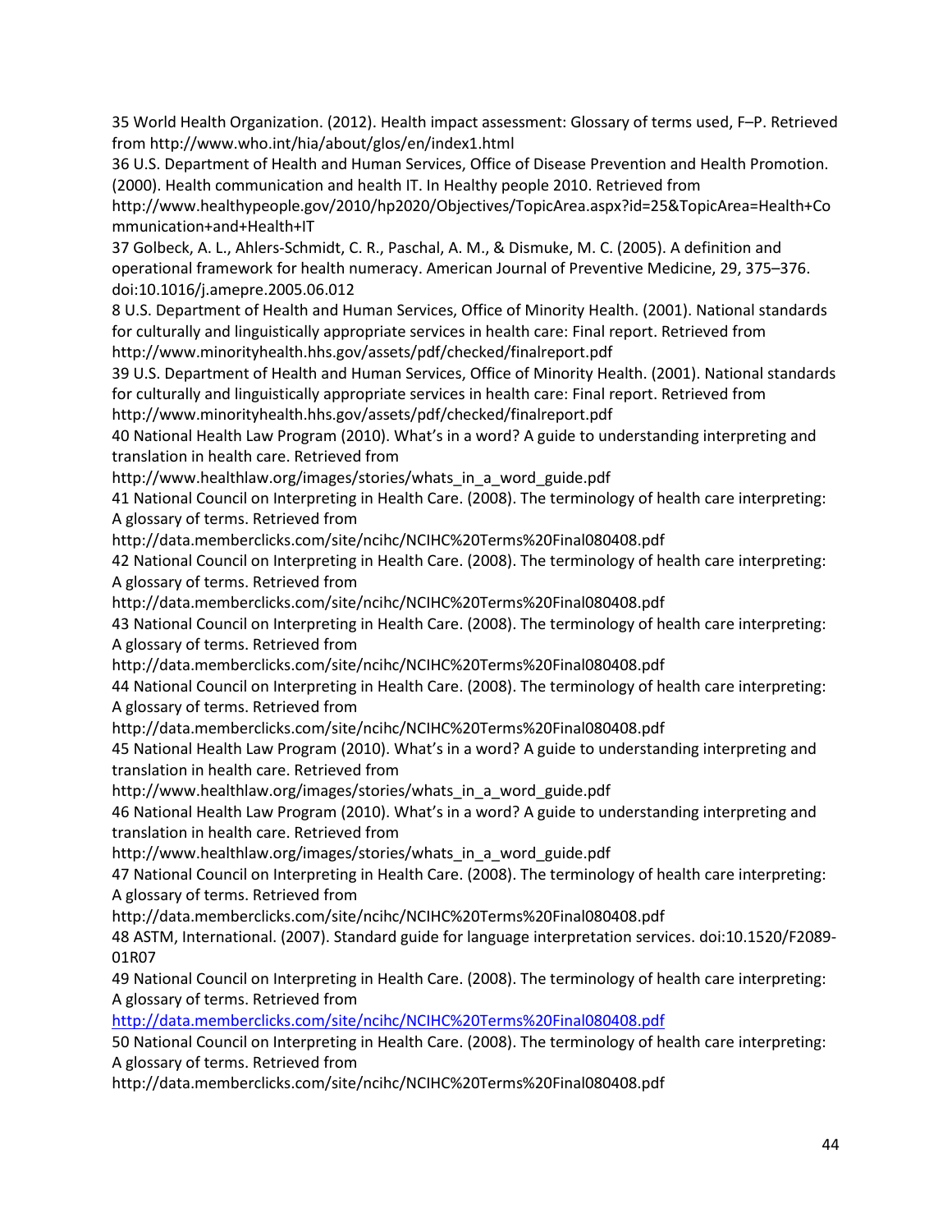35 World Health Organization. (2012). Health impact assessment: Glossary of terms used, F–P. Retrieved from http://www.who.int/hia/about/glos/en/index1.html

36 U.S. Department of Health and Human Services, Office of Disease Prevention and Health Promotion. (2000). Health communication and health IT. In Healthy people 2010. Retrieved from http://www.healthypeople.gov/2010/hp2020/Objectives/TopicArea.aspx?id=25&TopicArea=Health+Communication+and+Health+IT

37 Golbeck, A. L., Ahlers-Schmidt, C. R., Paschal, A. M., & Dismuke, M. C. (2005). A definition and operational framework for health numeracy. American Journal of Preventive Medicine, 29, 375–376. doi:10.1016/j.amepre.2005.06.012

8 U.S. Department of Health and Human Services, Office of Minority Health. (2001). National standards for culturally and linguistically appropriate services in health care: Final report. Retrieved from http://www.minorityhealth.hhs.gov/assets/pdf/checked/finalreport.pdf

39 U.S. Department of Health and Human Services, Office of Minority Health. (2001). National standards for culturally and linguistically appropriate services in health care: Final report. Retrieved from http://www.minorityhealth.hhs.gov/assets/pdf/checked/finalreport.pdf

40 National Health Law Program (2010). What's in a word? A guide to understanding interpreting and translation in health care. Retrieved from http://www.healthlaw.org/images/stories/whats_in_a_word_guide.pdf

41 National Council on Interpreting in Health Care. (2008). The terminology of health care interpreting: A glossary of terms. Retrieved from http://data.memberclicks.com/site/ncihc/NCIHC%20Terms%20Final080408.pdf

42 National Council on Interpreting in Health Care. (2008). The terminology of health care interpreting: A glossary of terms. Retrieved from http://data.memberclicks.com/site/ncihc/NCIHC%20Terms%20Final080408.pdf

43 National Council on Interpreting in Health Care. (2008). The terminology of health care interpreting: A glossary of terms. Retrieved from http://data.memberclicks.com/site/ncihc/NCIHC%20Terms%20Final080408.pdf

44 National Council on Interpreting in Health Care. (2008). The terminology of health care interpreting: A glossary of terms. Retrieved from http://data.memberclicks.com/site/ncihc/NCIHC%20Terms%20Final080408.pdf

45 National Health Law Program (2010). What's in a word? A guide to understanding interpreting and translation in health care. Retrieved from http://www.healthlaw.org/images/stories/whats_in_a_word_guide.pdf

46 National Health Law Program (2010). What's in a word? A guide to understanding interpreting and translation in health care. Retrieved from http://www.healthlaw.org/images/stories/whats_in_a_word_guide.pdf

47 National Council on Interpreting in Health Care. (2008). The terminology of health care interpreting: A glossary of terms. Retrieved from http://data.memberclicks.com/site/ncihc/NCIHC%20Terms%20Final080408.pdf

48 ASTM, International. (2007). Standard guide for language interpretation services. doi:10.1520/F2089-01R07

49 National Council on Interpreting in Health Care. (2008). The terminology of health care interpreting: A glossary of terms. Retrieved from http://data.memberclicks.com/site/ncihc/NCIHC%20Terms%20Final080408.pdf

50 National Council on Interpreting in Health Care. (2008). The terminology of health care interpreting: A glossary of terms. Retrieved from http://data.memberclicks.com/site/ncihc/NCIHC%20Terms%20Final080408.pdf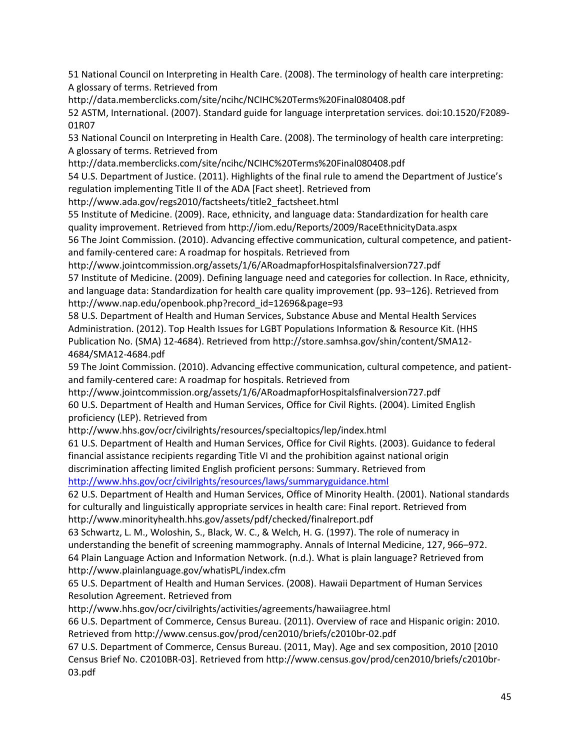51 National Council on Interpreting in Health Care. (2008). The terminology of health care interpreting: A glossary of terms. Retrieved from http://data.memberclicks.com/site/ncihc/NCIHC%20Terms%20Final080408.pdf

52 ASTM, International. (2007). Standard guide for language interpretation services. doi:10.1520/F2089-01R07

53 National Council on Interpreting in Health Care. (2008). The terminology of health care interpreting: A glossary of terms. Retrieved from http://data.memberclicks.com/site/ncihc/NCIHC%20Terms%20Final080408.pdf

54 U.S. Department of Justice. (2011). Highlights of the final rule to amend the Department of Justice's regulation implementing Title II of the ADA [Fact sheet]. Retrieved from http://www.ada.gov/regs2010/factsheets/title2_factsheet.html

55 Institute of Medicine. (2009). Race, ethnicity, and language data: Standardization for health care quality improvement. Retrieved from http://iom.edu/Reports/2009/RaceEthnicityData.aspx

56 The Joint Commission. (2010). Advancing effective communication, cultural competence, and patient- and family-centered care: A roadmap for hospitals. Retrieved from http://www.jointcommission.org/assets/1/6/ARoadmapforHospitalsfinalversion727.pdf

57 Institute of Medicine. (2009). Defining language need and categories for collection. In Race, ethnicity, and language data: Standardization for health care quality improvement (pp. 93–126). Retrieved from http://www.nap.edu/openbook.php?record_id=12696&page=93

58 U.S. Department of Health and Human Services, Substance Abuse and Mental Health Services Administration. (2012). Top Health Issues for LGBT Populations Information & Resource Kit. (HHS Publication No. (SMA) 12-4684). Retrieved from http://store.samhsa.gov/shin/content/SMA12-4684/SMA12-4684.pdf

59 The Joint Commission. (2010). Advancing effective communication, cultural competence, and patient- and family-centered care: A roadmap for hospitals. Retrieved from http://www.jointcommission.org/assets/1/6/ARoadmapforHospitalsfinalversion727.pdf

60 U.S. Department of Health and Human Services, Office for Civil Rights. (2004). Limited English proficiency (LEP). Retrieved from http://www.hhs.gov/ocr/civilrights/resources/specialtopics/lep/index.html

61 U.S. Department of Health and Human Services, Office for Civil Rights. (2003). Guidance to federal financial assistance recipients regarding Title VI and the prohibition against national origin discrimination affecting limited English proficient persons: Summary. Retrieved from http://www.hhs.gov/ocr/civilrights/resources/laws/summaryguidance.html

62 U.S. Department of Health and Human Services, Office of Minority Health. (2001). National standards for culturally and linguistically appropriate services in health care: Final report. Retrieved from http://www.minorityhealth.hhs.gov/assets/pdf/checked/finalreport.pdf

63 Schwartz, L. M., Woloshin, S., Black, W. C., & Welch, H. G. (1997). The role of numeracy in understanding the benefit of screening mammography. Annals of Internal Medicine, 127, 966–972.

64 Plain Language Action and Information Network. (n.d.). What is plain language? Retrieved from http://www.plainlanguage.gov/whatisPL/index.cfm

65 U.S. Department of Health and Human Services. (2008). Hawaii Department of Human Services Resolution Agreement. Retrieved from http://www.hhs.gov/ocr/civilrights/activities/agreements/hawaiiagree.html

66 U.S. Department of Commerce, Census Bureau. (2011). Overview of race and Hispanic origin: 2010. Retrieved from http://www.census.gov/prod/cen2010/briefs/c2010br-02.pdf

67 U.S. Department of Commerce, Census Bureau. (2011, May). Age and sex composition, 2010 [2010 Census Brief No. C2010BR-03]. Retrieved from http://www.census.gov/prod/cen2010/briefs/c2010br-03.pdf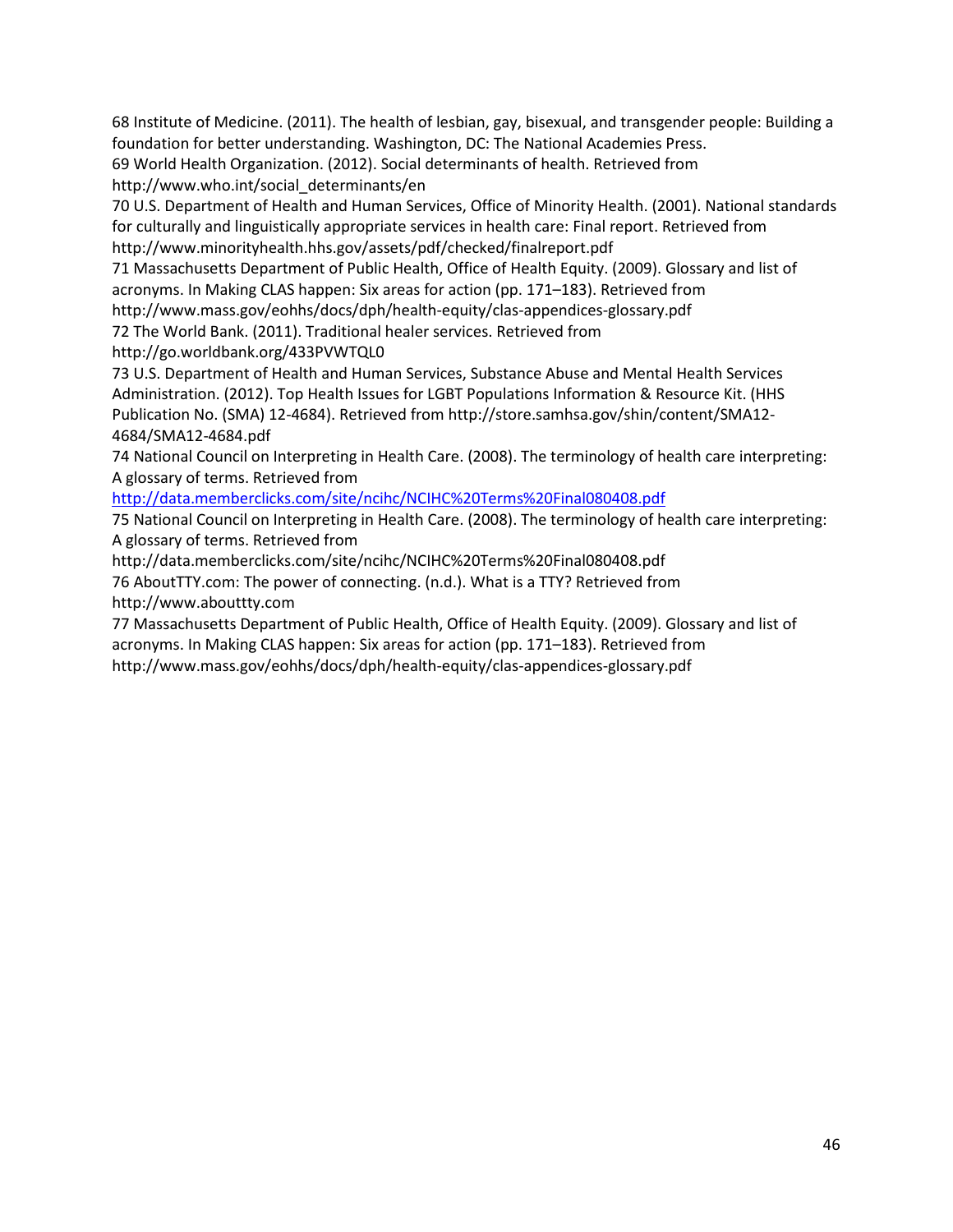68 Institute of Medicine. (2011). The health of lesbian, gay, bisexual, and transgender people: Building a foundation for better understanding. Washington, DC: The National Academies Press.

69 World Health Organization. (2012). Social determinants of health. Retrieved from http://www.who.int/social_determinants/en

70 U.S. Department of Health and Human Services, Office of Minority Health. (2001). National standards for culturally and linguistically appropriate services in health care: Final report. Retrieved from http://www.minorityhealth.hhs.gov/assets/pdf/checked/finalreport.pdf

71 Massachusetts Department of Public Health, Office of Health Equity. (2009). Glossary and list of acronyms. In Making CLAS happen: Six areas for action (pp. 171–183). Retrieved from http://www.mass.gov/eohhs/docs/dph/health-equity/clas-appendices-glossary.pdf

72 The World Bank. (2011). Traditional healer services. Retrieved from http://go.worldbank.org/433PVWTQL0

73 U.S. Department of Health and Human Services, Substance Abuse and Mental Health Services Administration. (2012). Top Health Issues for LGBT Populations Information & Resource Kit. (HHS Publication No. (SMA) 12-4684). Retrieved from http://store.samhsa.gov/shin/content/SMA12-4684/SMA12-4684.pdf

74 National Council on Interpreting in Health Care. (2008). The terminology of health care interpreting: A glossary of terms. Retrieved from http://data.memberclicks.com/site/ncihc/NCIHC%20Terms%20Final080408.pdf

75 National Council on Interpreting in Health Care. (2008). The terminology of health care interpreting: A glossary of terms. Retrieved from http://data.memberclicks.com/site/ncihc/NCIHC%20Terms%20Final080408.pdf

76 AboutTTY.com: The power of connecting. (n.d.). What is a TTY? Retrieved from http://www.abouttty.com

77 Massachusetts Department of Public Health, Office of Health Equity. (2009). Glossary and list of acronyms. In Making CLAS happen: Six areas for action (pp. 171–183). Retrieved from http://www.mass.gov/eohhs/docs/dph/health-equity/clas-appendices-glossary.pdf